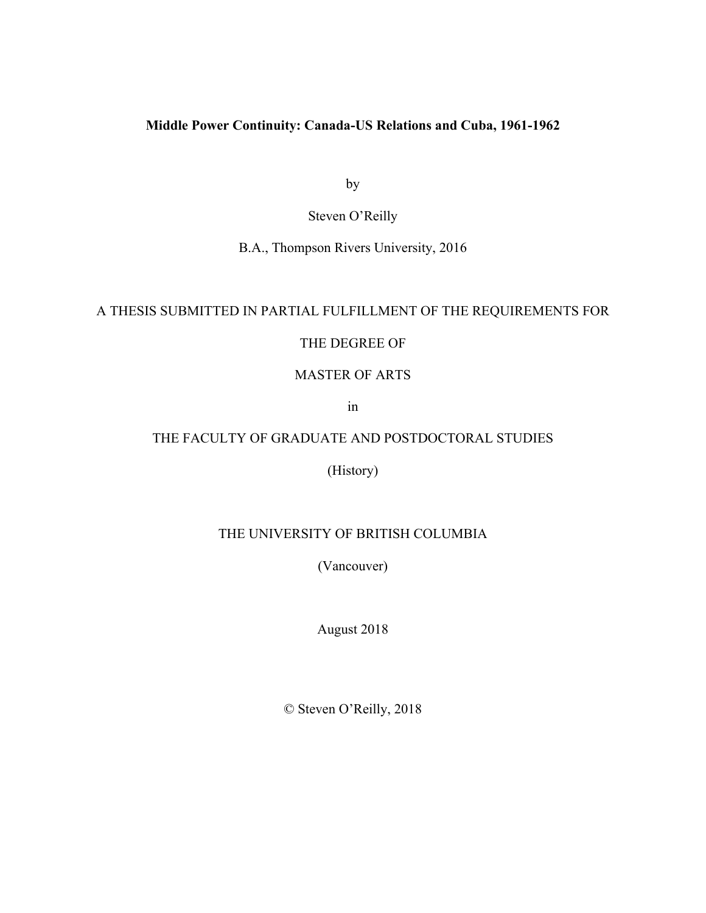**Middle Power Continuity: Canada-US Relations and Cuba, 1961-1962**

by

Steven O'Reilly

B.A., Thompson Rivers University, 2016

A THESIS SUBMITTED IN PARTIAL FULFILLMENT OF THE REQUIREMENTS FOR

THE DEGREE OF

MASTER OF ARTS

in

THE FACULTY OF GRADUATE AND POSTDOCTORAL STUDIES

(History)

THE UNIVERSITY OF BRITISH COLUMBIA

(Vancouver)

August 2018

© Steven O'Reilly, 2018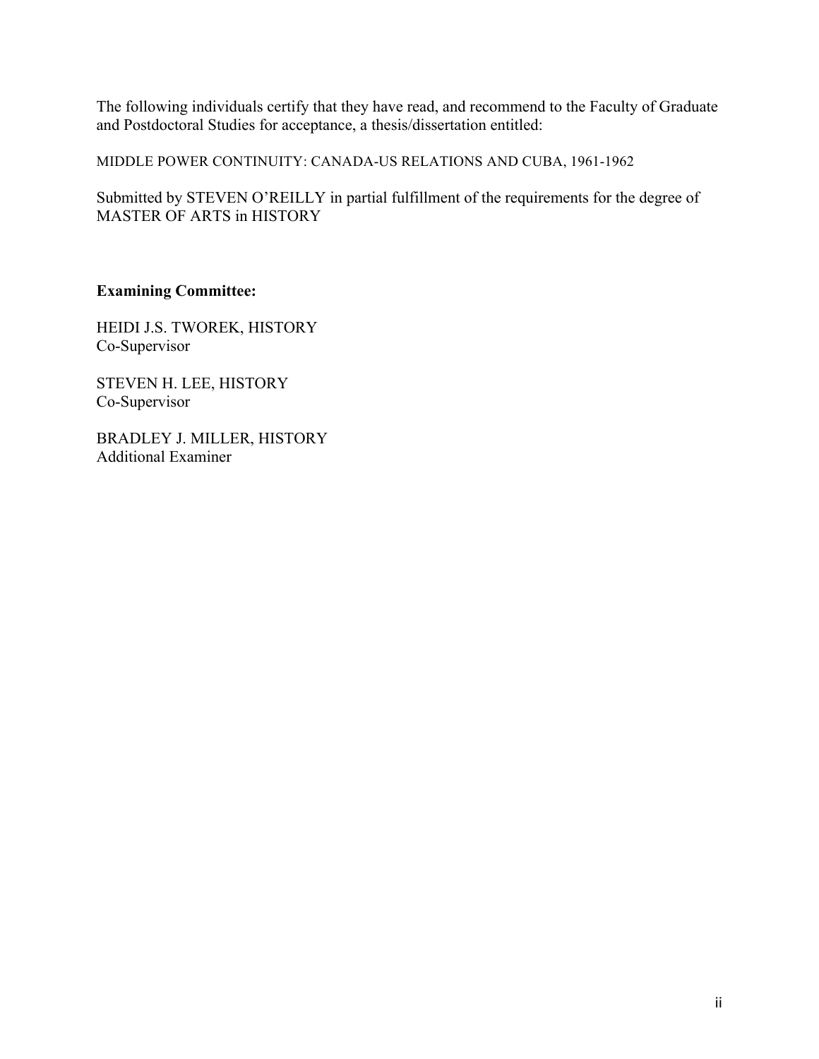The following individuals certify that they have read, and recommend to the Faculty of Graduate and Postdoctoral Studies for acceptance, a thesis/dissertation entitled:

MIDDLE POWER CONTINUITY: CANADA-US RELATIONS AND CUBA, 1961-1962

Submitted by STEVEN O'REILLY in partial fulfillment of the requirements for the degree of MASTER OF ARTS in HISTORY

**Examining Committee:**

HEIDI J.S. TWOREK, HISTORY
Co-Supervisor

STEVEN H. LEE, HISTORY
Co-Supervisor

BRADLEY J. MILLER, HISTORY
Additional Examiner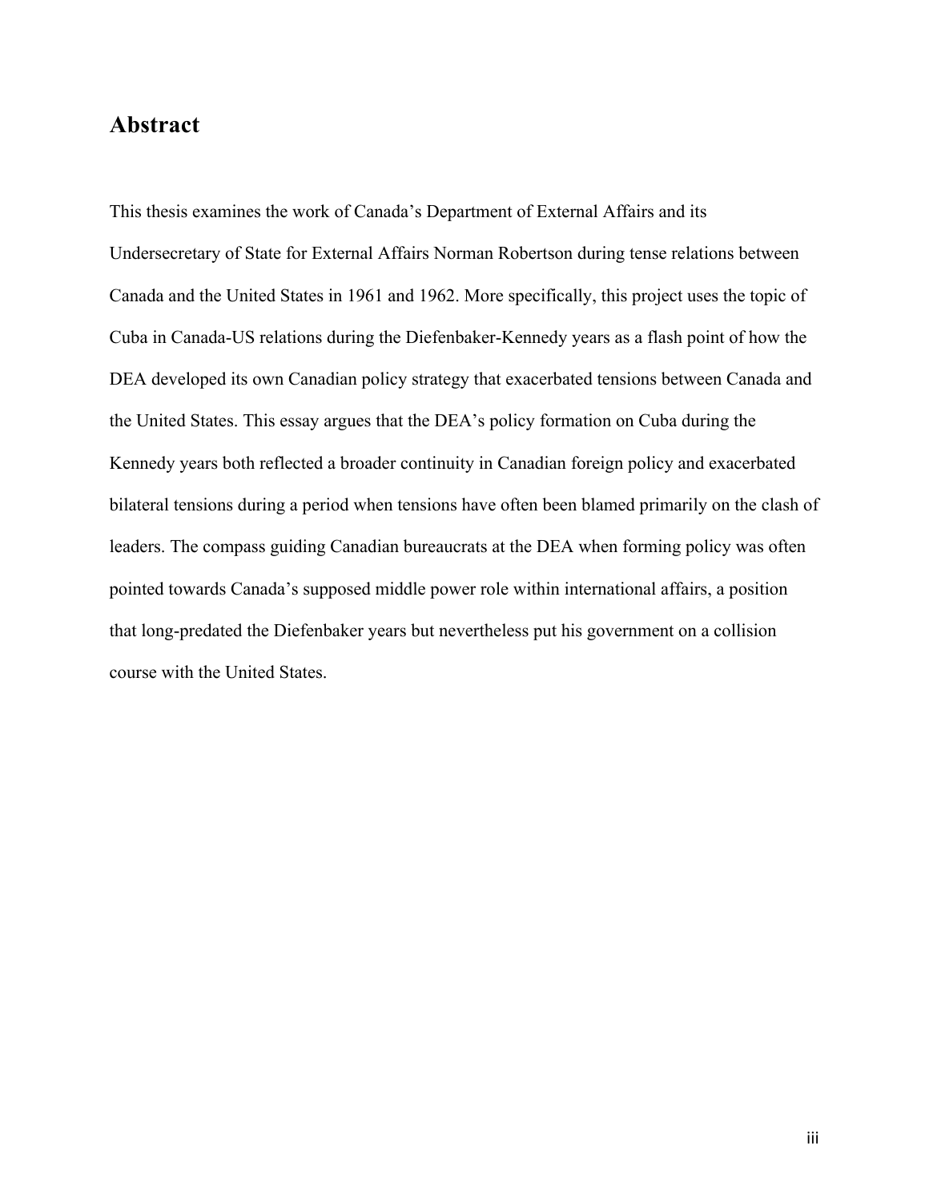## Abstract

This thesis examines the work of Canada's Department of External Affairs and its Undersecretary of State for External Affairs Norman Robertson during tense relations between Canada and the United States in 1961 and 1962. More specifically, this project uses the topic of Cuba in Canada-US relations during the Diefenbaker-Kennedy years as a flash point of how the DEA developed its own Canadian policy strategy that exacerbated tensions between Canada and the United States. This essay argues that the DEA's policy formation on Cuba during the Kennedy years both reflected a broader continuity in Canadian foreign policy and exacerbated bilateral tensions during a period when tensions have often been blamed primarily on the clash of leaders. The compass guiding Canadian bureaucrats at the DEA when forming policy was often pointed towards Canada's supposed middle power role within international affairs, a position that long-predated the Diefenbaker years but nevertheless put his government on a collision course with the United States.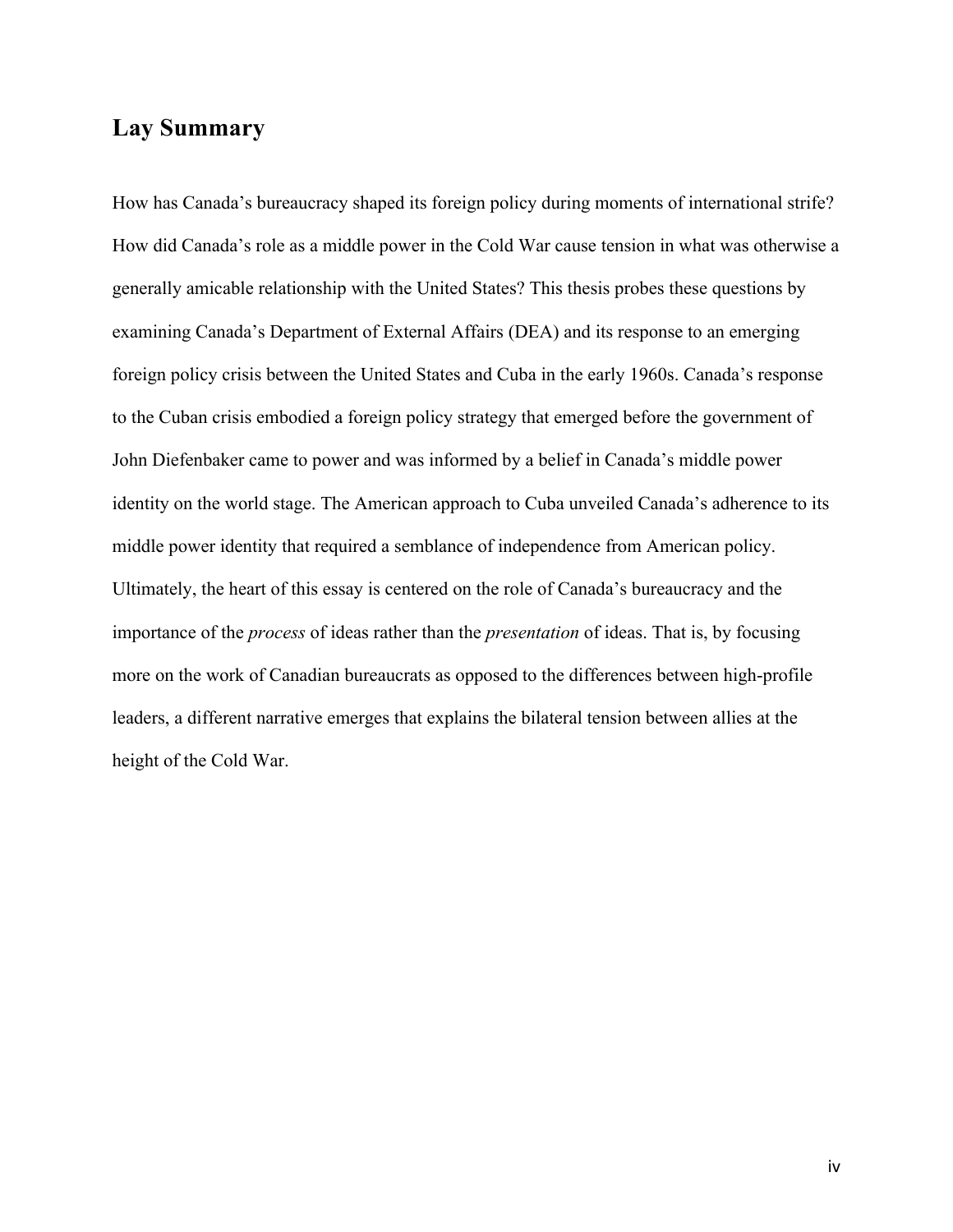## Lay Summary

How has Canada's bureaucracy shaped its foreign policy during moments of international strife? How did Canada's role as a middle power in the Cold War cause tension in what was otherwise a generally amicable relationship with the United States? This thesis probes these questions by examining Canada's Department of External Affairs (DEA) and its response to an emerging foreign policy crisis between the United States and Cuba in the early 1960s. Canada's response to the Cuban crisis embodied a foreign policy strategy that emerged before the government of John Diefenbaker came to power and was informed by a belief in Canada's middle power identity on the world stage. The American approach to Cuba unveiled Canada's adherence to its middle power identity that required a semblance of independence from American policy. Ultimately, the heart of this essay is centered on the role of Canada's bureaucracy and the importance of the *process* of ideas rather than the *presentation* of ideas. That is, by focusing more on the work of Canadian bureaucrats as opposed to the differences between high-profile leaders, a different narrative emerges that explains the bilateral tension between allies at the height of the Cold War.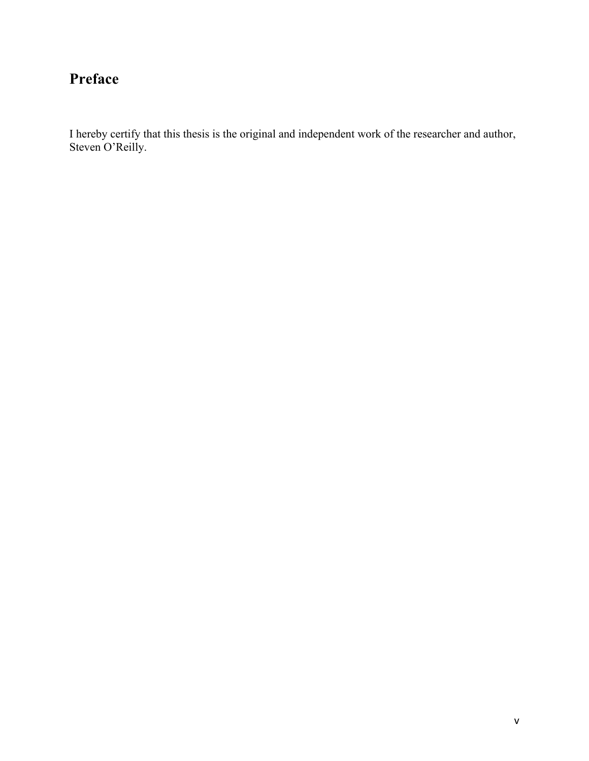# Preface

I hereby certify that this thesis is the original and independent work of the researcher and author, Steven O'Reilly.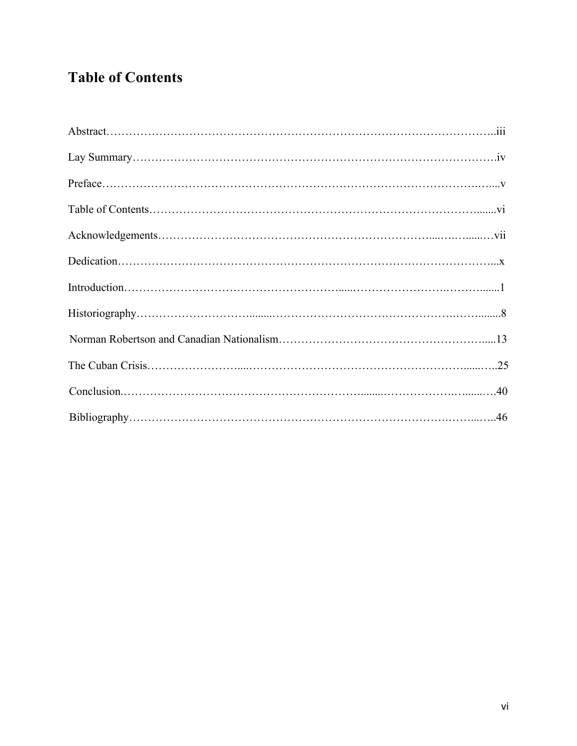# Table of Contents

| | |
|---|---|
| Abstract | iii |
| Lay Summary | iv |
| Preface | v |
| Table of Contents | vi |
| Acknowledgements | vii |
| Dedication | x |
| Introduction | 1 |
| Historiography | 8 |
| Norman Robertson and Canadian Nationalism | 13 |
| The Cuban Crisis | 25 |
| Conclusion | 40 |
| Bibliography | 46 |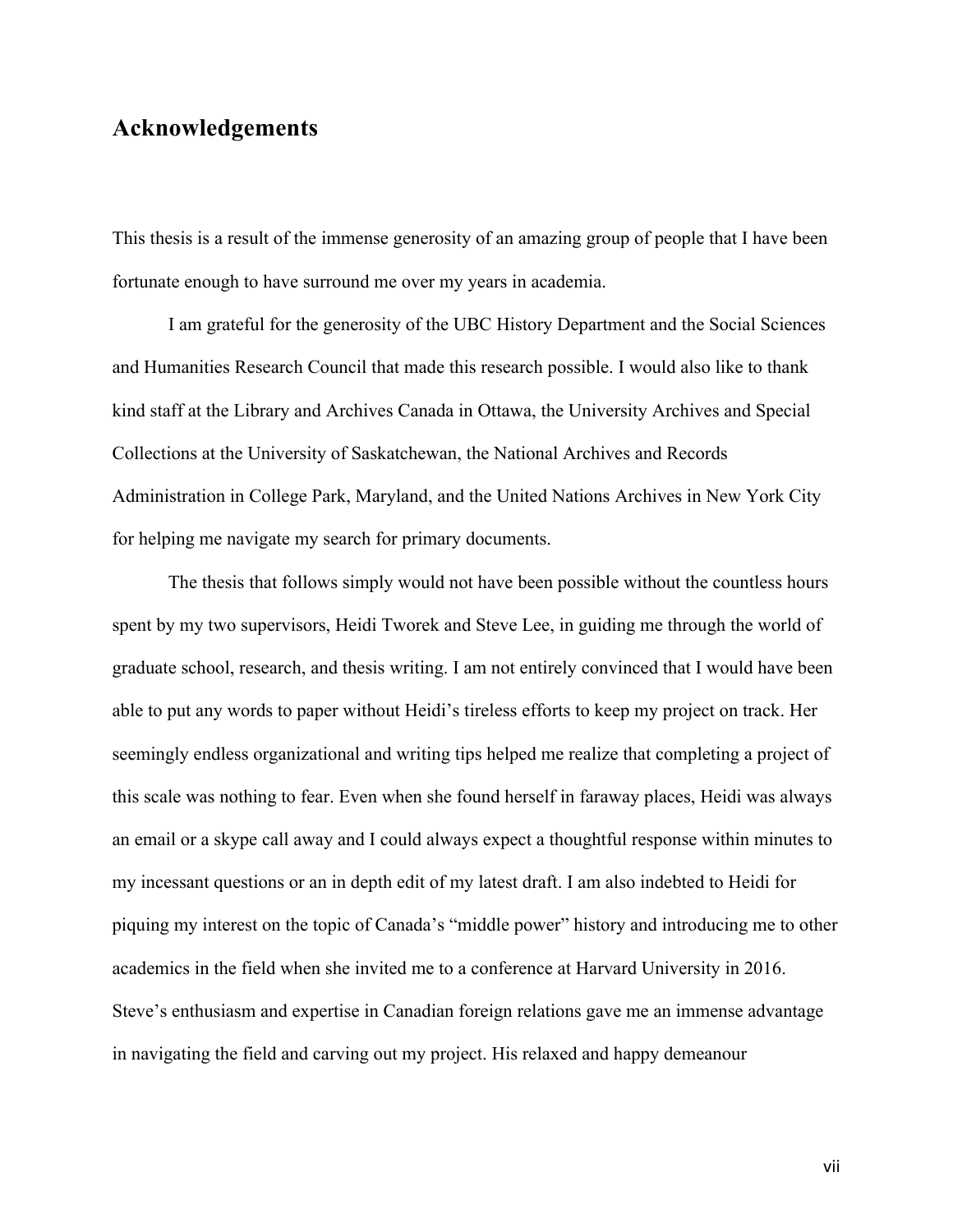## Acknowledgements

This thesis is a result of the immense generosity of an amazing group of people that I have been fortunate enough to have surround me over my years in academia.

I am grateful for the generosity of the UBC History Department and the Social Sciences and Humanities Research Council that made this research possible. I would also like to thank kind staff at the Library and Archives Canada in Ottawa, the University Archives and Special Collections at the University of Saskatchewan, the National Archives and Records Administration in College Park, Maryland, and the United Nations Archives in New York City for helping me navigate my search for primary documents.

The thesis that follows simply would not have been possible without the countless hours spent by my two supervisors, Heidi Tworek and Steve Lee, in guiding me through the world of graduate school, research, and thesis writing. I am not entirely convinced that I would have been able to put any words to paper without Heidi's tireless efforts to keep my project on track. Her seemingly endless organizational and writing tips helped me realize that completing a project of this scale was nothing to fear. Even when she found herself in faraway places, Heidi was always an email or a skype call away and I could always expect a thoughtful response within minutes to my incessant questions or an in depth edit of my latest draft. I am also indebted to Heidi for piquing my interest on the topic of Canada's "middle power" history and introducing me to other academics in the field when she invited me to a conference at Harvard University in 2016. Steve's enthusiasm and expertise in Canadian foreign relations gave me an immense advantage in navigating the field and carving out my project. His relaxed and happy demeanour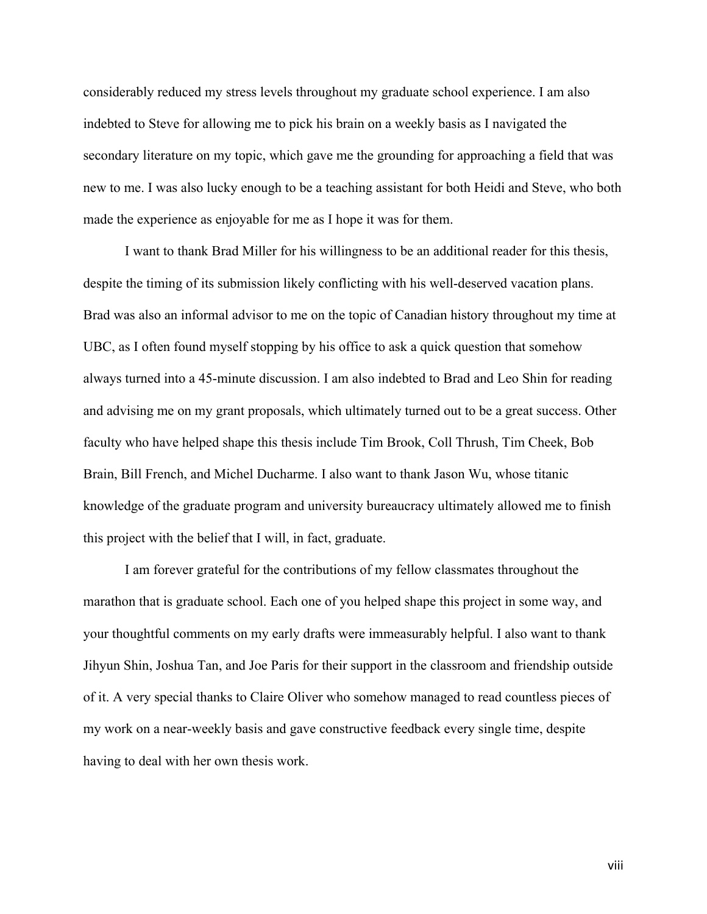considerably reduced my stress levels throughout my graduate school experience. I am also indebted to Steve for allowing me to pick his brain on a weekly basis as I navigated the secondary literature on my topic, which gave me the grounding for approaching a field that was new to me. I was also lucky enough to be a teaching assistant for both Heidi and Steve, who both made the experience as enjoyable for me as I hope it was for them.

I want to thank Brad Miller for his willingness to be an additional reader for this thesis, despite the timing of its submission likely conflicting with his well-deserved vacation plans. Brad was also an informal advisor to me on the topic of Canadian history throughout my time at UBC, as I often found myself stopping by his office to ask a quick question that somehow always turned into a 45-minute discussion. I am also indebted to Brad and Leo Shin for reading and advising me on my grant proposals, which ultimately turned out to be a great success. Other faculty who have helped shape this thesis include Tim Brook, Coll Thrush, Tim Cheek, Bob Brain, Bill French, and Michel Ducharme. I also want to thank Jason Wu, whose titanic knowledge of the graduate program and university bureaucracy ultimately allowed me to finish this project with the belief that I will, in fact, graduate.

I am forever grateful for the contributions of my fellow classmates throughout the marathon that is graduate school. Each one of you helped shape this project in some way, and your thoughtful comments on my early drafts were immeasurably helpful. I also want to thank Jihyun Shin, Joshua Tan, and Joe Paris for their support in the classroom and friendship outside of it. A very special thanks to Claire Oliver who somehow managed to read countless pieces of my work on a near-weekly basis and gave constructive feedback every single time, despite having to deal with her own thesis work.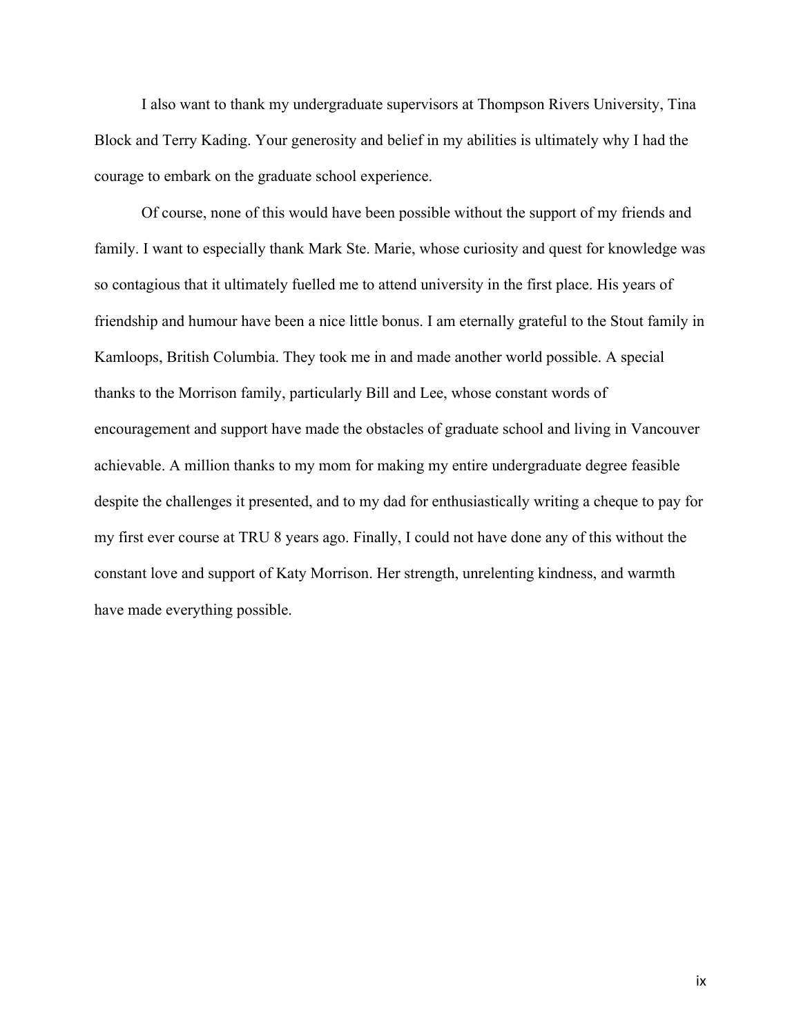I also want to thank my undergraduate supervisors at Thompson Rivers University, Tina Block and Terry Kading. Your generosity and belief in my abilities is ultimately why I had the courage to embark on the graduate school experience.

Of course, none of this would have been possible without the support of my friends and family. I want to especially thank Mark Ste. Marie, whose curiosity and quest for knowledge was so contagious that it ultimately fuelled me to attend university in the first place. His years of friendship and humour have been a nice little bonus. I am eternally grateful to the Stout family in Kamloops, British Columbia. They took me in and made another world possible. A special thanks to the Morrison family, particularly Bill and Lee, whose constant words of encouragement and support have made the obstacles of graduate school and living in Vancouver achievable. A million thanks to my mom for making my entire undergraduate degree feasible despite the challenges it presented, and to my dad for enthusiastically writing a cheque to pay for my first ever course at TRU 8 years ago. Finally, I could not have done any of this without the constant love and support of Katy Morrison. Her strength, unrelenting kindness, and warmth have made everything possible.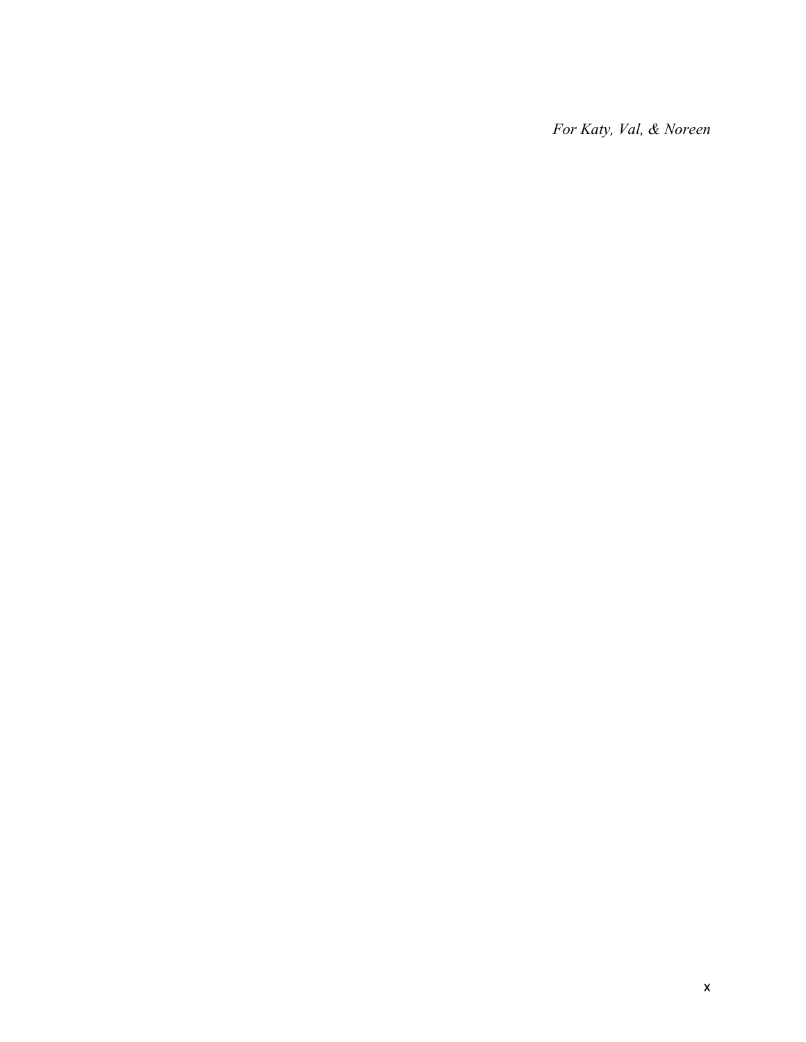*For Katy, Val, & Noreen*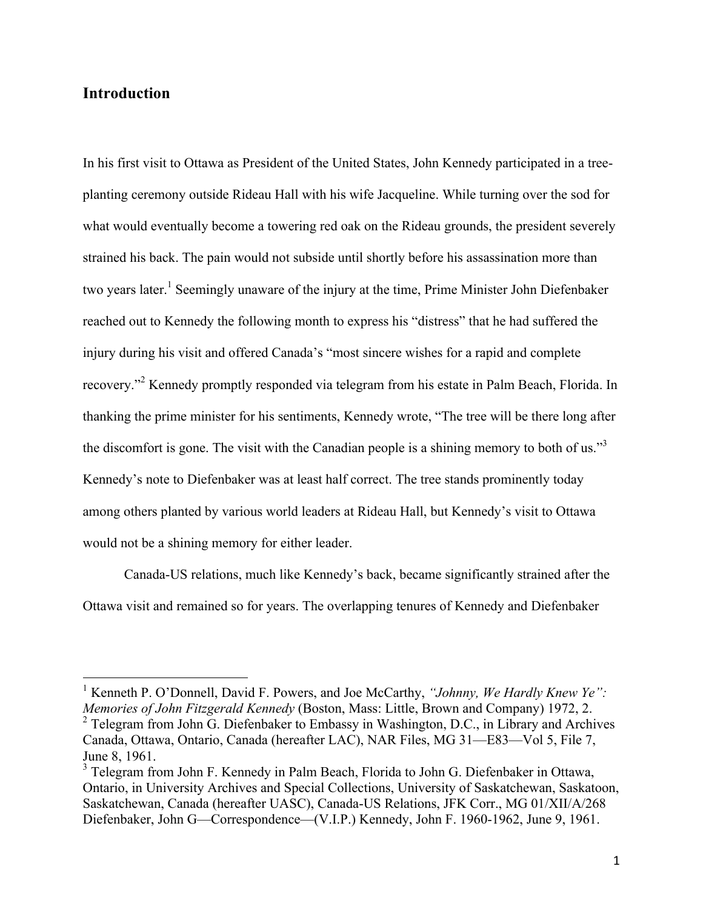## Introduction

In his first visit to Ottawa as President of the United States, John Kennedy participated in a tree-planting ceremony outside Rideau Hall with his wife Jacqueline. While turning over the sod for what would eventually become a towering red oak on the Rideau grounds, the president severely strained his back. The pain would not subside until shortly before his assassination more than two years later.[1] Seemingly unaware of the injury at the time, Prime Minister John Diefenbaker reached out to Kennedy the following month to express his "distress" that he had suffered the injury during his visit and offered Canada's "most sincere wishes for a rapid and complete recovery."[2] Kennedy promptly responded via telegram from his estate in Palm Beach, Florida. In thanking the prime minister for his sentiments, Kennedy wrote, "The tree will be there long after the discomfort is gone. The visit with the Canadian people is a shining memory to both of us."[3] Kennedy's note to Diefenbaker was at least half correct. The tree stands prominently today among others planted by various world leaders at Rideau Hall, but Kennedy's visit to Ottawa would not be a shining memory for either leader.

Canada-US relations, much like Kennedy's back, became significantly strained after the Ottawa visit and remained so for years. The overlapping tenures of Kennedy and Diefenbaker

---

[1] Kenneth P. O'Donnell, David F. Powers, and Joe McCarthy, *"Johnny, We Hardly Knew Ye": Memories of John Fitzgerald Kennedy* (Boston, Mass: Little, Brown and Company) 1972, 2.

[2] Telegram from John G. Diefenbaker to Embassy in Washington, D.C., in Library and Archives Canada, Ottawa, Ontario, Canada (hereafter LAC), NAR Files, MG 31—E83—Vol 5, File 7, June 8, 1961.

[3] Telegram from John F. Kennedy in Palm Beach, Florida to John G. Diefenbaker in Ottawa, Ontario, in University Archives and Special Collections, University of Saskatchewan, Saskatoon, Saskatchewan, Canada (hereafter UASC), Canada-US Relations, JFK Corr., MG 01/XII/A/268 Diefenbaker, John G—Correspondence—(V.I.P.) Kennedy, John F. 1960-1962, June 9, 1961.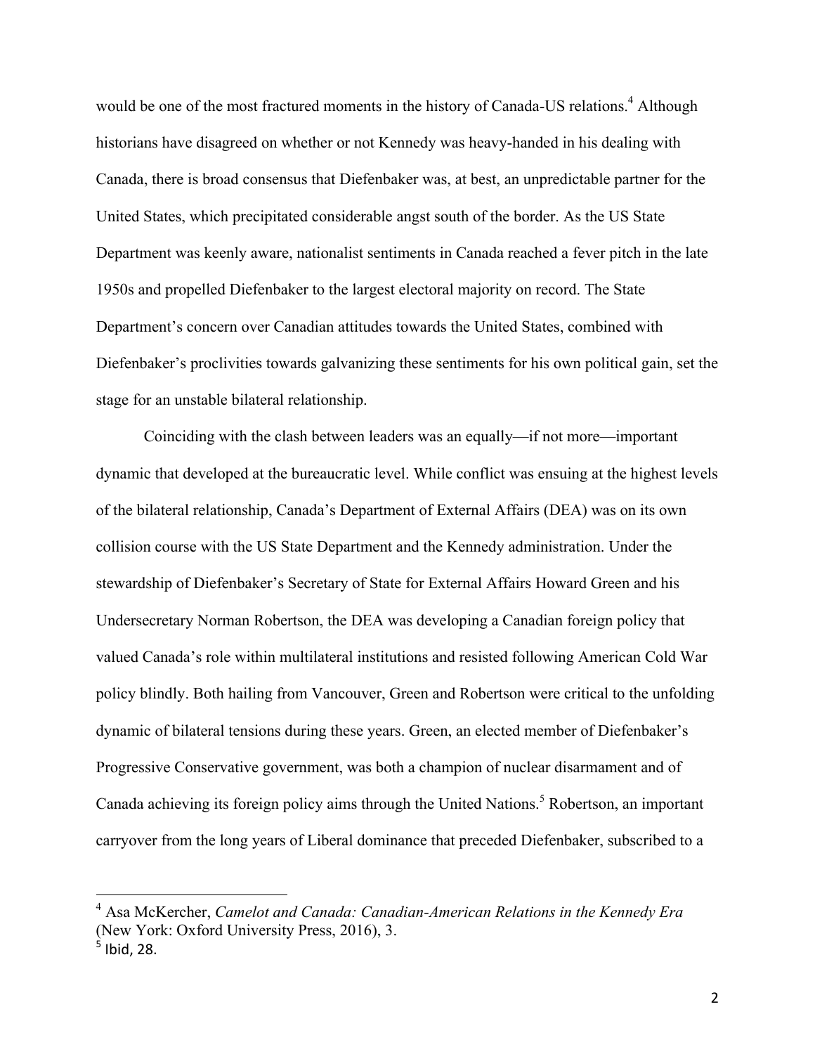would be one of the most fractured moments in the history of Canada-US relations.[4] Although historians have disagreed on whether or not Kennedy was heavy-handed in his dealing with Canada, there is broad consensus that Diefenbaker was, at best, an unpredictable partner for the United States, which precipitated considerable angst south of the border. As the US State Department was keenly aware, nationalist sentiments in Canada reached a fever pitch in the late 1950s and propelled Diefenbaker to the largest electoral majority on record. The State Department's concern over Canadian attitudes towards the United States, combined with Diefenbaker's proclivities towards galvanizing these sentiments for his own political gain, set the stage for an unstable bilateral relationship.

Coinciding with the clash between leaders was an equally—if not more—important dynamic that developed at the bureaucratic level. While conflict was ensuing at the highest levels of the bilateral relationship, Canada's Department of External Affairs (DEA) was on its own collision course with the US State Department and the Kennedy administration. Under the stewardship of Diefenbaker's Secretary of State for External Affairs Howard Green and his Undersecretary Norman Robertson, the DEA was developing a Canadian foreign policy that valued Canada's role within multilateral institutions and resisted following American Cold War policy blindly. Both hailing from Vancouver, Green and Robertson were critical to the unfolding dynamic of bilateral tensions during these years. Green, an elected member of Diefenbaker's Progressive Conservative government, was both a champion of nuclear disarmament and of Canada achieving its foreign policy aims through the United Nations.[5] Robertson, an important carryover from the long years of Liberal dominance that preceded Diefenbaker, subscribed to a

---

[4] Asa McKercher, *Camelot and Canada: Canadian-American Relations in the Kennedy Era* (New York: Oxford University Press, 2016), 3.

[5] Ibid, 28.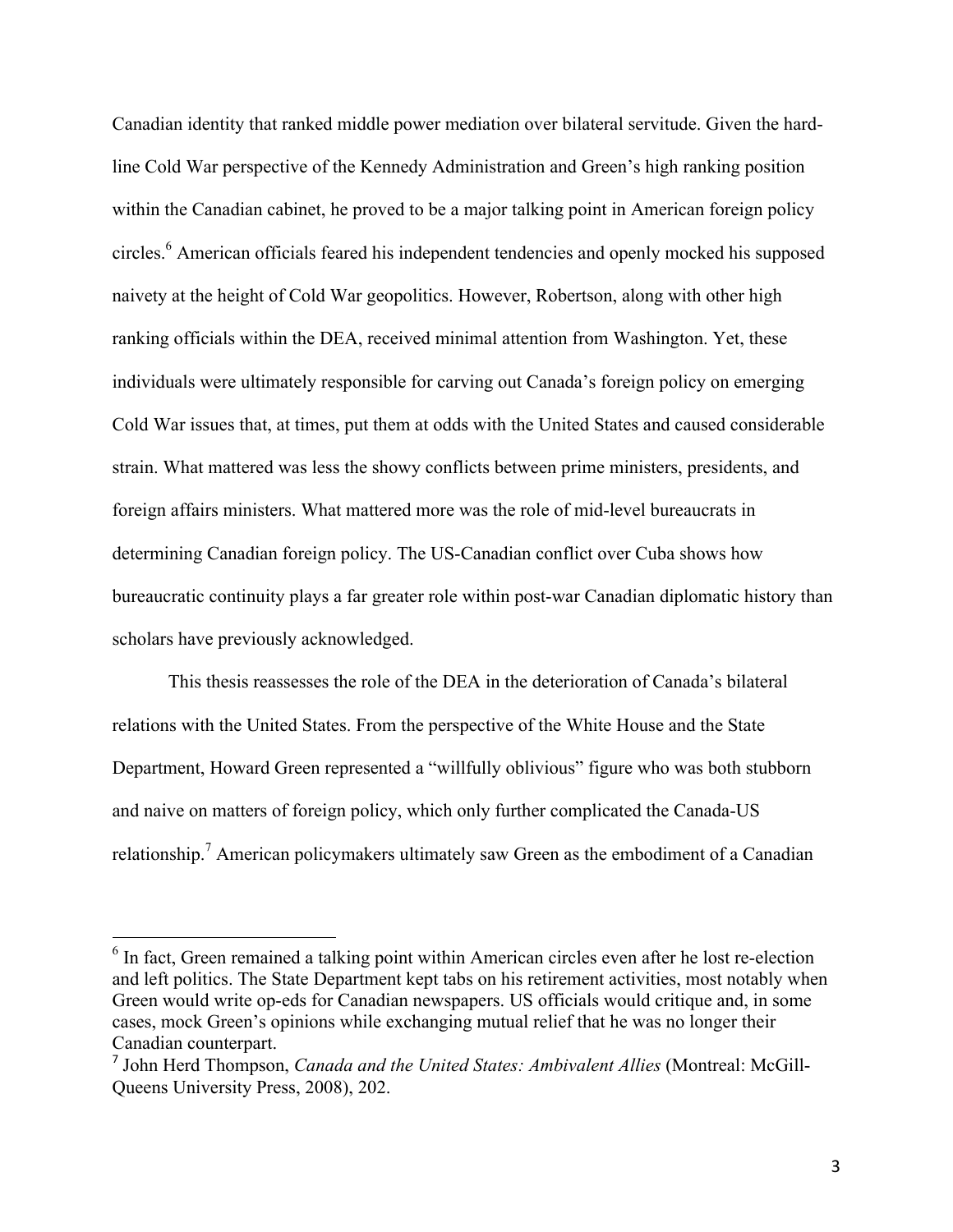Canadian identity that ranked middle power mediation over bilateral servitude. Given the hard-line Cold War perspective of the Kennedy Administration and Green's high ranking position within the Canadian cabinet, he proved to be a major talking point in American foreign policy circles.[6] American officials feared his independent tendencies and openly mocked his supposed naivety at the height of Cold War geopolitics. However, Robertson, along with other high ranking officials within the DEA, received minimal attention from Washington. Yet, these individuals were ultimately responsible for carving out Canada's foreign policy on emerging Cold War issues that, at times, put them at odds with the United States and caused considerable strain. What mattered was less the showy conflicts between prime ministers, presidents, and foreign affairs ministers. What mattered more was the role of mid-level bureaucrats in determining Canadian foreign policy. The US-Canadian conflict over Cuba shows how bureaucratic continuity plays a far greater role within post-war Canadian diplomatic history than scholars have previously acknowledged.

This thesis reassesses the role of the DEA in the deterioration of Canada's bilateral relations with the United States. From the perspective of the White House and the State Department, Howard Green represented a "willfully oblivious" figure who was both stubborn and naive on matters of foreign policy, which only further complicated the Canada-US relationship.[7] American policymakers ultimately saw Green as the embodiment of a Canadian

---

[6] In fact, Green remained a talking point within American circles even after he lost re-election and left politics. The State Department kept tabs on his retirement activities, most notably when Green would write op-eds for Canadian newspapers. US officials would critique and, in some cases, mock Green's opinions while exchanging mutual relief that he was no longer their Canadian counterpart.

[7] John Herd Thompson, *Canada and the United States: Ambivalent Allies* (Montreal: McGill-Queens University Press, 2008), 202.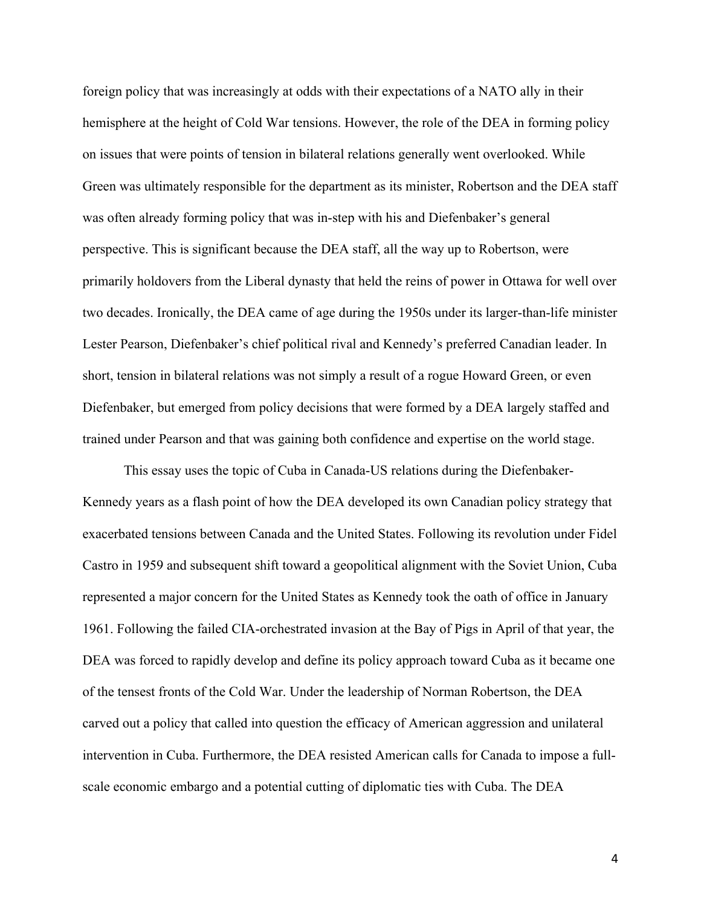foreign policy that was increasingly at odds with their expectations of a NATO ally in their hemisphere at the height of Cold War tensions. However, the role of the DEA in forming policy on issues that were points of tension in bilateral relations generally went overlooked. While Green was ultimately responsible for the department as its minister, Robertson and the DEA staff was often already forming policy that was in-step with his and Diefenbaker's general perspective. This is significant because the DEA staff, all the way up to Robertson, were primarily holdovers from the Liberal dynasty that held the reins of power in Ottawa for well over two decades. Ironically, the DEA came of age during the 1950s under its larger-than-life minister Lester Pearson, Diefenbaker's chief political rival and Kennedy's preferred Canadian leader. In short, tension in bilateral relations was not simply a result of a rogue Howard Green, or even Diefenbaker, but emerged from policy decisions that were formed by a DEA largely staffed and trained under Pearson and that was gaining both confidence and expertise on the world stage.

This essay uses the topic of Cuba in Canada-US relations during the Diefenbaker-Kennedy years as a flash point of how the DEA developed its own Canadian policy strategy that exacerbated tensions between Canada and the United States. Following its revolution under Fidel Castro in 1959 and subsequent shift toward a geopolitical alignment with the Soviet Union, Cuba represented a major concern for the United States as Kennedy took the oath of office in January 1961. Following the failed CIA-orchestrated invasion at the Bay of Pigs in April of that year, the DEA was forced to rapidly develop and define its policy approach toward Cuba as it became one of the tensest fronts of the Cold War. Under the leadership of Norman Robertson, the DEA carved out a policy that called into question the efficacy of American aggression and unilateral intervention in Cuba. Furthermore, the DEA resisted American calls for Canada to impose a full-scale economic embargo and a potential cutting of diplomatic ties with Cuba. The DEA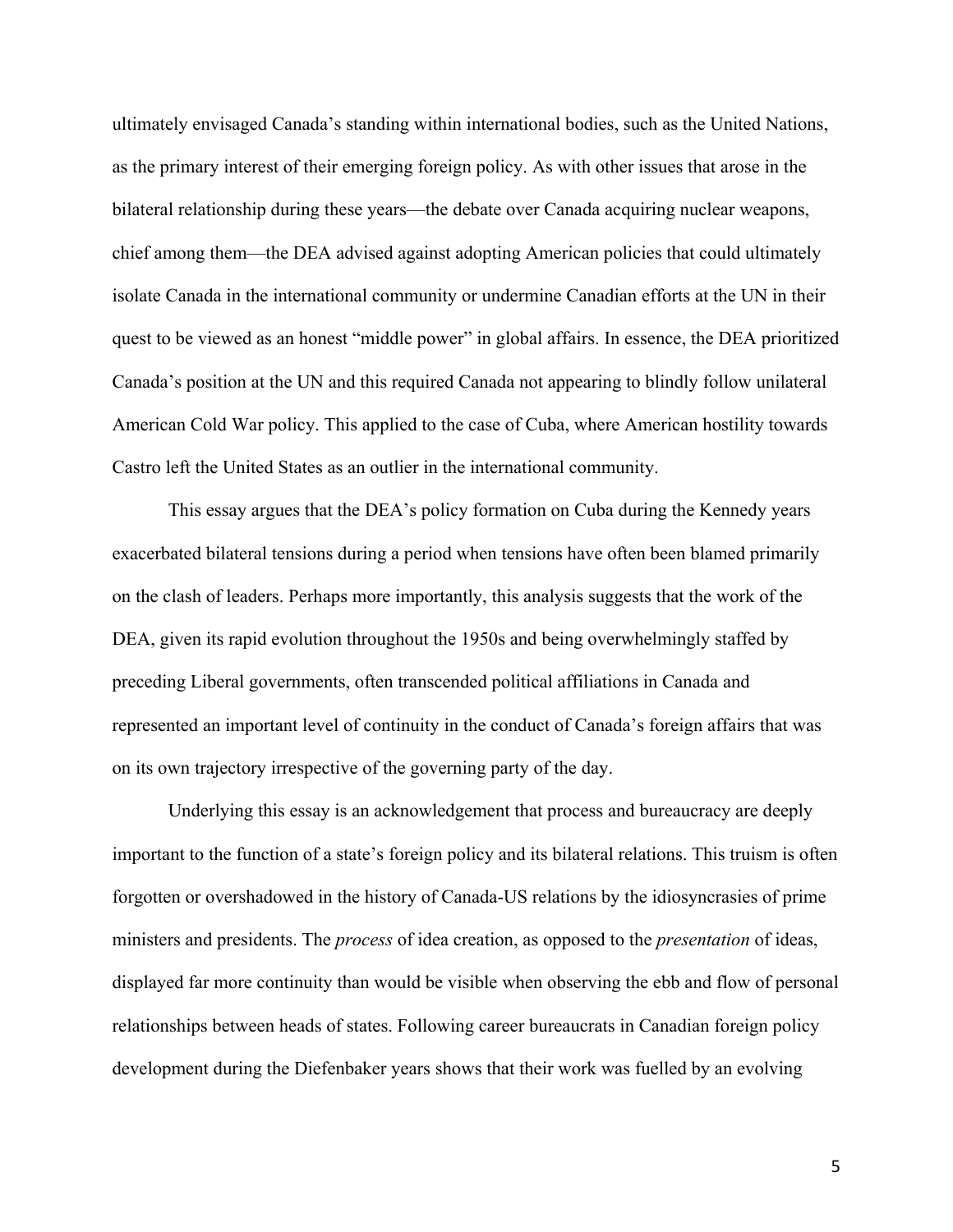ultimately envisaged Canada's standing within international bodies, such as the United Nations, as the primary interest of their emerging foreign policy. As with other issues that arose in the bilateral relationship during these years—the debate over Canada acquiring nuclear weapons, chief among them—the DEA advised against adopting American policies that could ultimately isolate Canada in the international community or undermine Canadian efforts at the UN in their quest to be viewed as an honest "middle power" in global affairs. In essence, the DEA prioritized Canada's position at the UN and this required Canada not appearing to blindly follow unilateral American Cold War policy. This applied to the case of Cuba, where American hostility towards Castro left the United States as an outlier in the international community.

This essay argues that the DEA's policy formation on Cuba during the Kennedy years exacerbated bilateral tensions during a period when tensions have often been blamed primarily on the clash of leaders. Perhaps more importantly, this analysis suggests that the work of the DEA, given its rapid evolution throughout the 1950s and being overwhelmingly staffed by preceding Liberal governments, often transcended political affiliations in Canada and represented an important level of continuity in the conduct of Canada's foreign affairs that was on its own trajectory irrespective of the governing party of the day.

Underlying this essay is an acknowledgement that process and bureaucracy are deeply important to the function of a state's foreign policy and its bilateral relations. This truism is often forgotten or overshadowed in the history of Canada-US relations by the idiosyncrasies of prime ministers and presidents. The *process* of idea creation, as opposed to the *presentation* of ideas, displayed far more continuity than would be visible when observing the ebb and flow of personal relationships between heads of states. Following career bureaucrats in Canadian foreign policy development during the Diefenbaker years shows that their work was fuelled by an evolving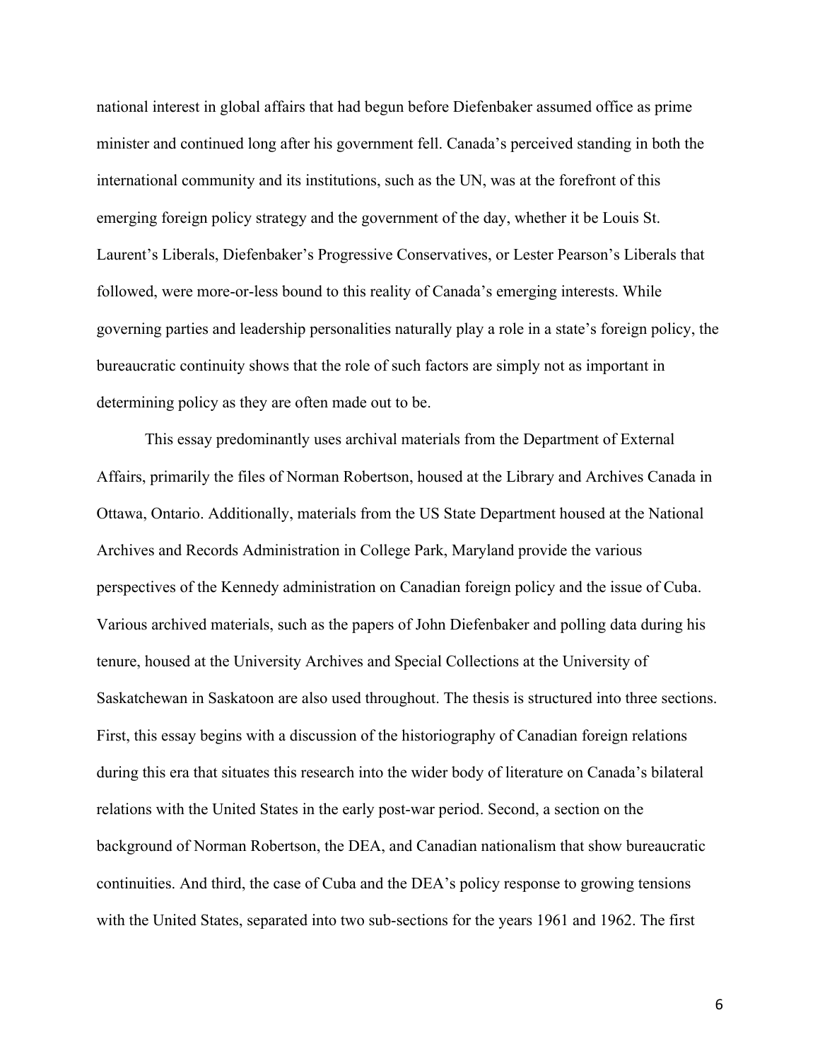national interest in global affairs that had begun before Diefenbaker assumed office as prime minister and continued long after his government fell. Canada's perceived standing in both the international community and its institutions, such as the UN, was at the forefront of this emerging foreign policy strategy and the government of the day, whether it be Louis St. Laurent's Liberals, Diefenbaker's Progressive Conservatives, or Lester Pearson's Liberals that followed, were more-or-less bound to this reality of Canada's emerging interests. While governing parties and leadership personalities naturally play a role in a state's foreign policy, the bureaucratic continuity shows that the role of such factors are simply not as important in determining policy as they are often made out to be.

This essay predominantly uses archival materials from the Department of External Affairs, primarily the files of Norman Robertson, housed at the Library and Archives Canada in Ottawa, Ontario. Additionally, materials from the US State Department housed at the National Archives and Records Administration in College Park, Maryland provide the various perspectives of the Kennedy administration on Canadian foreign policy and the issue of Cuba. Various archived materials, such as the papers of John Diefenbaker and polling data during his tenure, housed at the University Archives and Special Collections at the University of Saskatchewan in Saskatoon are also used throughout. The thesis is structured into three sections. First, this essay begins with a discussion of the historiography of Canadian foreign relations during this era that situates this research into the wider body of literature on Canada's bilateral relations with the United States in the early post-war period. Second, a section on the background of Norman Robertson, the DEA, and Canadian nationalism that show bureaucratic continuities. And third, the case of Cuba and the DEA's policy response to growing tensions with the United States, separated into two sub-sections for the years 1961 and 1962. The first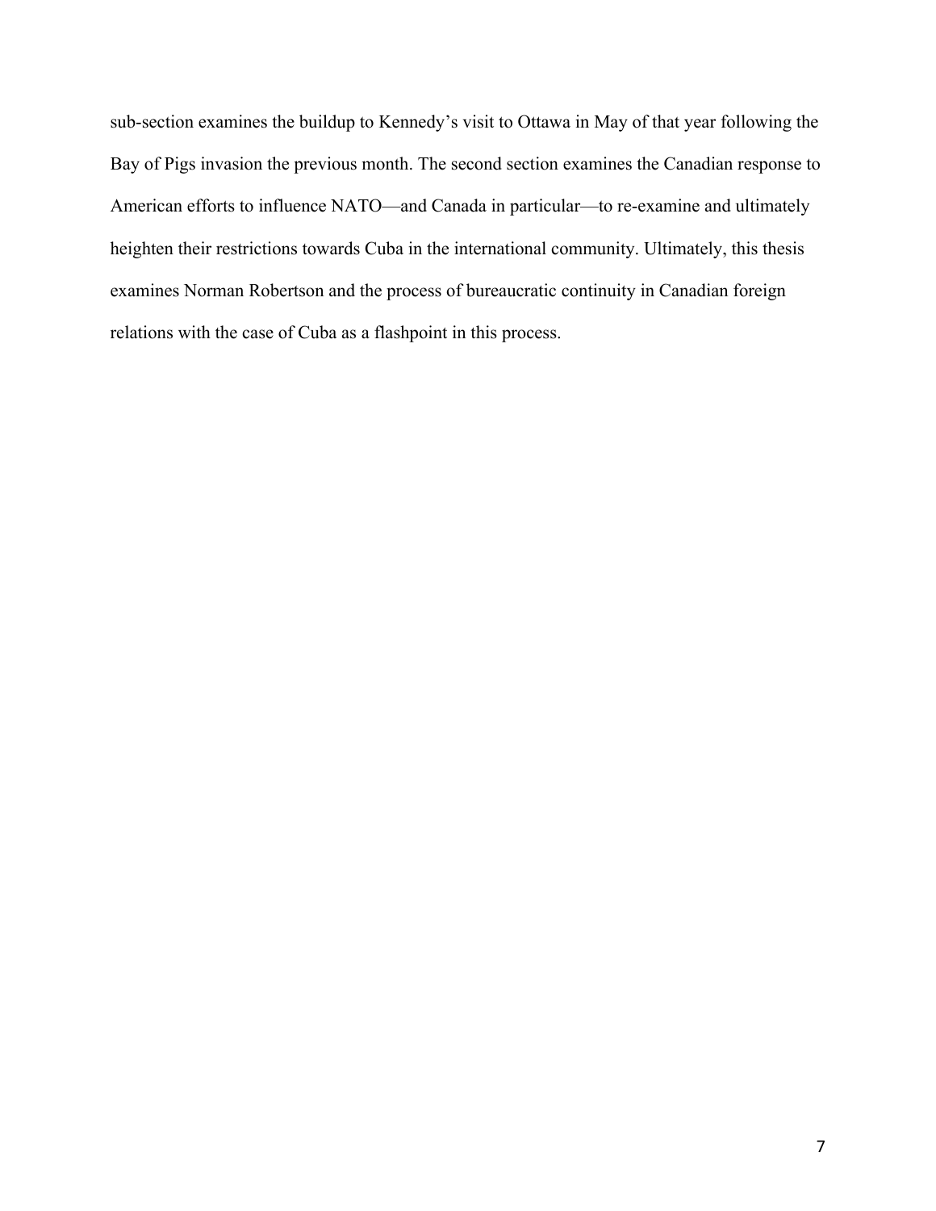sub-section examines the buildup to Kennedy's visit to Ottawa in May of that year following the Bay of Pigs invasion the previous month. The second section examines the Canadian response to American efforts to influence NATO—and Canada in particular—to re-examine and ultimately heighten their restrictions towards Cuba in the international community. Ultimately, this thesis examines Norman Robertson and the process of bureaucratic continuity in Canadian foreign relations with the case of Cuba as a flashpoint in this process.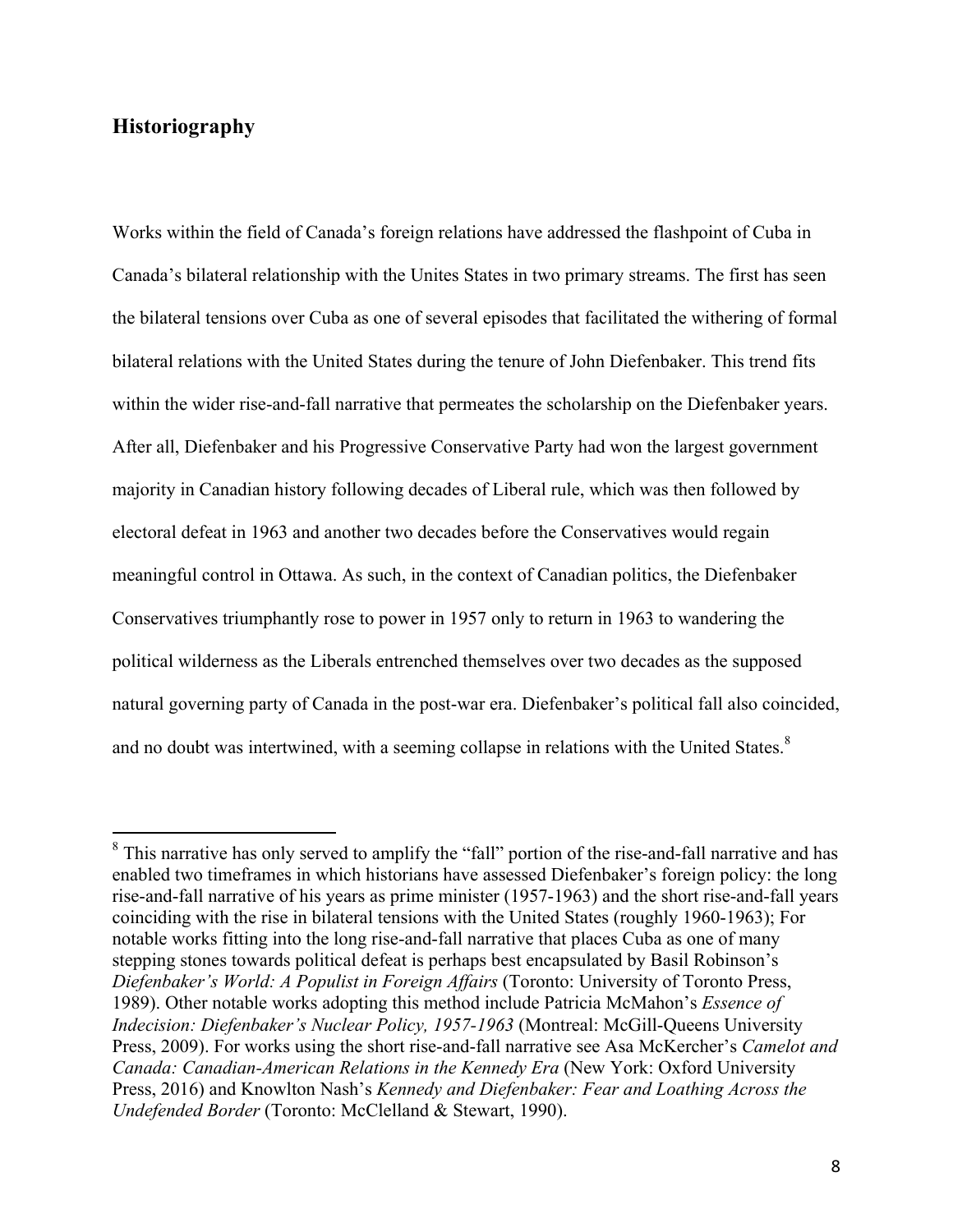## Historiography

Works within the field of Canada's foreign relations have addressed the flashpoint of Cuba in Canada's bilateral relationship with the Unites States in two primary streams. The first has seen the bilateral tensions over Cuba as one of several episodes that facilitated the withering of formal bilateral relations with the United States during the tenure of John Diefenbaker. This trend fits within the wider rise-and-fall narrative that permeates the scholarship on the Diefenbaker years. After all, Diefenbaker and his Progressive Conservative Party had won the largest government majority in Canadian history following decades of Liberal rule, which was then followed by electoral defeat in 1963 and another two decades before the Conservatives would regain meaningful control in Ottawa. As such, in the context of Canadian politics, the Diefenbaker Conservatives triumphantly rose to power in 1957 only to return in 1963 to wandering the political wilderness as the Liberals entrenched themselves over two decades as the supposed natural governing party of Canada in the post-war era. Diefenbaker's political fall also coincided, and no doubt was intertwined, with a seeming collapse in relations with the United States.[8]

---

[8] This narrative has only served to amplify the "fall" portion of the rise-and-fall narrative and has enabled two timeframes in which historians have assessed Diefenbaker's foreign policy: the long rise-and-fall narrative of his years as prime minister (1957-1963) and the short rise-and-fall years coinciding with the rise in bilateral tensions with the United States (roughly 1960-1963); For notable works fitting into the long rise-and-fall narrative that places Cuba as one of many stepping stones towards political defeat is perhaps best encapsulated by Basil Robinson's *Diefenbaker's World: A Populist in Foreign Affairs* (Toronto: University of Toronto Press, 1989). Other notable works adopting this method include Patricia McMahon's *Essence of Indecision: Diefenbaker's Nuclear Policy, 1957-1963* (Montreal: McGill-Queens University Press, 2009). For works using the short rise-and-fall narrative see Asa McKercher's *Camelot and Canada: Canadian-American Relations in the Kennedy Era* (New York: Oxford University Press, 2016) and Knowlton Nash's *Kennedy and Diefenbaker: Fear and Loathing Across the Undefended Border* (Toronto: McClelland & Stewart, 1990).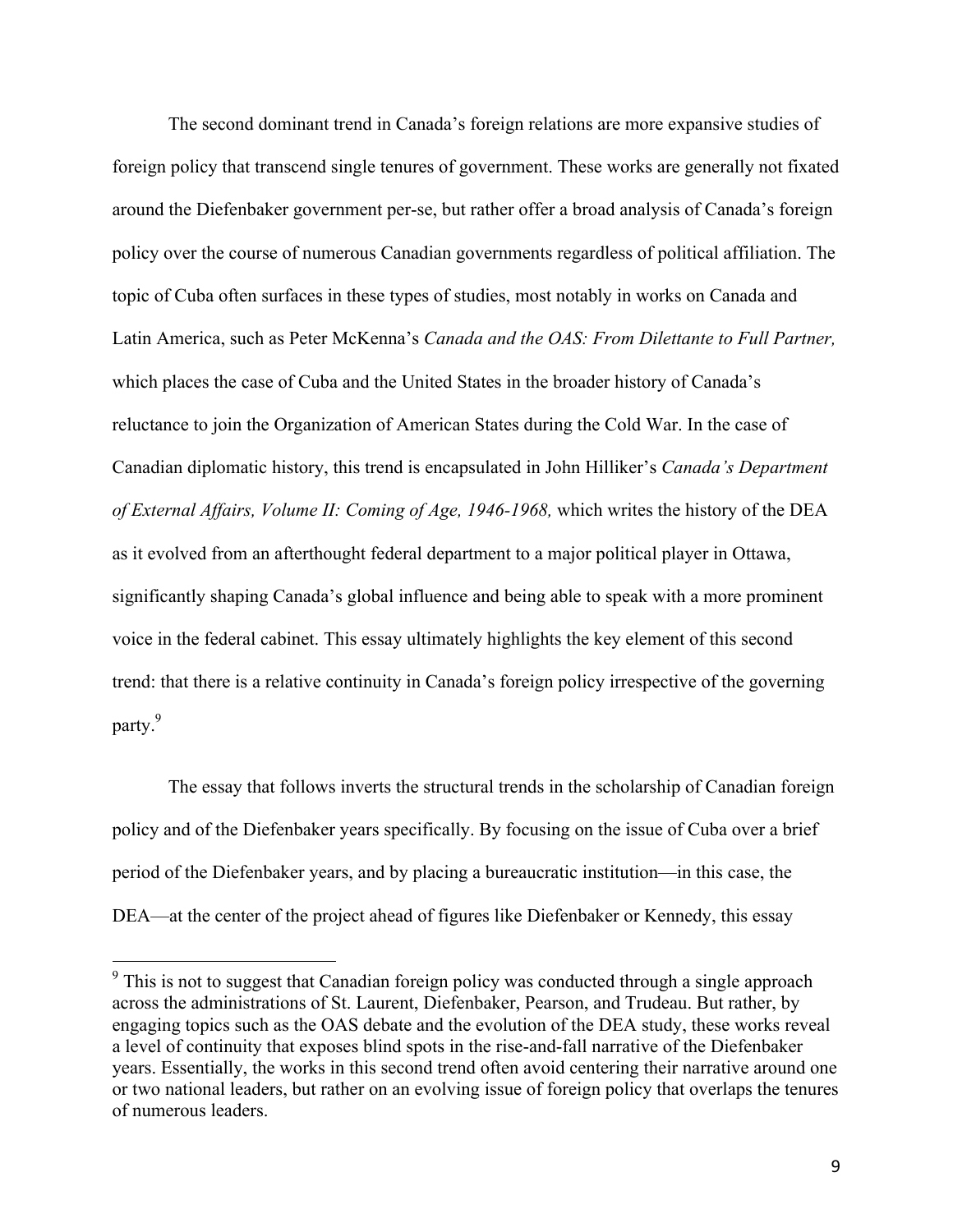The second dominant trend in Canada's foreign relations are more expansive studies of foreign policy that transcend single tenures of government. These works are generally not fixated around the Diefenbaker government per-se, but rather offer a broad analysis of Canada's foreign policy over the course of numerous Canadian governments regardless of political affiliation. The topic of Cuba often surfaces in these types of studies, most notably in works on Canada and Latin America, such as Peter McKenna's *Canada and the OAS: From Dilettante to Full Partner,* which places the case of Cuba and the United States in the broader history of Canada's reluctance to join the Organization of American States during the Cold War. In the case of Canadian diplomatic history, this trend is encapsulated in John Hilliker's *Canada's Department of External Affairs, Volume II: Coming of Age, 1946-1968,* which writes the history of the DEA as it evolved from an afterthought federal department to a major political player in Ottawa, significantly shaping Canada's global influence and being able to speak with a more prominent voice in the federal cabinet. This essay ultimately highlights the key element of this second trend: that there is a relative continuity in Canada's foreign policy irrespective of the governing party.[9]

The essay that follows inverts the structural trends in the scholarship of Canadian foreign policy and of the Diefenbaker years specifically. By focusing on the issue of Cuba over a brief period of the Diefenbaker years, and by placing a bureaucratic institution—in this case, the DEA—at the center of the project ahead of figures like Diefenbaker or Kennedy, this essay

---

[9] This is not to suggest that Canadian foreign policy was conducted through a single approach across the administrations of St. Laurent, Diefenbaker, Pearson, and Trudeau. But rather, by engaging topics such as the OAS debate and the evolution of the DEA study, these works reveal a level of continuity that exposes blind spots in the rise-and-fall narrative of the Diefenbaker years. Essentially, the works in this second trend often avoid centering their narrative around one or two national leaders, but rather on an evolving issue of foreign policy that overlaps the tenures of numerous leaders.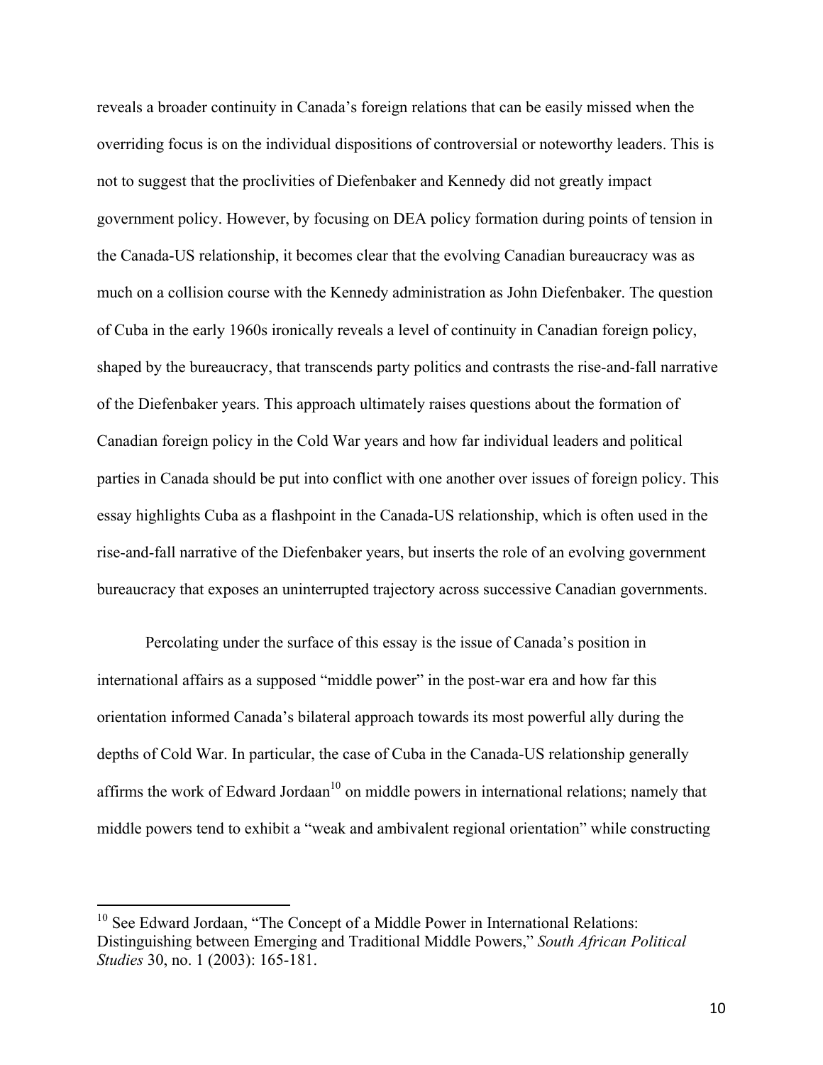reveals a broader continuity in Canada's foreign relations that can be easily missed when the overriding focus is on the individual dispositions of controversial or noteworthy leaders. This is not to suggest that the proclivities of Diefenbaker and Kennedy did not greatly impact government policy. However, by focusing on DEA policy formation during points of tension in the Canada-US relationship, it becomes clear that the evolving Canadian bureaucracy was as much on a collision course with the Kennedy administration as John Diefenbaker. The question of Cuba in the early 1960s ironically reveals a level of continuity in Canadian foreign policy, shaped by the bureaucracy, that transcends party politics and contrasts the rise-and-fall narrative of the Diefenbaker years. This approach ultimately raises questions about the formation of Canadian foreign policy in the Cold War years and how far individual leaders and political parties in Canada should be put into conflict with one another over issues of foreign policy. This essay highlights Cuba as a flashpoint in the Canada-US relationship, which is often used in the rise-and-fall narrative of the Diefenbaker years, but inserts the role of an evolving government bureaucracy that exposes an uninterrupted trajectory across successive Canadian governments.

Percolating under the surface of this essay is the issue of Canada's position in international affairs as a supposed "middle power" in the post-war era and how far this orientation informed Canada's bilateral approach towards its most powerful ally during the depths of Cold War. In particular, the case of Cuba in the Canada-US relationship generally affirms the work of Edward Jordaan[10] on middle powers in international relations; namely that middle powers tend to exhibit a "weak and ambivalent regional orientation" while constructing

---

[10] See Edward Jordaan, "The Concept of a Middle Power in International Relations: Distinguishing between Emerging and Traditional Middle Powers," *South African Political Studies* 30, no. 1 (2003): 165-181.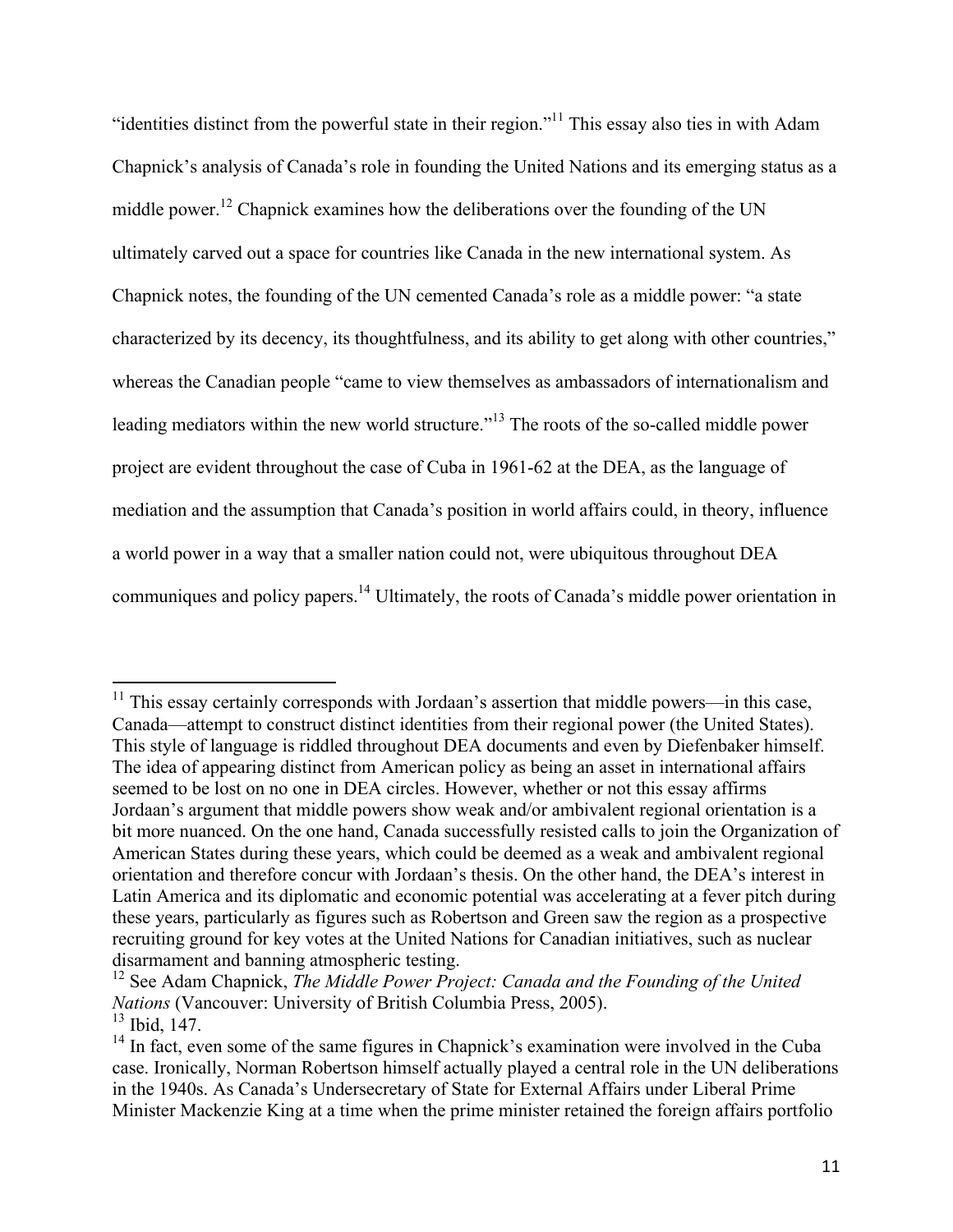"identities distinct from the powerful state in their region."[11] This essay also ties in with Adam Chapnick's analysis of Canada's role in founding the United Nations and its emerging status as a middle power.[12] Chapnick examines how the deliberations over the founding of the UN ultimately carved out a space for countries like Canada in the new international system. As Chapnick notes, the founding of the UN cemented Canada's role as a middle power: "a state characterized by its decency, its thoughtfulness, and its ability to get along with other countries," whereas the Canadian people "came to view themselves as ambassadors of internationalism and leading mediators within the new world structure."[13] The roots of the so-called middle power project are evident throughout the case of Cuba in 1961-62 at the DEA, as the language of mediation and the assumption that Canada's position in world affairs could, in theory, influence a world power in a way that a smaller nation could not, were ubiquitous throughout DEA communiques and policy papers.[14] Ultimately, the roots of Canada's middle power orientation in

---

[11] This essay certainly corresponds with Jordaan's assertion that middle powers—in this case, Canada—attempt to construct distinct identities from their regional power (the United States). This style of language is riddled throughout DEA documents and even by Diefenbaker himself. The idea of appearing distinct from American policy as being an asset in international affairs seemed to be lost on no one in DEA circles. However, whether or not this essay affirms Jordaan's argument that middle powers show weak and/or ambivalent regional orientation is a bit more nuanced. On the one hand, Canada successfully resisted calls to join the Organization of American States during these years, which could be deemed as a weak and ambivalent regional orientation and therefore concur with Jordaan's thesis. On the other hand, the DEA's interest in Latin America and its diplomatic and economic potential was accelerating at a fever pitch during these years, particularly as figures such as Robertson and Green saw the region as a prospective recruiting ground for key votes at the United Nations for Canadian initiatives, such as nuclear disarmament and banning atmospheric testing.

[12] See Adam Chapnick, *The Middle Power Project: Canada and the Founding of the United Nations* (Vancouver: University of British Columbia Press, 2005).

[13] Ibid, 147.

[14] In fact, even some of the same figures in Chapnick's examination were involved in the Cuba case. Ironically, Norman Robertson himself actually played a central role in the UN deliberations in the 1940s. As Canada's Undersecretary of State for External Affairs under Liberal Prime Minister Mackenzie King at a time when the prime minister retained the foreign affairs portfolio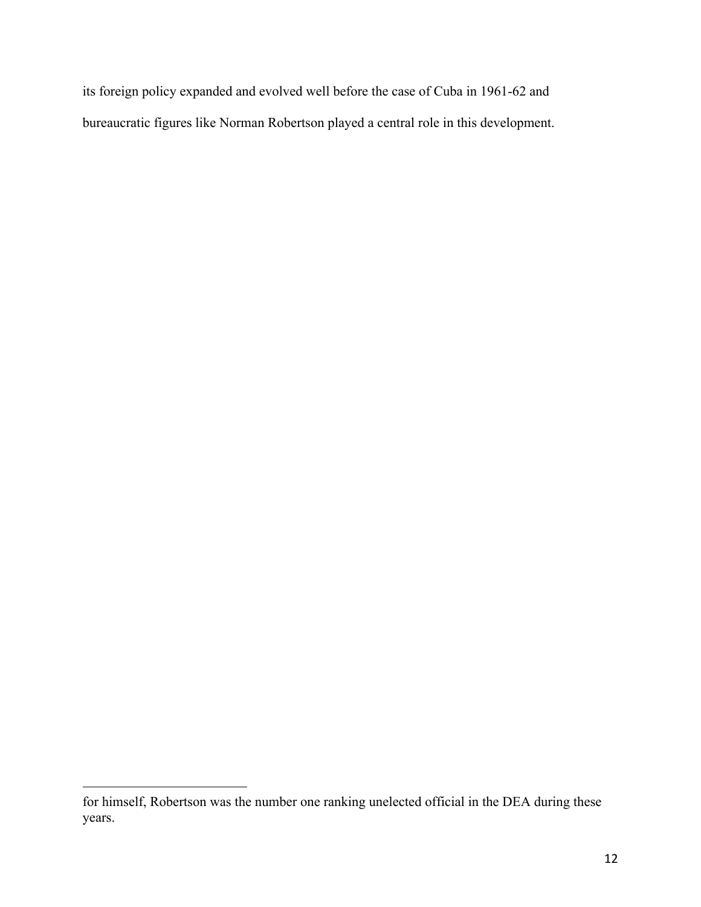its foreign policy expanded and evolved well before the case of Cuba in 1961-62 and bureaucratic figures like Norman Robertson played a central role in this development.

---

for himself, Robertson was the number one ranking unelected official in the DEA during these years.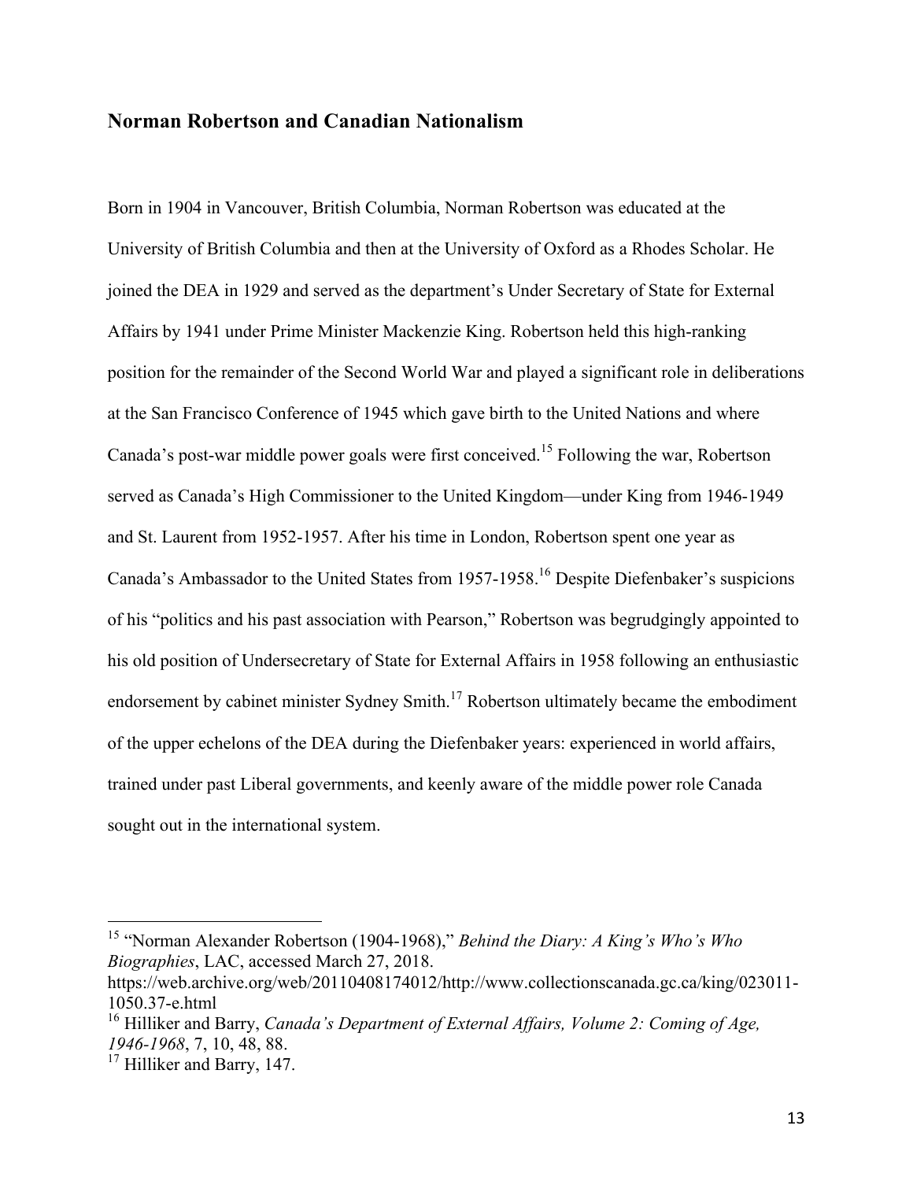## Norman Robertson and Canadian Nationalism

Born in 1904 in Vancouver, British Columbia, Norman Robertson was educated at the University of British Columbia and then at the University of Oxford as a Rhodes Scholar. He joined the DEA in 1929 and served as the department's Under Secretary of State for External Affairs by 1941 under Prime Minister Mackenzie King. Robertson held this high-ranking position for the remainder of the Second World War and played a significant role in deliberations at the San Francisco Conference of 1945 which gave birth to the United Nations and where Canada's post-war middle power goals were first conceived.[15] Following the war, Robertson served as Canada's High Commissioner to the United Kingdom—under King from 1946-1949 and St. Laurent from 1952-1957. After his time in London, Robertson spent one year as Canada's Ambassador to the United States from 1957-1958.[16] Despite Diefenbaker's suspicions of his "politics and his past association with Pearson," Robertson was begrudgingly appointed to his old position of Undersecretary of State for External Affairs in 1958 following an enthusiastic endorsement by cabinet minister Sydney Smith.[17] Robertson ultimately became the embodiment of the upper echelons of the DEA during the Diefenbaker years: experienced in world affairs, trained under past Liberal governments, and keenly aware of the middle power role Canada sought out in the international system.

---

[15] "Norman Alexander Robertson (1904-1968)," *Behind the Diary: A King's Who's Who Biographies*, LAC, accessed March 27, 2018. https://web.archive.org/web/20110408174012/http://www.collectionscanada.gc.ca/king/023011-1050.37-e.html

[16] Hilliker and Barry, *Canada's Department of External Affairs, Volume 2: Coming of Age, 1946-1968*, 7, 10, 48, 88.

[17] Hilliker and Barry, 147.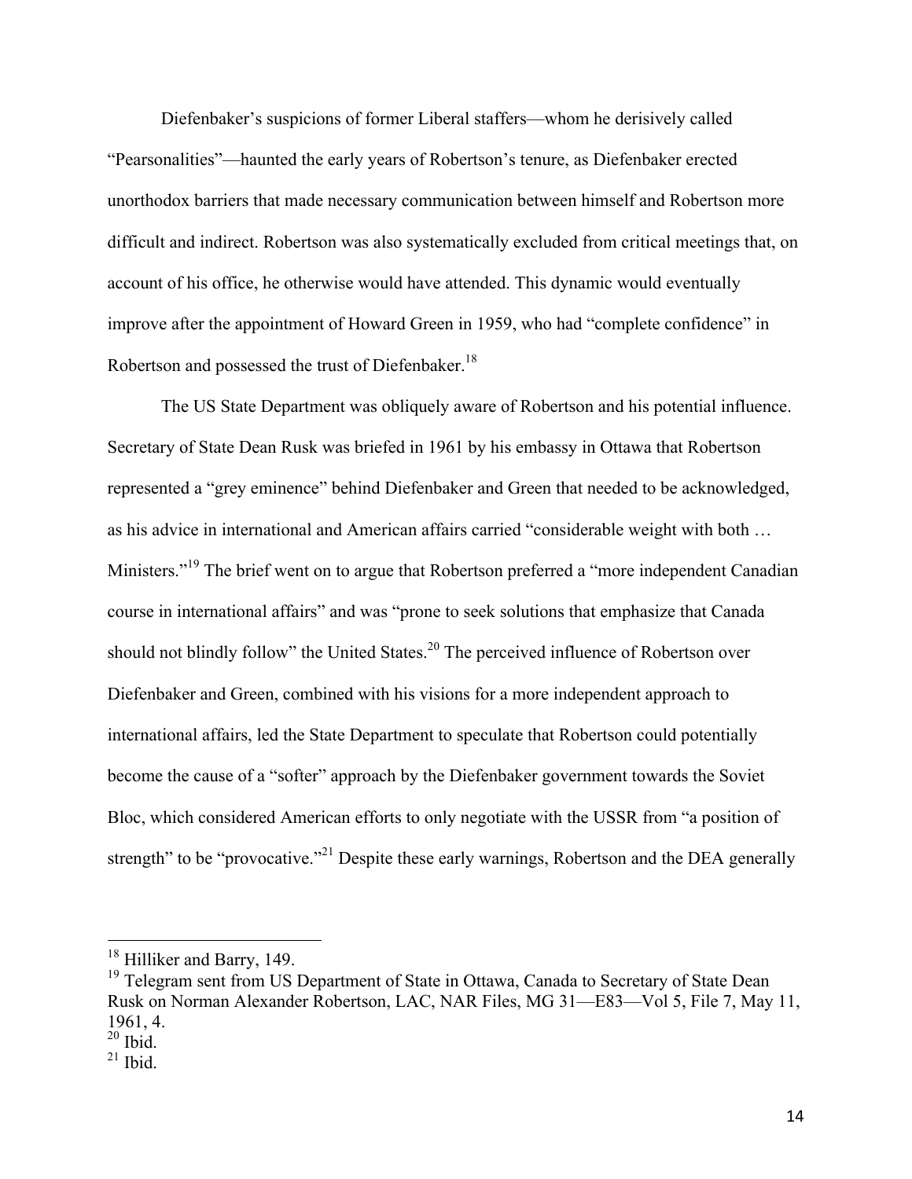Diefenbaker's suspicions of former Liberal staffers—whom he derisively called "Pearsonalities"—haunted the early years of Robertson's tenure, as Diefenbaker erected unorthodox barriers that made necessary communication between himself and Robertson more difficult and indirect. Robertson was also systematically excluded from critical meetings that, on account of his office, he otherwise would have attended. This dynamic would eventually improve after the appointment of Howard Green in 1959, who had "complete confidence" in Robertson and possessed the trust of Diefenbaker.[18]

The US State Department was obliquely aware of Robertson and his potential influence. Secretary of State Dean Rusk was briefed in 1961 by his embassy in Ottawa that Robertson represented a "grey eminence" behind Diefenbaker and Green that needed to be acknowledged, as his advice in international and American affairs carried "considerable weight with both … Ministers."[19] The brief went on to argue that Robertson preferred a "more independent Canadian course in international affairs" and was "prone to seek solutions that emphasize that Canada should not blindly follow" the United States.[20] The perceived influence of Robertson over Diefenbaker and Green, combined with his visions for a more independent approach to international affairs, led the State Department to speculate that Robertson could potentially become the cause of a "softer" approach by the Diefenbaker government towards the Soviet Bloc, which considered American efforts to only negotiate with the USSR from "a position of strength" to be "provocative."[21] Despite these early warnings, Robertson and the DEA generally

---

[18] Hilliker and Barry, 149.

[19] Telegram sent from US Department of State in Ottawa, Canada to Secretary of State Dean Rusk on Norman Alexander Robertson, LAC, NAR Files, MG 31—E83—Vol 5, File 7, May 11, 1961, 4.

[20] Ibid.

[21] Ibid.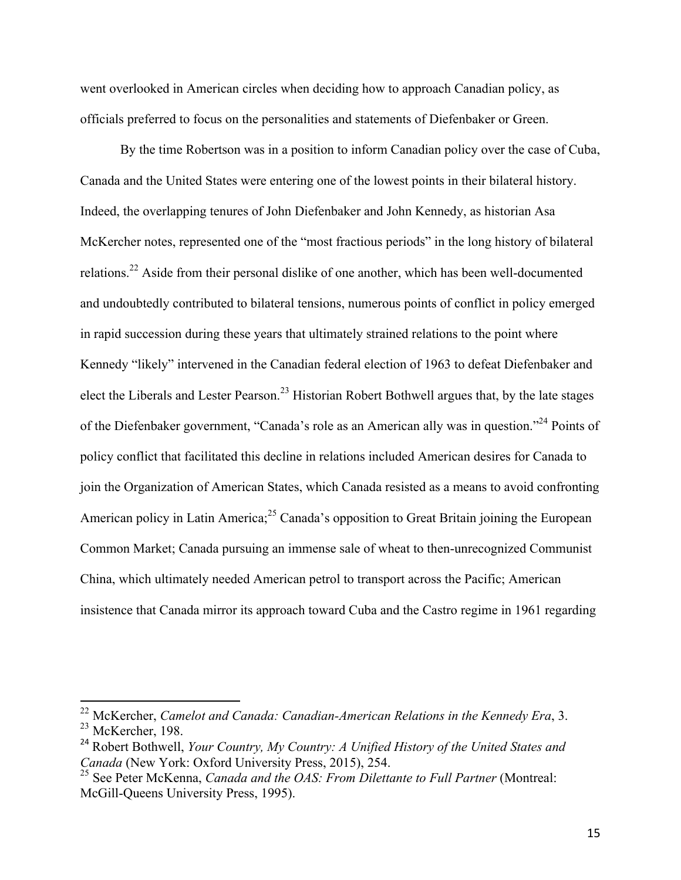went overlooked in American circles when deciding how to approach Canadian policy, as officials preferred to focus on the personalities and statements of Diefenbaker or Green.

By the time Robertson was in a position to inform Canadian policy over the case of Cuba, Canada and the United States were entering one of the lowest points in their bilateral history. Indeed, the overlapping tenures of John Diefenbaker and John Kennedy, as historian Asa McKercher notes, represented one of the "most fractious periods" in the long history of bilateral relations.[22] Aside from their personal dislike of one another, which has been well-documented and undoubtedly contributed to bilateral tensions, numerous points of conflict in policy emerged in rapid succession during these years that ultimately strained relations to the point where Kennedy "likely" intervened in the Canadian federal election of 1963 to defeat Diefenbaker and elect the Liberals and Lester Pearson.[23] Historian Robert Bothwell argues that, by the late stages of the Diefenbaker government, "Canada's role as an American ally was in question."[24] Points of policy conflict that facilitated this decline in relations included American desires for Canada to join the Organization of American States, which Canada resisted as a means to avoid confronting American policy in Latin America;[25] Canada's opposition to Great Britain joining the European Common Market; Canada pursuing an immense sale of wheat to then-unrecognized Communist China, which ultimately needed American petrol to transport across the Pacific; American insistence that Canada mirror its approach toward Cuba and the Castro regime in 1961 regarding

---

[22] McKercher, *Camelot and Canada: Canadian-American Relations in the Kennedy Era*, 3.

[23] McKercher, 198.

[24] Robert Bothwell, *Your Country, My Country: A Unified History of the United States and Canada* (New York: Oxford University Press, 2015), 254.

[25] See Peter McKenna, *Canada and the OAS: From Dilettante to Full Partner* (Montreal: McGill-Queens University Press, 1995).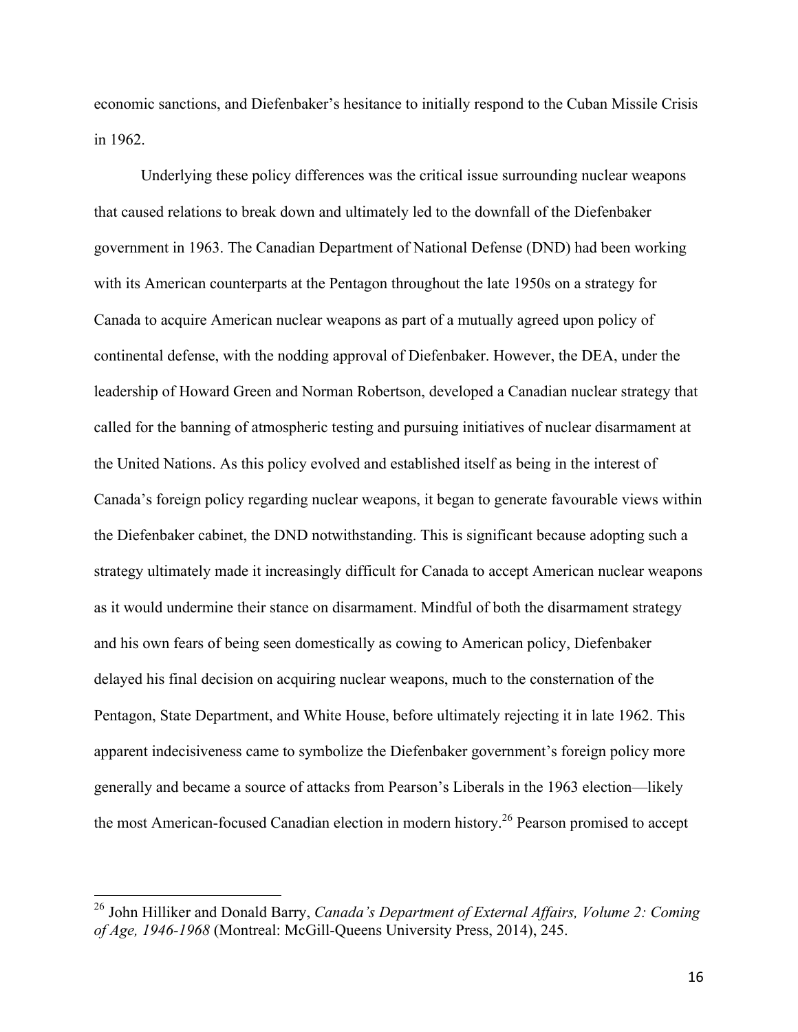economic sanctions, and Diefenbaker's hesitance to initially respond to the Cuban Missile Crisis in 1962.

Underlying these policy differences was the critical issue surrounding nuclear weapons that caused relations to break down and ultimately led to the downfall of the Diefenbaker government in 1963. The Canadian Department of National Defense (DND) had been working with its American counterparts at the Pentagon throughout the late 1950s on a strategy for Canada to acquire American nuclear weapons as part of a mutually agreed upon policy of continental defense, with the nodding approval of Diefenbaker. However, the DEA, under the leadership of Howard Green and Norman Robertson, developed a Canadian nuclear strategy that called for the banning of atmospheric testing and pursuing initiatives of nuclear disarmament at the United Nations. As this policy evolved and established itself as being in the interest of Canada's foreign policy regarding nuclear weapons, it began to generate favourable views within the Diefenbaker cabinet, the DND notwithstanding. This is significant because adopting such a strategy ultimately made it increasingly difficult for Canada to accept American nuclear weapons as it would undermine their stance on disarmament. Mindful of both the disarmament strategy and his own fears of being seen domestically as cowing to American policy, Diefenbaker delayed his final decision on acquiring nuclear weapons, much to the consternation of the Pentagon, State Department, and White House, before ultimately rejecting it in late 1962. This apparent indecisiveness came to symbolize the Diefenbaker government's foreign policy more generally and became a source of attacks from Pearson's Liberals in the 1963 election—likely the most American-focused Canadian election in modern history.[26] Pearson promised to accept

[26] John Hilliker and Donald Barry, *Canada's Department of External Affairs, Volume 2: Coming of Age, 1946-1968* (Montreal: McGill-Queens University Press, 2014), 245.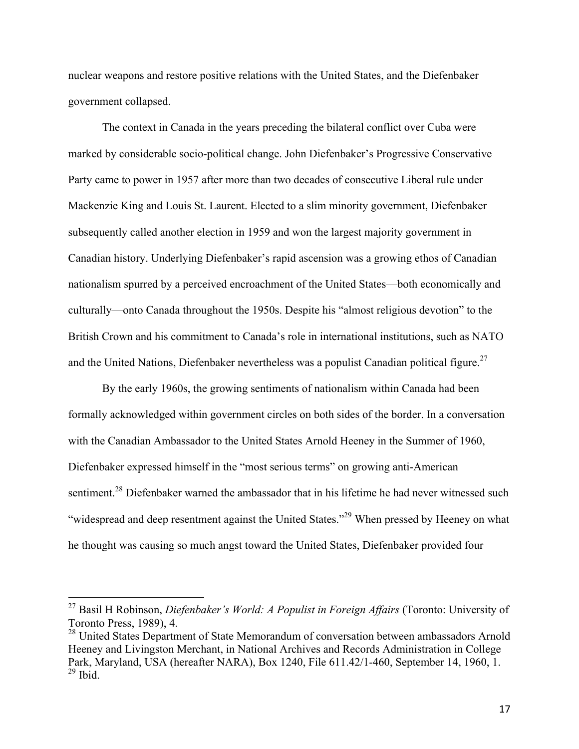nuclear weapons and restore positive relations with the United States, and the Diefenbaker government collapsed.

The context in Canada in the years preceding the bilateral conflict over Cuba were marked by considerable socio-political change. John Diefenbaker's Progressive Conservative Party came to power in 1957 after more than two decades of consecutive Liberal rule under Mackenzie King and Louis St. Laurent. Elected to a slim minority government, Diefenbaker subsequently called another election in 1959 and won the largest majority government in Canadian history. Underlying Diefenbaker's rapid ascension was a growing ethos of Canadian nationalism spurred by a perceived encroachment of the United States—both economically and culturally—onto Canada throughout the 1950s. Despite his "almost religious devotion" to the British Crown and his commitment to Canada's role in international institutions, such as NATO and the United Nations, Diefenbaker nevertheless was a populist Canadian political figure.[27]

By the early 1960s, the growing sentiments of nationalism within Canada had been formally acknowledged within government circles on both sides of the border. In a conversation with the Canadian Ambassador to the United States Arnold Heeney in the Summer of 1960, Diefenbaker expressed himself in the "most serious terms" on growing anti-American sentiment.[28] Diefenbaker warned the ambassador that in his lifetime he had never witnessed such "widespread and deep resentment against the United States."[29] When pressed by Heeney on what he thought was causing so much angst toward the United States, Diefenbaker provided four

---

[27] Basil H Robinson, *Diefenbaker's World: A Populist in Foreign Affairs* (Toronto: University of Toronto Press, 1989), 4.

[28] United States Department of State Memorandum of conversation between ambassadors Arnold Heeney and Livingston Merchant, in National Archives and Records Administration in College Park, Maryland, USA (hereafter NARA), Box 1240, File 611.42/1-460, September 14, 1960, 1.

[29] Ibid.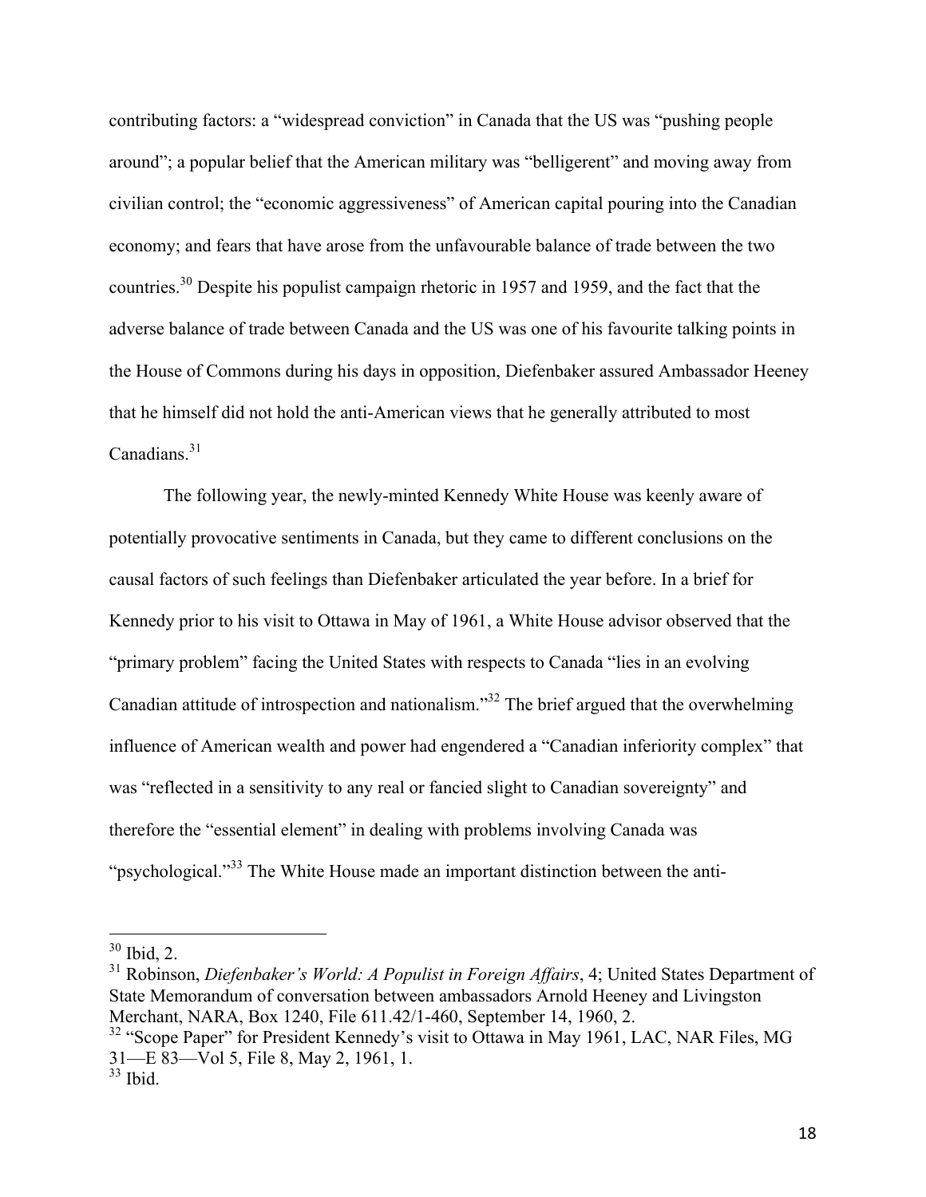contributing factors: a "widespread conviction" in Canada that the US was "pushing people around"; a popular belief that the American military was "belligerent" and moving away from civilian control; the "economic aggressiveness" of American capital pouring into the Canadian economy; and fears that have arose from the unfavourable balance of trade between the two countries.[30] Despite his populist campaign rhetoric in 1957 and 1959, and the fact that the adverse balance of trade between Canada and the US was one of his favourite talking points in the House of Commons during his days in opposition, Diefenbaker assured Ambassador Heeney that he himself did not hold the anti-American views that he generally attributed to most Canadians.[31]

The following year, the newly-minted Kennedy White House was keenly aware of potentially provocative sentiments in Canada, but they came to different conclusions on the causal factors of such feelings than Diefenbaker articulated the year before. In a brief for Kennedy prior to his visit to Ottawa in May of 1961, a White House advisor observed that the "primary problem" facing the United States with respects to Canada "lies in an evolving Canadian attitude of introspection and nationalism."[32] The brief argued that the overwhelming influence of American wealth and power had engendered a "Canadian inferiority complex" that was "reflected in a sensitivity to any real or fancied slight to Canadian sovereignty" and therefore the "essential element" in dealing with problems involving Canada was "psychological."[33] The White House made an important distinction between the anti-

---

[30] Ibid, 2.

[31] Robinson, *Diefenbaker's World: A Populist in Foreign Affairs*, 4; United States Department of State Memorandum of conversation between ambassadors Arnold Heeney and Livingston Merchant, NARA, Box 1240, File 611.42/1-460, September 14, 1960, 2.

[32] "Scope Paper" for President Kennedy's visit to Ottawa in May 1961, LAC, NAR Files, MG 31—E 83—Vol 5, File 8, May 2, 1961, 1.

[33] Ibid.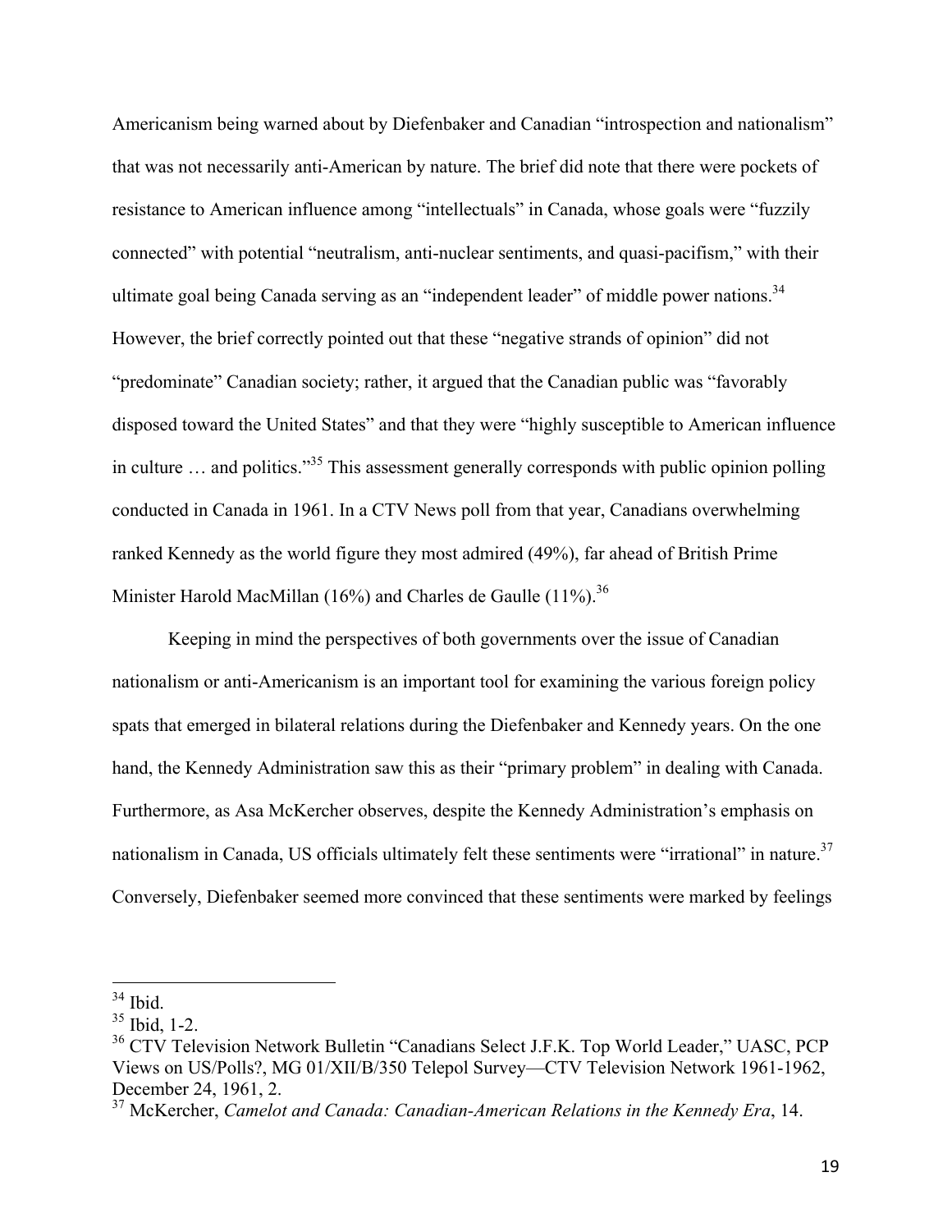Americanism being warned about by Diefenbaker and Canadian "introspection and nationalism" that was not necessarily anti-American by nature. The brief did note that there were pockets of resistance to American influence among "intellectuals" in Canada, whose goals were "fuzzily connected" with potential "neutralism, anti-nuclear sentiments, and quasi-pacifism," with their ultimate goal being Canada serving as an "independent leader" of middle power nations.[34] However, the brief correctly pointed out that these "negative strands of opinion" did not "predominate" Canadian society; rather, it argued that the Canadian public was "favorably disposed toward the United States" and that they were "highly susceptible to American influence in culture … and politics."[35] This assessment generally corresponds with public opinion polling conducted in Canada in 1961. In a CTV News poll from that year, Canadians overwhelming ranked Kennedy as the world figure they most admired (49%), far ahead of British Prime Minister Harold MacMillan (16%) and Charles de Gaulle (11%).[36]

Keeping in mind the perspectives of both governments over the issue of Canadian nationalism or anti-Americanism is an important tool for examining the various foreign policy spats that emerged in bilateral relations during the Diefenbaker and Kennedy years. On the one hand, the Kennedy Administration saw this as their "primary problem" in dealing with Canada. Furthermore, as Asa McKercher observes, despite the Kennedy Administration's emphasis on nationalism in Canada, US officials ultimately felt these sentiments were "irrational" in nature.[37] Conversely, Diefenbaker seemed more convinced that these sentiments were marked by feelings

---

[34] Ibid.

[35] Ibid, 1-2.

[36] CTV Television Network Bulletin "Canadians Select J.F.K. Top World Leader," UASC, PCP Views on US/Polls?, MG 01/XII/B/350 Telepol Survey—CTV Television Network 1961-1962, December 24, 1961, 2.

[37] McKercher, *Camelot and Canada: Canadian-American Relations in the Kennedy Era*, 14.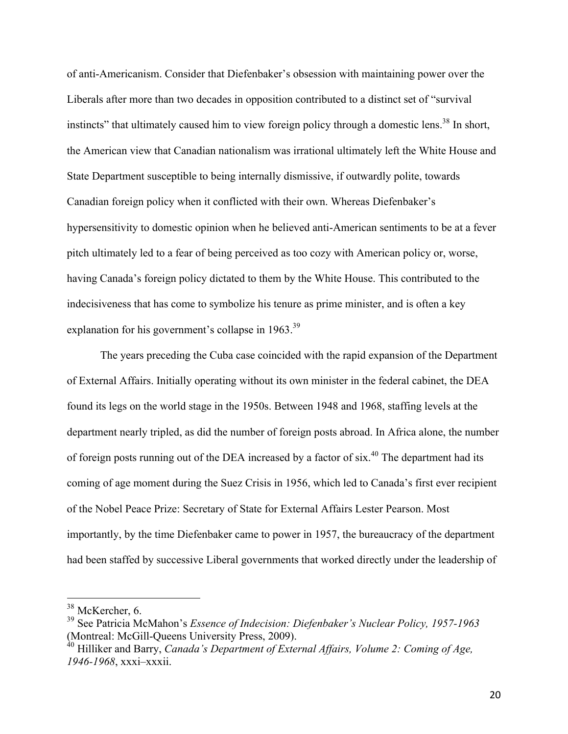of anti-Americanism. Consider that Diefenbaker's obsession with maintaining power over the Liberals after more than two decades in opposition contributed to a distinct set of "survival instincts" that ultimately caused him to view foreign policy through a domestic lens.[38] In short, the American view that Canadian nationalism was irrational ultimately left the White House and State Department susceptible to being internally dismissive, if outwardly polite, towards Canadian foreign policy when it conflicted with their own. Whereas Diefenbaker's hypersensitivity to domestic opinion when he believed anti-American sentiments to be at a fever pitch ultimately led to a fear of being perceived as too cozy with American policy or, worse, having Canada's foreign policy dictated to them by the White House. This contributed to the indecisiveness that has come to symbolize his tenure as prime minister, and is often a key explanation for his government's collapse in 1963.[39]

The years preceding the Cuba case coincided with the rapid expansion of the Department of External Affairs. Initially operating without its own minister in the federal cabinet, the DEA found its legs on the world stage in the 1950s. Between 1948 and 1968, staffing levels at the department nearly tripled, as did the number of foreign posts abroad. In Africa alone, the number of foreign posts running out of the DEA increased by a factor of six.[40] The department had its coming of age moment during the Suez Crisis in 1956, which led to Canada's first ever recipient of the Nobel Peace Prize: Secretary of State for External Affairs Lester Pearson. Most importantly, by the time Diefenbaker came to power in 1957, the bureaucracy of the department had been staffed by successive Liberal governments that worked directly under the leadership of

---

[38] McKercher, 6.

[39] See Patricia McMahon's *Essence of Indecision: Diefenbaker's Nuclear Policy, 1957-1963* (Montreal: McGill-Queens University Press, 2009).

[40] Hilliker and Barry, *Canada's Department of External Affairs, Volume 2: Coming of Age, 1946-1968*, xxxi–xxxii.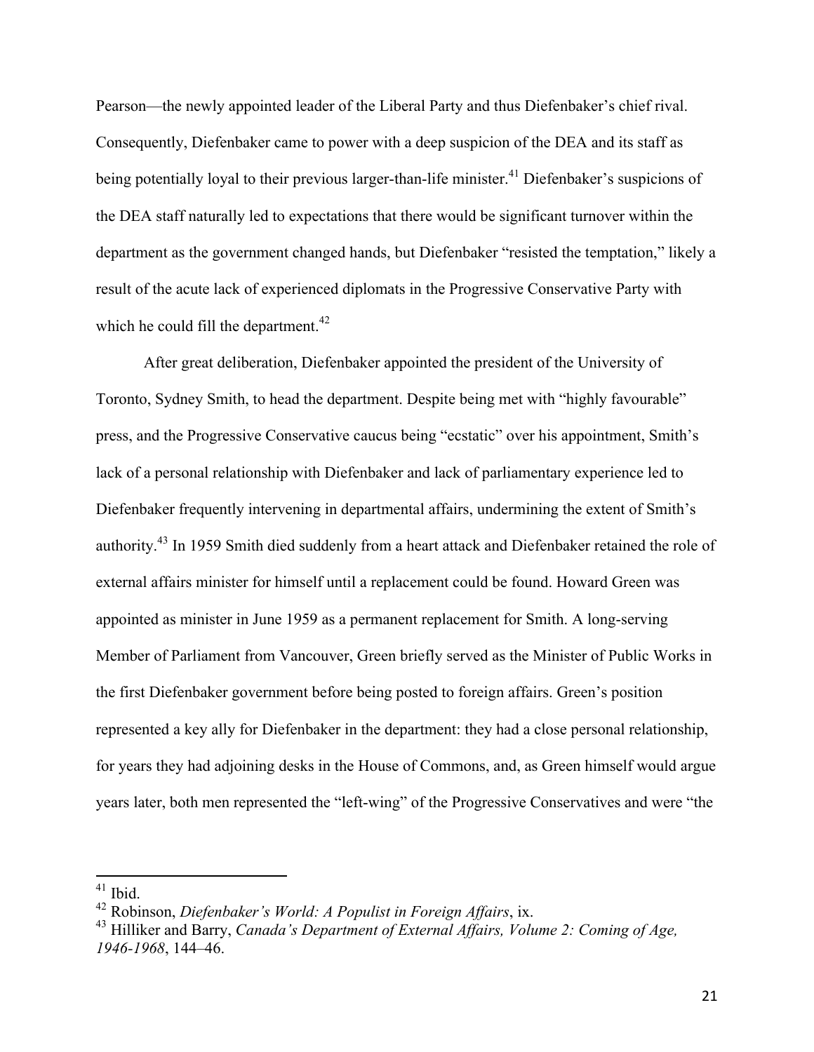Pearson—the newly appointed leader of the Liberal Party and thus Diefenbaker's chief rival. Consequently, Diefenbaker came to power with a deep suspicion of the DEA and its staff as being potentially loyal to their previous larger-than-life minister.[41] Diefenbaker's suspicions of the DEA staff naturally led to expectations that there would be significant turnover within the department as the government changed hands, but Diefenbaker "resisted the temptation," likely a result of the acute lack of experienced diplomats in the Progressive Conservative Party with which he could fill the department.[42]

After great deliberation, Diefenbaker appointed the president of the University of Toronto, Sydney Smith, to head the department. Despite being met with "highly favourable" press, and the Progressive Conservative caucus being "ecstatic" over his appointment, Smith's lack of a personal relationship with Diefenbaker and lack of parliamentary experience led to Diefenbaker frequently intervening in departmental affairs, undermining the extent of Smith's authority.[43] In 1959 Smith died suddenly from a heart attack and Diefenbaker retained the role of external affairs minister for himself until a replacement could be found. Howard Green was appointed as minister in June 1959 as a permanent replacement for Smith. A long-serving Member of Parliament from Vancouver, Green briefly served as the Minister of Public Works in the first Diefenbaker government before being posted to foreign affairs. Green's position represented a key ally for Diefenbaker in the department: they had a close personal relationship, for years they had adjoining desks in the House of Commons, and, as Green himself would argue years later, both men represented the "left-wing" of the Progressive Conservatives and were "the

---

[41] Ibid.

[42] Robinson, *Diefenbaker's World: A Populist in Foreign Affairs*, ix.

[43] Hilliker and Barry, *Canada's Department of External Affairs, Volume 2: Coming of Age, 1946-1968*, 144–46.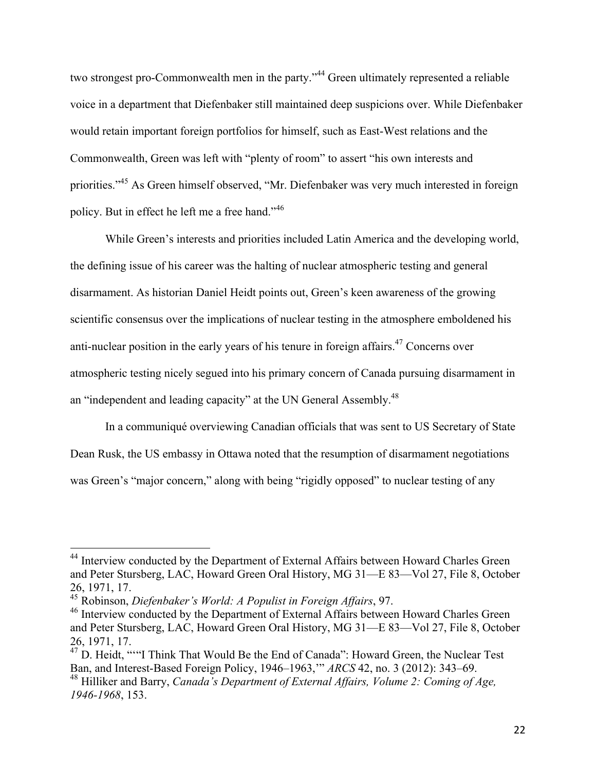two strongest pro-Commonwealth men in the party."[44] Green ultimately represented a reliable voice in a department that Diefenbaker still maintained deep suspicions over. While Diefenbaker would retain important foreign portfolios for himself, such as East-West relations and the Commonwealth, Green was left with "plenty of room" to assert "his own interests and priorities."[45] As Green himself observed, "Mr. Diefenbaker was very much interested in foreign policy. But in effect he left me a free hand."[46]

While Green's interests and priorities included Latin America and the developing world, the defining issue of his career was the halting of nuclear atmospheric testing and general disarmament. As historian Daniel Heidt points out, Green's keen awareness of the growing scientific consensus over the implications of nuclear testing in the atmosphere emboldened his anti-nuclear position in the early years of his tenure in foreign affairs.[47] Concerns over atmospheric testing nicely segued into his primary concern of Canada pursuing disarmament in an "independent and leading capacity" at the UN General Assembly.[48]

In a communiqué overviewing Canadian officials that was sent to US Secretary of State Dean Rusk, the US embassy in Ottawa noted that the resumption of disarmament negotiations was Green's "major concern," along with being "rigidly opposed" to nuclear testing of any

---

[44] Interview conducted by the Department of External Affairs between Howard Charles Green and Peter Stursberg, LAC, Howard Green Oral History, MG 31—E 83—Vol 27, File 8, October 26, 1971, 17.

[45] Robinson, *Diefenbaker's World: A Populist in Foreign Affairs*, 97.

[46] Interview conducted by the Department of External Affairs between Howard Charles Green and Peter Stursberg, LAC, Howard Green Oral History, MG 31—E 83—Vol 27, File 8, October 26, 1971, 17.

[47] D. Heidt, "“I Think That Would Be the End of Canada”: Howard Green, the Nuclear Test Ban, and Interest-Based Foreign Policy, 1946–1963,'" *ARCS* 42, no. 3 (2012): 343–69.

[48] Hilliker and Barry, *Canada's Department of External Affairs, Volume 2: Coming of Age, 1946-1968*, 153.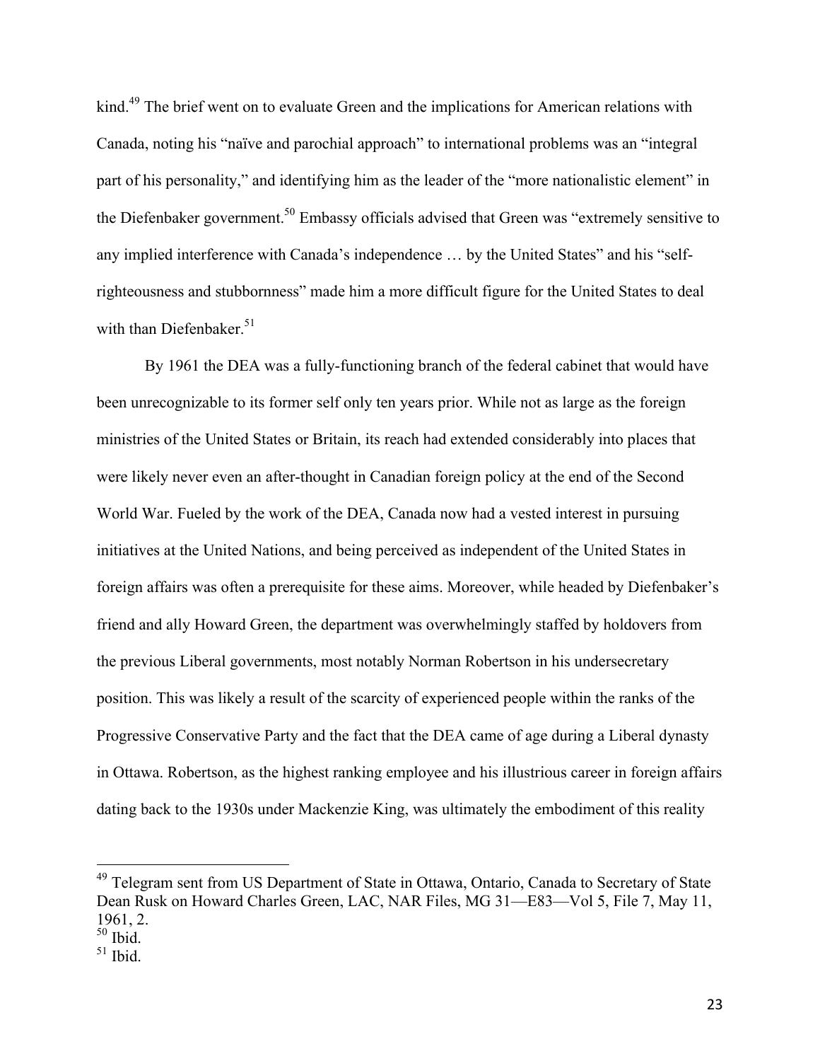kind.[49] The brief went on to evaluate Green and the implications for American relations with Canada, noting his "naïve and parochial approach" to international problems was an "integral part of his personality," and identifying him as the leader of the "more nationalistic element" in the Diefenbaker government.[50] Embassy officials advised that Green was "extremely sensitive to any implied interference with Canada's independence … by the United States" and his "self-righteousness and stubbornness" made him a more difficult figure for the United States to deal with than Diefenbaker.[51]

By 1961 the DEA was a fully-functioning branch of the federal cabinet that would have been unrecognizable to its former self only ten years prior. While not as large as the foreign ministries of the United States or Britain, its reach had extended considerably into places that were likely never even an after-thought in Canadian foreign policy at the end of the Second World War. Fueled by the work of the DEA, Canada now had a vested interest in pursuing initiatives at the United Nations, and being perceived as independent of the United States in foreign affairs was often a prerequisite for these aims. Moreover, while headed by Diefenbaker's friend and ally Howard Green, the department was overwhelmingly staffed by holdovers from the previous Liberal governments, most notably Norman Robertson in his undersecretary position. This was likely a result of the scarcity of experienced people within the ranks of the Progressive Conservative Party and the fact that the DEA came of age during a Liberal dynasty in Ottawa. Robertson, as the highest ranking employee and his illustrious career in foreign affairs dating back to the 1930s under Mackenzie King, was ultimately the embodiment of this reality

---

[49] Telegram sent from US Department of State in Ottawa, Ontario, Canada to Secretary of State Dean Rusk on Howard Charles Green, LAC, NAR Files, MG 31—E83—Vol 5, File 7, May 11, 1961, 2.

[50] Ibid.

[51] Ibid.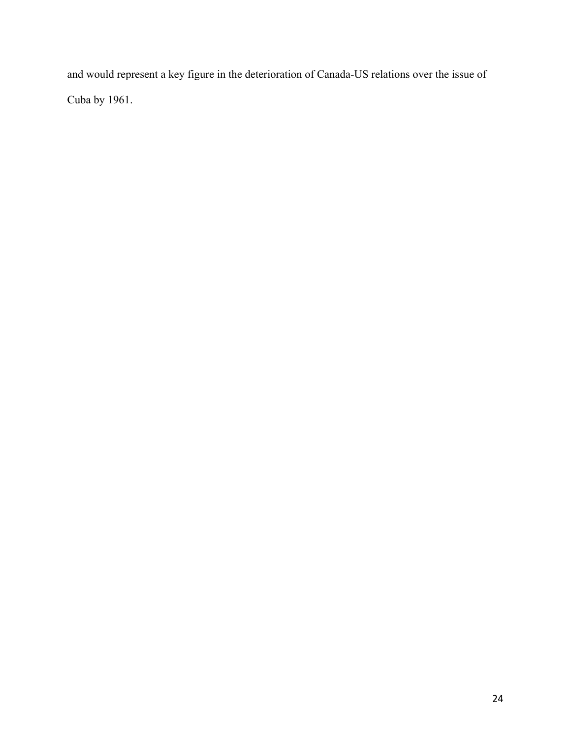and would represent a key figure in the deterioration of Canada-US relations over the issue of Cuba by 1961.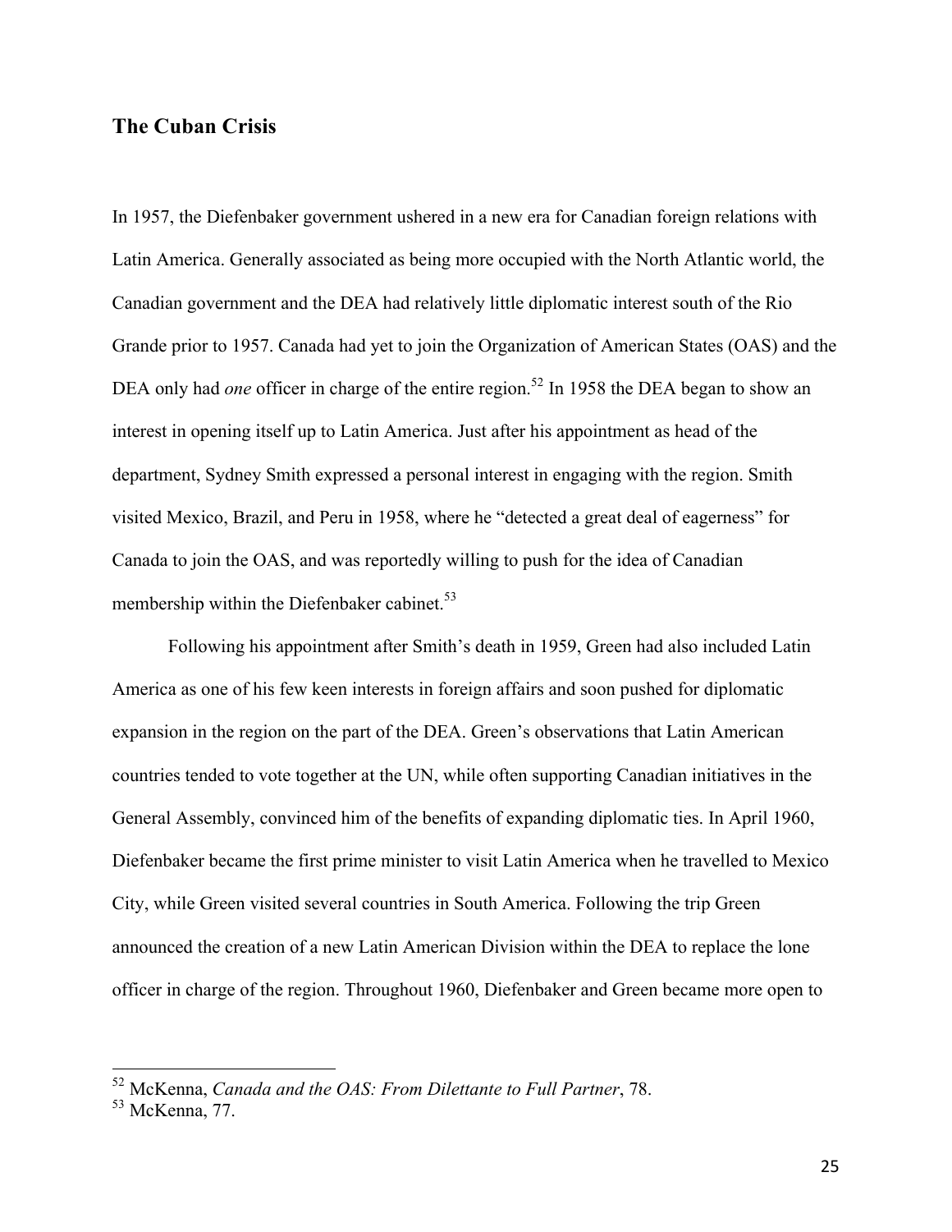## The Cuban Crisis

In 1957, the Diefenbaker government ushered in a new era for Canadian foreign relations with Latin America. Generally associated as being more occupied with the North Atlantic world, the Canadian government and the DEA had relatively little diplomatic interest south of the Rio Grande prior to 1957. Canada had yet to join the Organization of American States (OAS) and the DEA only had *one* officer in charge of the entire region.[52] In 1958 the DEA began to show an interest in opening itself up to Latin America. Just after his appointment as head of the department, Sydney Smith expressed a personal interest in engaging with the region. Smith visited Mexico, Brazil, and Peru in 1958, where he "detected a great deal of eagerness" for Canada to join the OAS, and was reportedly willing to push for the idea of Canadian membership within the Diefenbaker cabinet.[53]

Following his appointment after Smith's death in 1959, Green had also included Latin America as one of his few keen interests in foreign affairs and soon pushed for diplomatic expansion in the region on the part of the DEA. Green's observations that Latin American countries tended to vote together at the UN, while often supporting Canadian initiatives in the General Assembly, convinced him of the benefits of expanding diplomatic ties. In April 1960, Diefenbaker became the first prime minister to visit Latin America when he travelled to Mexico City, while Green visited several countries in South America. Following the trip Green announced the creation of a new Latin American Division within the DEA to replace the lone officer in charge of the region. Throughout 1960, Diefenbaker and Green became more open to

---

[52] McKenna, *Canada and the OAS: From Dilettante to Full Partner*, 78.

[53] McKenna, 77.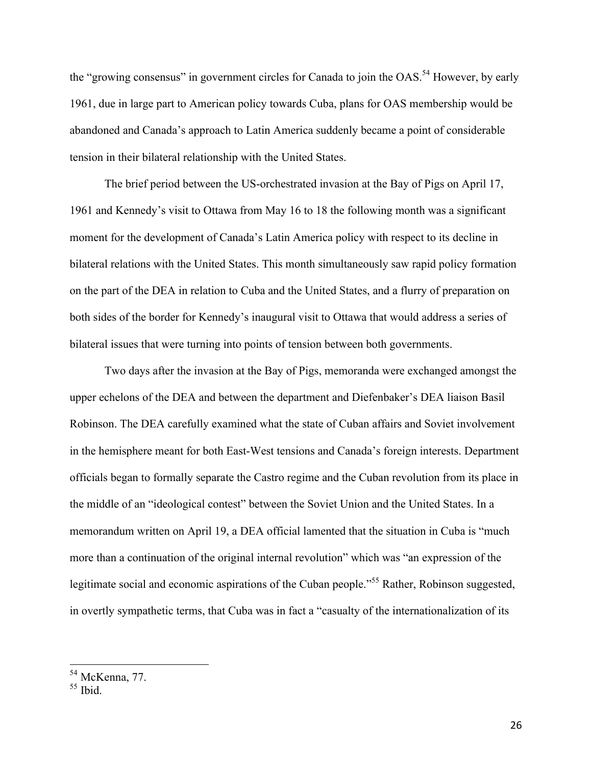the "growing consensus" in government circles for Canada to join the OAS.[54] However, by early 1961, due in large part to American policy towards Cuba, plans for OAS membership would be abandoned and Canada's approach to Latin America suddenly became a point of considerable tension in their bilateral relationship with the United States.

The brief period between the US-orchestrated invasion at the Bay of Pigs on April 17, 1961 and Kennedy's visit to Ottawa from May 16 to 18 the following month was a significant moment for the development of Canada's Latin America policy with respect to its decline in bilateral relations with the United States. This month simultaneously saw rapid policy formation on the part of the DEA in relation to Cuba and the United States, and a flurry of preparation on both sides of the border for Kennedy's inaugural visit to Ottawa that would address a series of bilateral issues that were turning into points of tension between both governments.

Two days after the invasion at the Bay of Pigs, memoranda were exchanged amongst the upper echelons of the DEA and between the department and Diefenbaker's DEA liaison Basil Robinson. The DEA carefully examined what the state of Cuban affairs and Soviet involvement in the hemisphere meant for both East-West tensions and Canada's foreign interests. Department officials began to formally separate the Castro regime and the Cuban revolution from its place in the middle of an "ideological contest" between the Soviet Union and the United States. In a memorandum written on April 19, a DEA official lamented that the situation in Cuba is "much more than a continuation of the original internal revolution" which was "an expression of the legitimate social and economic aspirations of the Cuban people."[55] Rather, Robinson suggested, in overtly sympathetic terms, that Cuba was in fact a "casualty of the internationalization of its

[54] McKenna, 77.
[55] Ibid.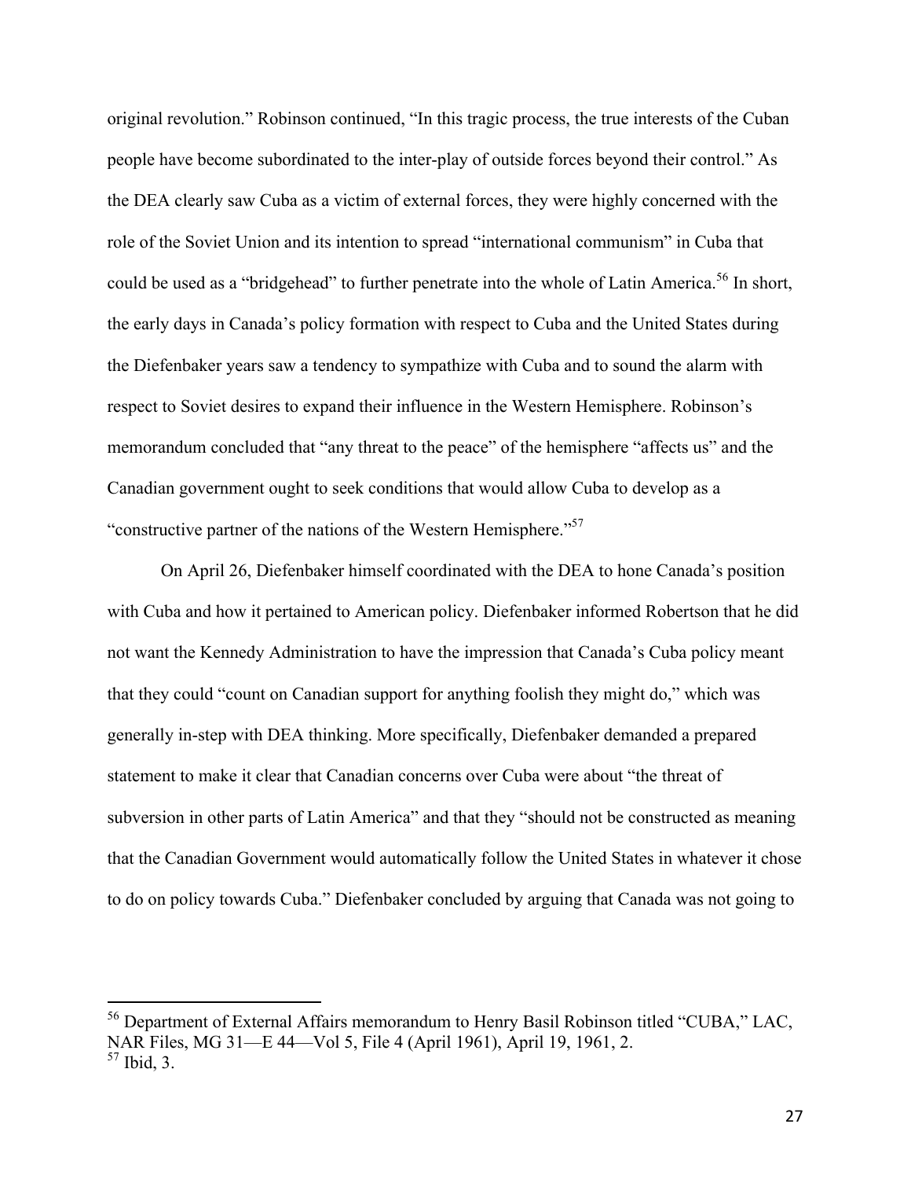original revolution." Robinson continued, "In this tragic process, the true interests of the Cuban people have become subordinated to the inter-play of outside forces beyond their control." As the DEA clearly saw Cuba as a victim of external forces, they were highly concerned with the role of the Soviet Union and its intention to spread "international communism" in Cuba that could be used as a "bridgehead" to further penetrate into the whole of Latin America.[56] In short, the early days in Canada's policy formation with respect to Cuba and the United States during the Diefenbaker years saw a tendency to sympathize with Cuba and to sound the alarm with respect to Soviet desires to expand their influence in the Western Hemisphere. Robinson's memorandum concluded that "any threat to the peace" of the hemisphere "affects us" and the Canadian government ought to seek conditions that would allow Cuba to develop as a "constructive partner of the nations of the Western Hemisphere."[57]

On April 26, Diefenbaker himself coordinated with the DEA to hone Canada's position with Cuba and how it pertained to American policy. Diefenbaker informed Robertson that he did not want the Kennedy Administration to have the impression that Canada's Cuba policy meant that they could "count on Canadian support for anything foolish they might do," which was generally in-step with DEA thinking. More specifically, Diefenbaker demanded a prepared statement to make it clear that Canadian concerns over Cuba were about "the threat of subversion in other parts of Latin America" and that they "should not be constructed as meaning that the Canadian Government would automatically follow the United States in whatever it chose to do on policy towards Cuba." Diefenbaker concluded by arguing that Canada was not going to

[56] Department of External Affairs memorandum to Henry Basil Robinson titled "CUBA," LAC, NAR Files, MG 31—E 44—Vol 5, File 4 (April 1961), April 19, 1961, 2.
[57] Ibid, 3.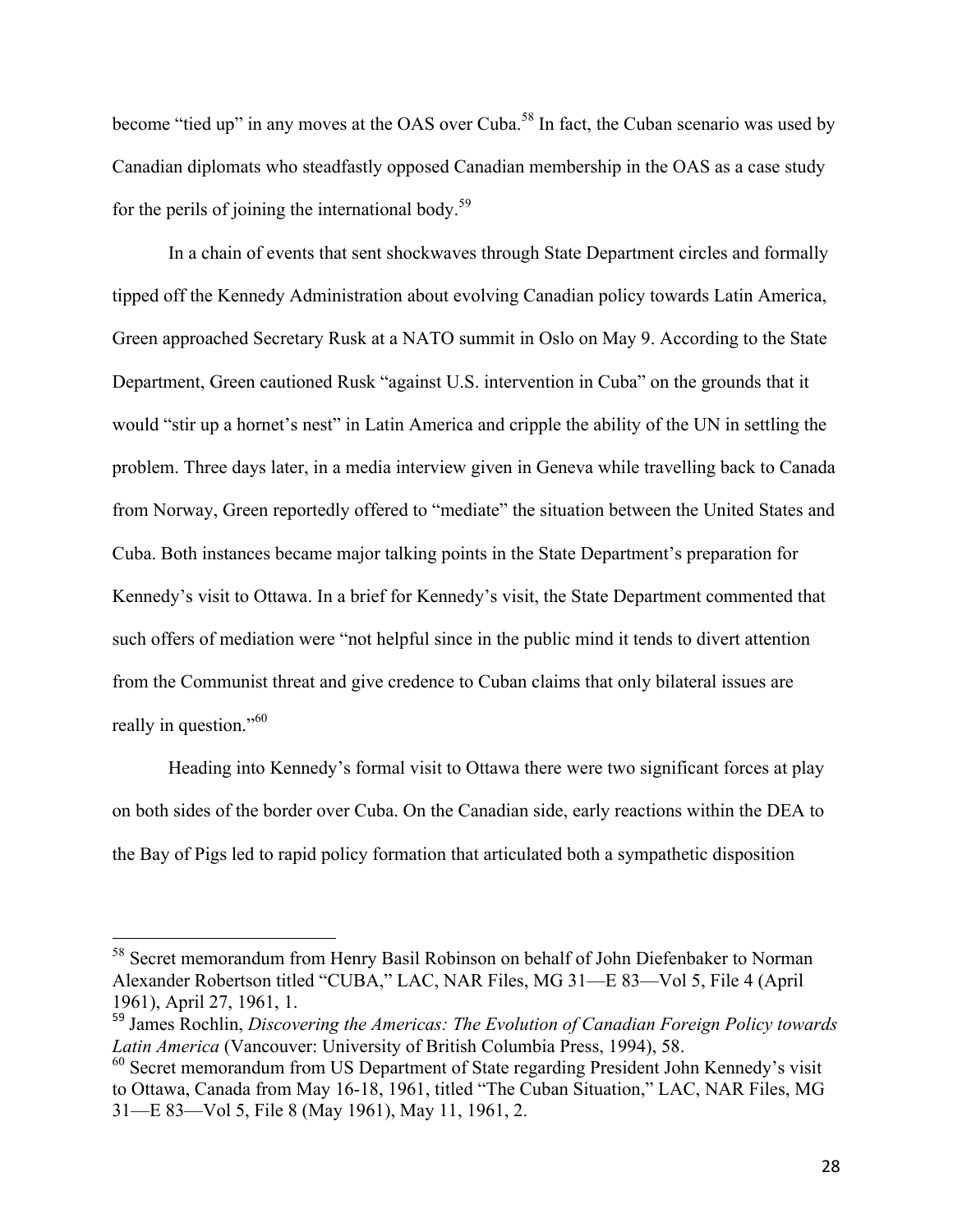become "tied up" in any moves at the OAS over Cuba.[58] In fact, the Cuban scenario was used by Canadian diplomats who steadfastly opposed Canadian membership in the OAS as a case study for the perils of joining the international body.[59]

In a chain of events that sent shockwaves through State Department circles and formally tipped off the Kennedy Administration about evolving Canadian policy towards Latin America, Green approached Secretary Rusk at a NATO summit in Oslo on May 9. According to the State Department, Green cautioned Rusk "against U.S. intervention in Cuba" on the grounds that it would "stir up a hornet's nest" in Latin America and cripple the ability of the UN in settling the problem. Three days later, in a media interview given in Geneva while travelling back to Canada from Norway, Green reportedly offered to "mediate" the situation between the United States and Cuba. Both instances became major talking points in the State Department's preparation for Kennedy's visit to Ottawa. In a brief for Kennedy's visit, the State Department commented that such offers of mediation were "not helpful since in the public mind it tends to divert attention from the Communist threat and give credence to Cuban claims that only bilateral issues are really in question."[60]

Heading into Kennedy's formal visit to Ottawa there were two significant forces at play on both sides of the border over Cuba. On the Canadian side, early reactions within the DEA to the Bay of Pigs led to rapid policy formation that articulated both a sympathetic disposition

---

[58] Secret memorandum from Henry Basil Robinson on behalf of John Diefenbaker to Norman Alexander Robertson titled "CUBA," LAC, NAR Files, MG 31—E 83—Vol 5, File 4 (April 1961), April 27, 1961, 1.

[59] James Rochlin, *Discovering the Americas: The Evolution of Canadian Foreign Policy towards Latin America* (Vancouver: University of British Columbia Press, 1994), 58.

[60] Secret memorandum from US Department of State regarding President John Kennedy's visit to Ottawa, Canada from May 16-18, 1961, titled "The Cuban Situation," LAC, NAR Files, MG 31—E 83—Vol 5, File 8 (May 1961), May 11, 1961, 2.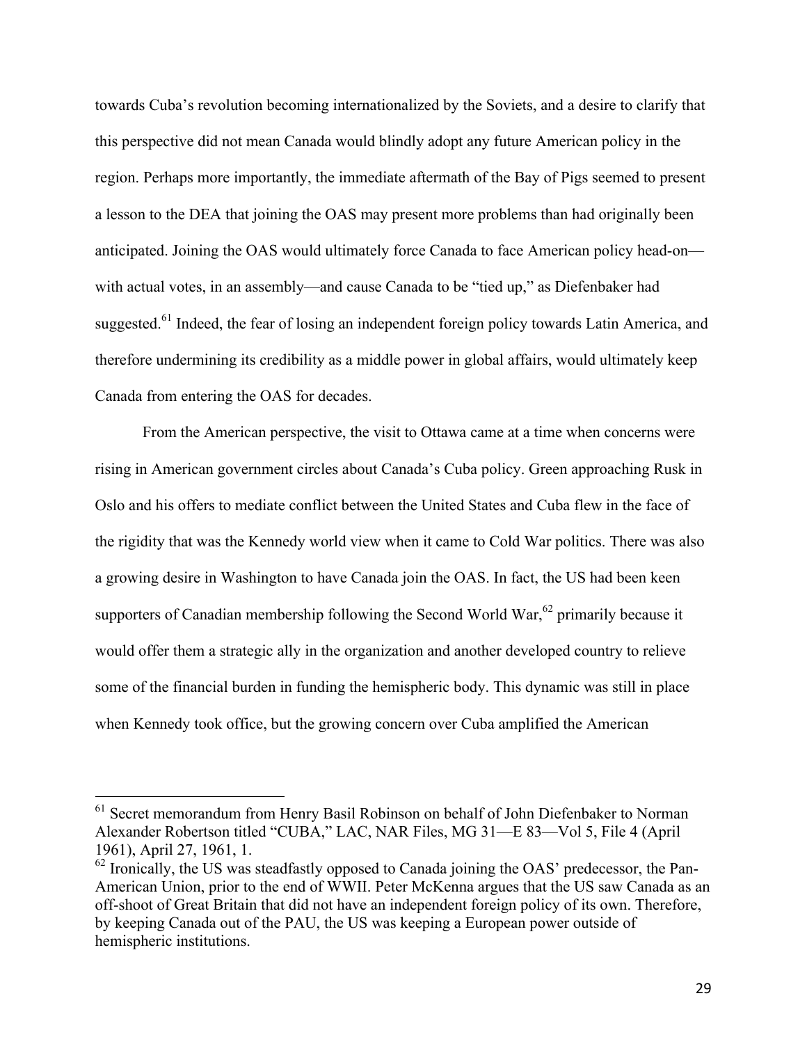towards Cuba's revolution becoming internationalized by the Soviets, and a desire to clarify that this perspective did not mean Canada would blindly adopt any future American policy in the region. Perhaps more importantly, the immediate aftermath of the Bay of Pigs seemed to present a lesson to the DEA that joining the OAS may present more problems than had originally been anticipated. Joining the OAS would ultimately force Canada to face American policy head-on—with actual votes, in an assembly—and cause Canada to be "tied up," as Diefenbaker had suggested.[61] Indeed, the fear of losing an independent foreign policy towards Latin America, and therefore undermining its credibility as a middle power in global affairs, would ultimately keep Canada from entering the OAS for decades.

From the American perspective, the visit to Ottawa came at a time when concerns were rising in American government circles about Canada's Cuba policy. Green approaching Rusk in Oslo and his offers to mediate conflict between the United States and Cuba flew in the face of the rigidity that was the Kennedy world view when it came to Cold War politics. There was also a growing desire in Washington to have Canada join the OAS. In fact, the US had been keen supporters of Canadian membership following the Second World War,[62] primarily because it would offer them a strategic ally in the organization and another developed country to relieve some of the financial burden in funding the hemispheric body. This dynamic was still in place when Kennedy took office, but the growing concern over Cuba amplified the American

---

[61] Secret memorandum from Henry Basil Robinson on behalf of John Diefenbaker to Norman Alexander Robertson titled "CUBA," LAC, NAR Files, MG 31—E 83—Vol 5, File 4 (April 1961), April 27, 1961, 1.

[62] Ironically, the US was steadfastly opposed to Canada joining the OAS' predecessor, the Pan-American Union, prior to the end of WWII. Peter McKenna argues that the US saw Canada as an off-shoot of Great Britain that did not have an independent foreign policy of its own. Therefore, by keeping Canada out of the PAU, the US was keeping a European power outside of hemispheric institutions.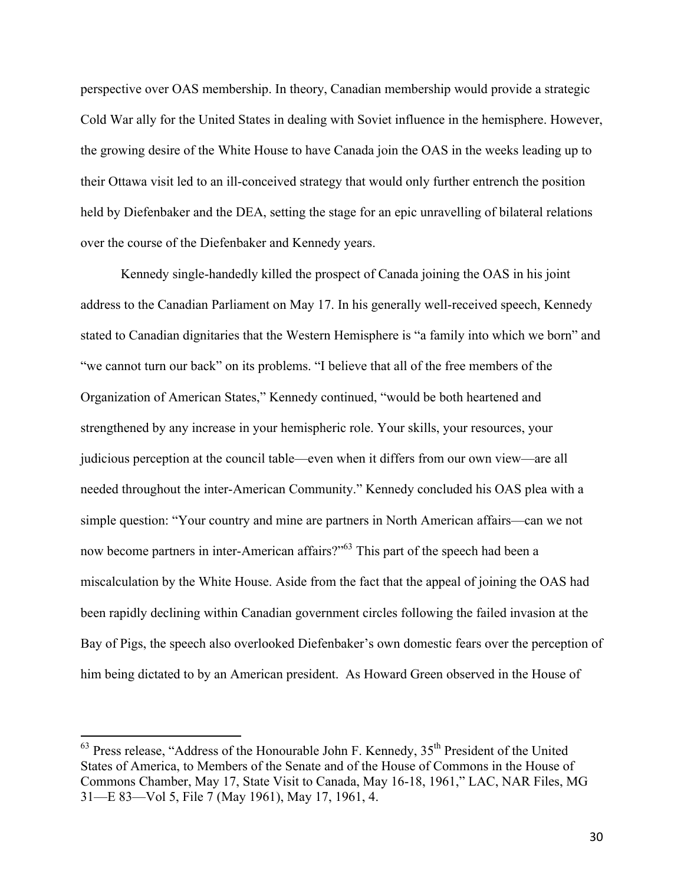perspective over OAS membership. In theory, Canadian membership would provide a strategic Cold War ally for the United States in dealing with Soviet influence in the hemisphere. However, the growing desire of the White House to have Canada join the OAS in the weeks leading up to their Ottawa visit led to an ill-conceived strategy that would only further entrench the position held by Diefenbaker and the DEA, setting the stage for an epic unravelling of bilateral relations over the course of the Diefenbaker and Kennedy years.

Kennedy single-handedly killed the prospect of Canada joining the OAS in his joint address to the Canadian Parliament on May 17. In his generally well-received speech, Kennedy stated to Canadian dignitaries that the Western Hemisphere is "a family into which we born" and "we cannot turn our back" on its problems. "I believe that all of the free members of the Organization of American States," Kennedy continued, "would be both heartened and strengthened by any increase in your hemispheric role. Your skills, your resources, your judicious perception at the council table—even when it differs from our own view—are all needed throughout the inter-American Community." Kennedy concluded his OAS plea with a simple question: "Your country and mine are partners in North American affairs—can we not now become partners in inter-American affairs?"[63] This part of the speech had been a miscalculation by the White House. Aside from the fact that the appeal of joining the OAS had been rapidly declining within Canadian government circles following the failed invasion at the Bay of Pigs, the speech also overlooked Diefenbaker's own domestic fears over the perception of him being dictated to by an American president. As Howard Green observed in the House of

[63] Press release, "Address of the Honourable John F. Kennedy, 35th President of the United States of America, to Members of the Senate and of the House of Commons in the House of Commons Chamber, May 17, State Visit to Canada, May 16-18, 1961," LAC, NAR Files, MG 31—E 83—Vol 5, File 7 (May 1961), May 17, 1961, 4.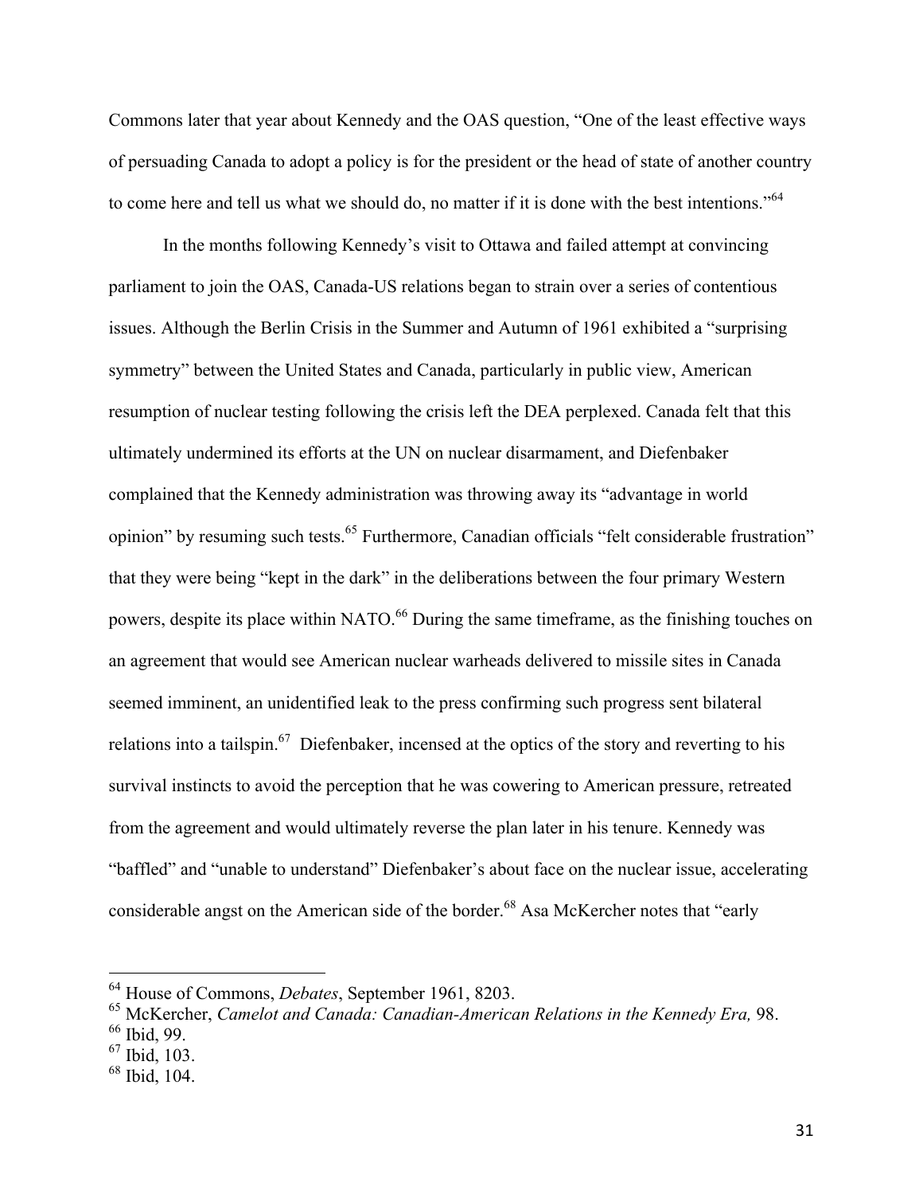Commons later that year about Kennedy and the OAS question, "One of the least effective ways of persuading Canada to adopt a policy is for the president or the head of state of another country to come here and tell us what we should do, no matter if it is done with the best intentions."[64]

In the months following Kennedy's visit to Ottawa and failed attempt at convincing parliament to join the OAS, Canada-US relations began to strain over a series of contentious issues. Although the Berlin Crisis in the Summer and Autumn of 1961 exhibited a "surprising symmetry" between the United States and Canada, particularly in public view, American resumption of nuclear testing following the crisis left the DEA perplexed. Canada felt that this ultimately undermined its efforts at the UN on nuclear disarmament, and Diefenbaker complained that the Kennedy administration was throwing away its "advantage in world opinion" by resuming such tests.[65] Furthermore, Canadian officials "felt considerable frustration" that they were being "kept in the dark" in the deliberations between the four primary Western powers, despite its place within NATO.[66] During the same timeframe, as the finishing touches on an agreement that would see American nuclear warheads delivered to missile sites in Canada seemed imminent, an unidentified leak to the press confirming such progress sent bilateral relations into a tailspin.[67] Diefenbaker, incensed at the optics of the story and reverting to his survival instincts to avoid the perception that he was cowering to American pressure, retreated from the agreement and would ultimately reverse the plan later in his tenure. Kennedy was "baffled" and "unable to understand" Diefenbaker's about face on the nuclear issue, accelerating considerable angst on the American side of the border.[68] Asa McKercher notes that "early

---

[64] House of Commons, *Debates*, September 1961, 8203.

[65] McKercher, *Camelot and Canada: Canadian-American Relations in the Kennedy Era,* 98.

[66] Ibid, 99.

[67] Ibid, 103.

[68] Ibid, 104.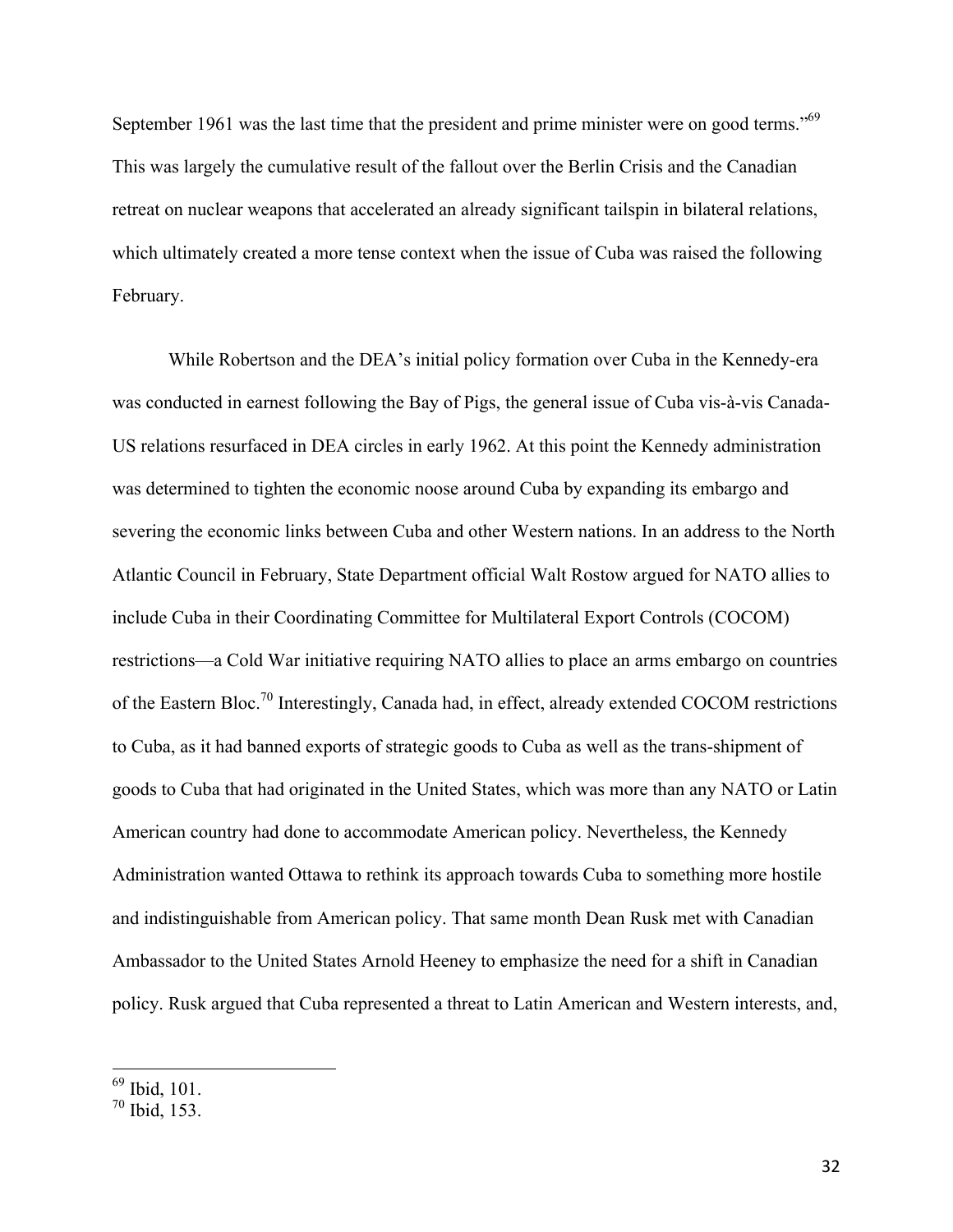September 1961 was the last time that the president and prime minister were on good terms."[69] This was largely the cumulative result of the fallout over the Berlin Crisis and the Canadian retreat on nuclear weapons that accelerated an already significant tailspin in bilateral relations, which ultimately created a more tense context when the issue of Cuba was raised the following February.

While Robertson and the DEA's initial policy formation over Cuba in the Kennedy-era was conducted in earnest following the Bay of Pigs, the general issue of Cuba vis-à-vis Canada-US relations resurfaced in DEA circles in early 1962. At this point the Kennedy administration was determined to tighten the economic noose around Cuba by expanding its embargo and severing the economic links between Cuba and other Western nations. In an address to the North Atlantic Council in February, State Department official Walt Rostow argued for NATO allies to include Cuba in their Coordinating Committee for Multilateral Export Controls (COCOM) restrictions—a Cold War initiative requiring NATO allies to place an arms embargo on countries of the Eastern Bloc.[70] Interestingly, Canada had, in effect, already extended COCOM restrictions to Cuba, as it had banned exports of strategic goods to Cuba as well as the trans-shipment of goods to Cuba that had originated in the United States, which was more than any NATO or Latin American country had done to accommodate American policy. Nevertheless, the Kennedy Administration wanted Ottawa to rethink its approach towards Cuba to something more hostile and indistinguishable from American policy. That same month Dean Rusk met with Canadian Ambassador to the United States Arnold Heeney to emphasize the need for a shift in Canadian policy. Rusk argued that Cuba represented a threat to Latin American and Western interests, and,

---

[69] Ibid, 101.

[70] Ibid, 153.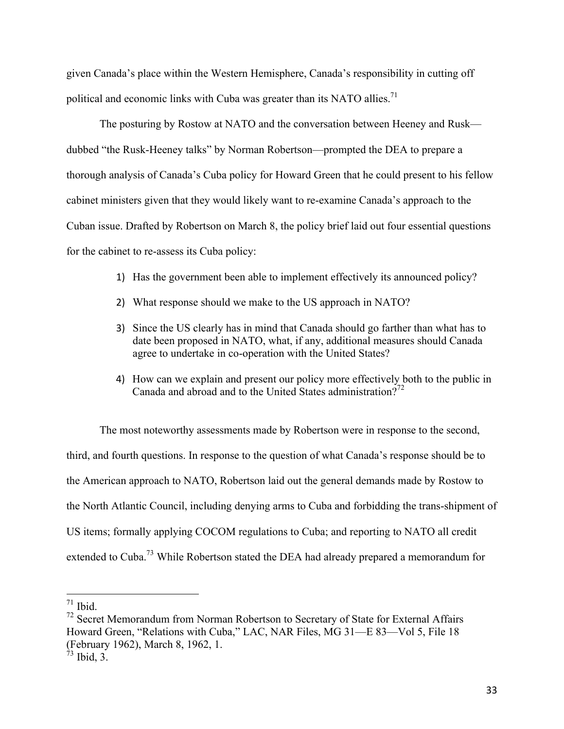given Canada's place within the Western Hemisphere, Canada's responsibility in cutting off political and economic links with Cuba was greater than its NATO allies.[71]

The posturing by Rostow at NATO and the conversation between Heeney and Rusk—dubbed "the Rusk-Heeney talks" by Norman Robertson—prompted the DEA to prepare a thorough analysis of Canada's Cuba policy for Howard Green that he could present to his fellow cabinet ministers given that they would likely want to re-examine Canada's approach to the Cuban issue. Drafted by Robertson on March 8, the policy brief laid out four essential questions for the cabinet to re-assess its Cuba policy:

> 1) Has the government been able to implement effectively its announced policy?
>
> 2) What response should we make to the US approach in NATO?
>
> 3) Since the US clearly has in mind that Canada should go farther than what has to date been proposed in NATO, what, if any, additional measures should Canada agree to undertake in co-operation with the United States?
>
> 4) How can we explain and present our policy more effectively both to the public in Canada and abroad and to the United States administration?[72]

The most noteworthy assessments made by Robertson were in response to the second, third, and fourth questions. In response to the question of what Canada's response should be to the American approach to NATO, Robertson laid out the general demands made by Rostow to the North Atlantic Council, including denying arms to Cuba and forbidding the trans-shipment of US items; formally applying COCOM regulations to Cuba; and reporting to NATO all credit extended to Cuba.[73] While Robertson stated the DEA had already prepared a memorandum for

---

[71] Ibid.

[72] Secret Memorandum from Norman Robertson to Secretary of State for External Affairs Howard Green, "Relations with Cuba," LAC, NAR Files, MG 31—E 83—Vol 5, File 18 (February 1962), March 8, 1962, 1.

[73] Ibid, 3.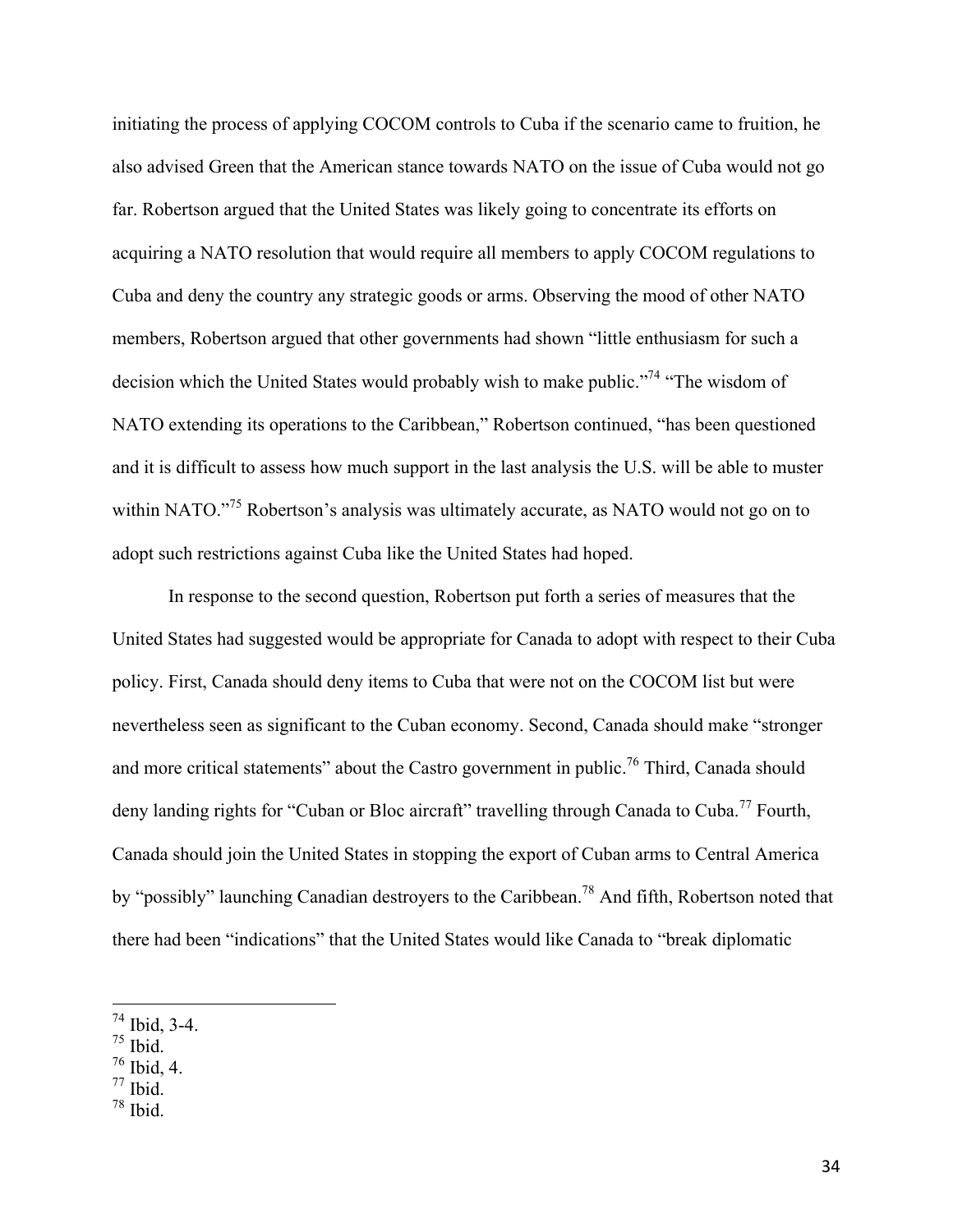initiating the process of applying COCOM controls to Cuba if the scenario came to fruition, he also advised Green that the American stance towards NATO on the issue of Cuba would not go far. Robertson argued that the United States was likely going to concentrate its efforts on acquiring a NATO resolution that would require all members to apply COCOM regulations to Cuba and deny the country any strategic goods or arms. Observing the mood of other NATO members, Robertson argued that other governments had shown "little enthusiasm for such a decision which the United States would probably wish to make public."[74] "The wisdom of NATO extending its operations to the Caribbean," Robertson continued, "has been questioned and it is difficult to assess how much support in the last analysis the U.S. will be able to muster within NATO."[75] Robertson's analysis was ultimately accurate, as NATO would not go on to adopt such restrictions against Cuba like the United States had hoped.

In response to the second question, Robertson put forth a series of measures that the United States had suggested would be appropriate for Canada to adopt with respect to their Cuba policy. First, Canada should deny items to Cuba that were not on the COCOM list but were nevertheless seen as significant to the Cuban economy. Second, Canada should make "stronger and more critical statements" about the Castro government in public.[76] Third, Canada should deny landing rights for "Cuban or Bloc aircraft" travelling through Canada to Cuba.[77] Fourth, Canada should join the United States in stopping the export of Cuban arms to Central America by "possibly" launching Canadian destroyers to the Caribbean.[78] And fifth, Robertson noted that there had been "indications" that the United States would like Canada to "break diplomatic

[74] Ibid, 3-4.
[75] Ibid.
[76] Ibid, 4.
[77] Ibid.
[78] Ibid.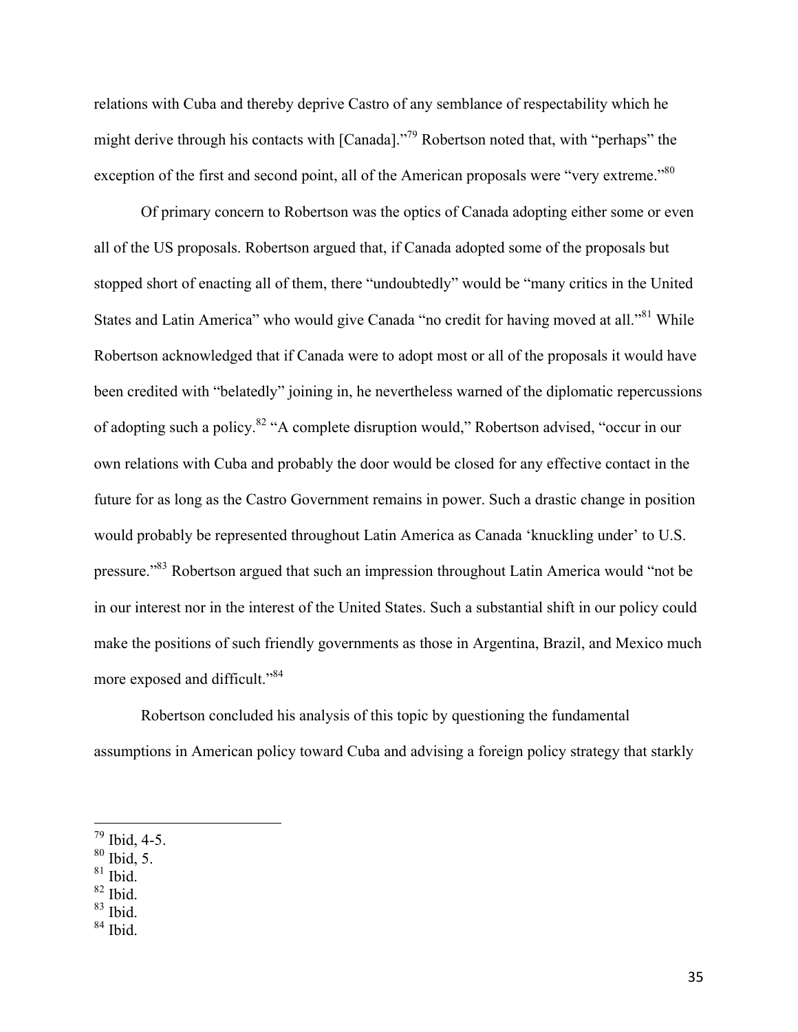relations with Cuba and thereby deprive Castro of any semblance of respectability which he might derive through his contacts with [Canada]."[79] Robertson noted that, with "perhaps" the exception of the first and second point, all of the American proposals were "very extreme."[80]

Of primary concern to Robertson was the optics of Canada adopting either some or even all of the US proposals. Robertson argued that, if Canada adopted some of the proposals but stopped short of enacting all of them, there "undoubtedly" would be "many critics in the United States and Latin America" who would give Canada "no credit for having moved at all."[81] While Robertson acknowledged that if Canada were to adopt most or all of the proposals it would have been credited with "belatedly" joining in, he nevertheless warned of the diplomatic repercussions of adopting such a policy.[82] "A complete disruption would," Robertson advised, "occur in our own relations with Cuba and probably the door would be closed for any effective contact in the future for as long as the Castro Government remains in power. Such a drastic change in position would probably be represented throughout Latin America as Canada 'knuckling under' to U.S. pressure."[83] Robertson argued that such an impression throughout Latin America would "not be in our interest nor in the interest of the United States. Such a substantial shift in our policy could make the positions of such friendly governments as those in Argentina, Brazil, and Mexico much more exposed and difficult."[84]

Robertson concluded his analysis of this topic by questioning the fundamental assumptions in American policy toward Cuba and advising a foreign policy strategy that starkly

---

[79] Ibid, 4-5.
[80] Ibid, 5.
[81] Ibid.
[82] Ibid.
[83] Ibid.
[84] Ibid.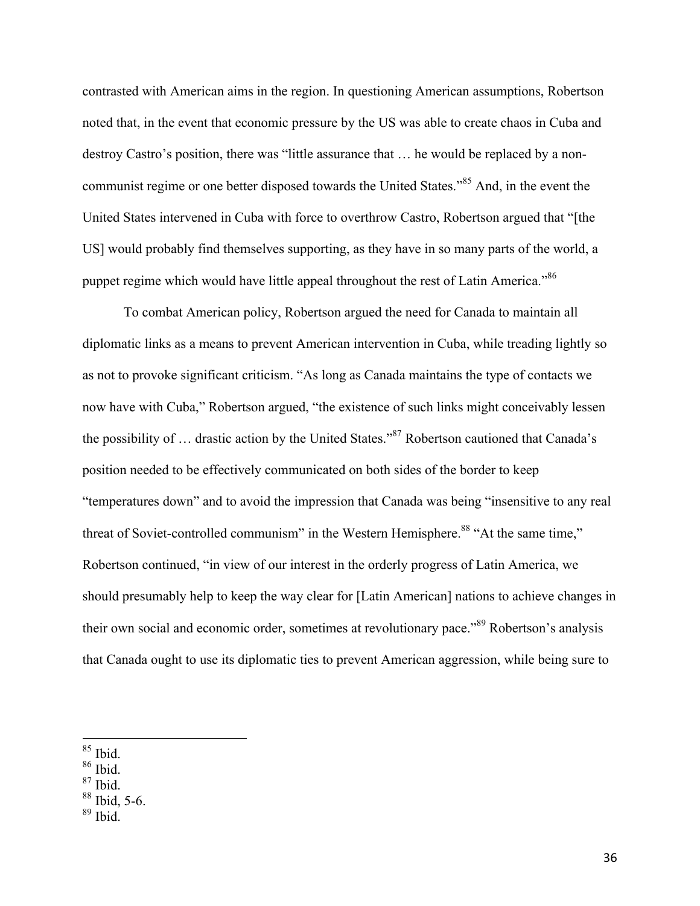contrasted with American aims in the region. In questioning American assumptions, Robertson noted that, in the event that economic pressure by the US was able to create chaos in Cuba and destroy Castro's position, there was "little assurance that … he would be replaced by a non-communist regime or one better disposed towards the United States."[85] And, in the event the United States intervened in Cuba with force to overthrow Castro, Robertson argued that "[the US] would probably find themselves supporting, as they have in so many parts of the world, a puppet regime which would have little appeal throughout the rest of Latin America."[86]

To combat American policy, Robertson argued the need for Canada to maintain all diplomatic links as a means to prevent American intervention in Cuba, while treading lightly so as not to provoke significant criticism. "As long as Canada maintains the type of contacts we now have with Cuba," Robertson argued, "the existence of such links might conceivably lessen the possibility of … drastic action by the United States."[87] Robertson cautioned that Canada's position needed to be effectively communicated on both sides of the border to keep "temperatures down" and to avoid the impression that Canada was being "insensitive to any real threat of Soviet-controlled communism" in the Western Hemisphere.[88] "At the same time," Robertson continued, "in view of our interest in the orderly progress of Latin America, we should presumably help to keep the way clear for [Latin American] nations to achieve changes in their own social and economic order, sometimes at revolutionary pace."[89] Robertson's analysis that Canada ought to use its diplomatic ties to prevent American aggression, while being sure to

---

[85] Ibid.
[86] Ibid.
[87] Ibid.
[88] Ibid, 5-6.
[89] Ibid.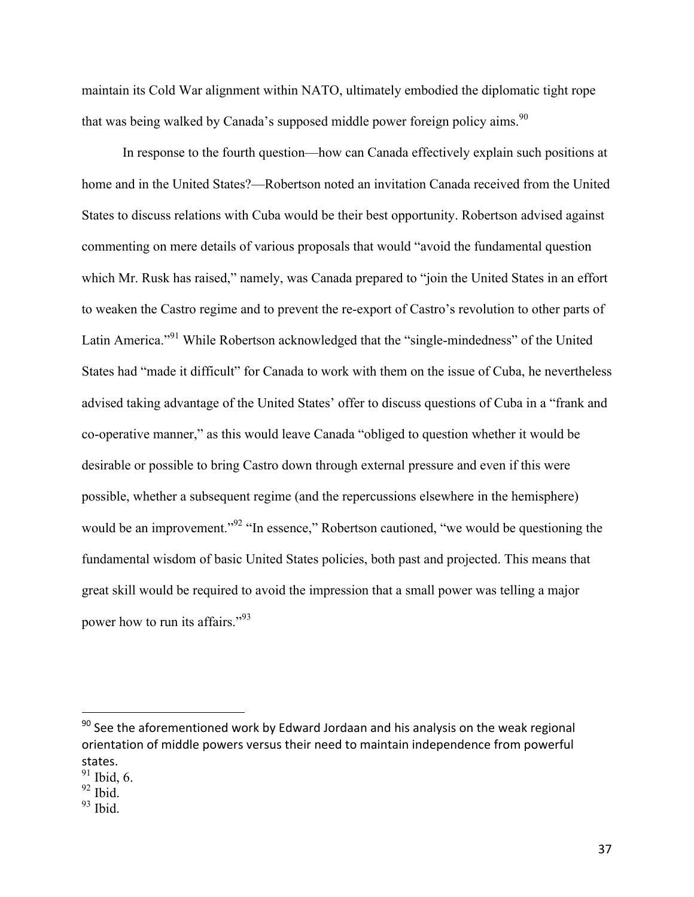maintain its Cold War alignment within NATO, ultimately embodied the diplomatic tight rope that was being walked by Canada's supposed middle power foreign policy aims.[90]

In response to the fourth question—how can Canada effectively explain such positions at home and in the United States?—Robertson noted an invitation Canada received from the United States to discuss relations with Cuba would be their best opportunity. Robertson advised against commenting on mere details of various proposals that would "avoid the fundamental question which Mr. Rusk has raised," namely, was Canada prepared to "join the United States in an effort to weaken the Castro regime and to prevent the re-export of Castro's revolution to other parts of Latin America."[91] While Robertson acknowledged that the "single-mindedness" of the United States had "made it difficult" for Canada to work with them on the issue of Cuba, he nevertheless advised taking advantage of the United States' offer to discuss questions of Cuba in a "frank and co-operative manner," as this would leave Canada "obliged to question whether it would be desirable or possible to bring Castro down through external pressure and even if this were possible, whether a subsequent regime (and the repercussions elsewhere in the hemisphere) would be an improvement."[92] "In essence," Robertson cautioned, "we would be questioning the fundamental wisdom of basic United States policies, both past and projected. This means that great skill would be required to avoid the impression that a small power was telling a major power how to run its affairs."[93]

---

[90] See the aforementioned work by Edward Jordaan and his analysis on the weak regional orientation of middle powers versus their need to maintain independence from powerful states.

[91] Ibid, 6.

[92] Ibid.

[93] Ibid.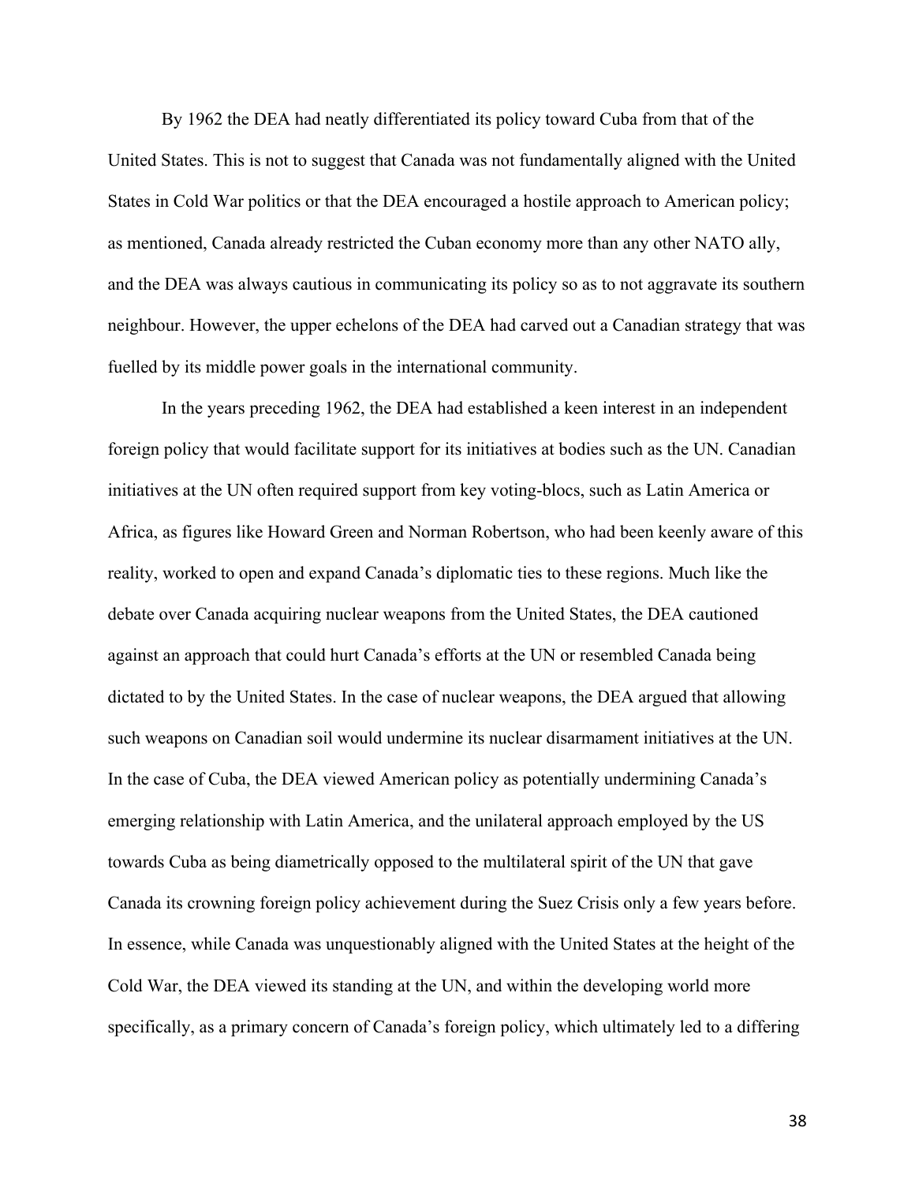By 1962 the DEA had neatly differentiated its policy toward Cuba from that of the United States. This is not to suggest that Canada was not fundamentally aligned with the United States in Cold War politics or that the DEA encouraged a hostile approach to American policy; as mentioned, Canada already restricted the Cuban economy more than any other NATO ally, and the DEA was always cautious in communicating its policy so as to not aggravate its southern neighbour. However, the upper echelons of the DEA had carved out a Canadian strategy that was fuelled by its middle power goals in the international community.

In the years preceding 1962, the DEA had established a keen interest in an independent foreign policy that would facilitate support for its initiatives at bodies such as the UN. Canadian initiatives at the UN often required support from key voting-blocs, such as Latin America or Africa, as figures like Howard Green and Norman Robertson, who had been keenly aware of this reality, worked to open and expand Canada's diplomatic ties to these regions. Much like the debate over Canada acquiring nuclear weapons from the United States, the DEA cautioned against an approach that could hurt Canada's efforts at the UN or resembled Canada being dictated to by the United States. In the case of nuclear weapons, the DEA argued that allowing such weapons on Canadian soil would undermine its nuclear disarmament initiatives at the UN. In the case of Cuba, the DEA viewed American policy as potentially undermining Canada's emerging relationship with Latin America, and the unilateral approach employed by the US towards Cuba as being diametrically opposed to the multilateral spirit of the UN that gave Canada its crowning foreign policy achievement during the Suez Crisis only a few years before. In essence, while Canada was unquestionably aligned with the United States at the height of the Cold War, the DEA viewed its standing at the UN, and within the developing world more specifically, as a primary concern of Canada's foreign policy, which ultimately led to a differing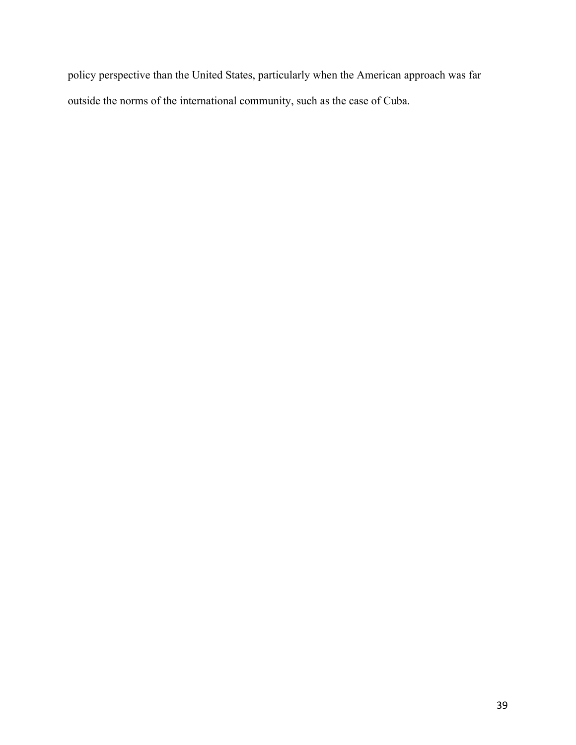policy perspective than the United States, particularly when the American approach was far outside the norms of the international community, such as the case of Cuba.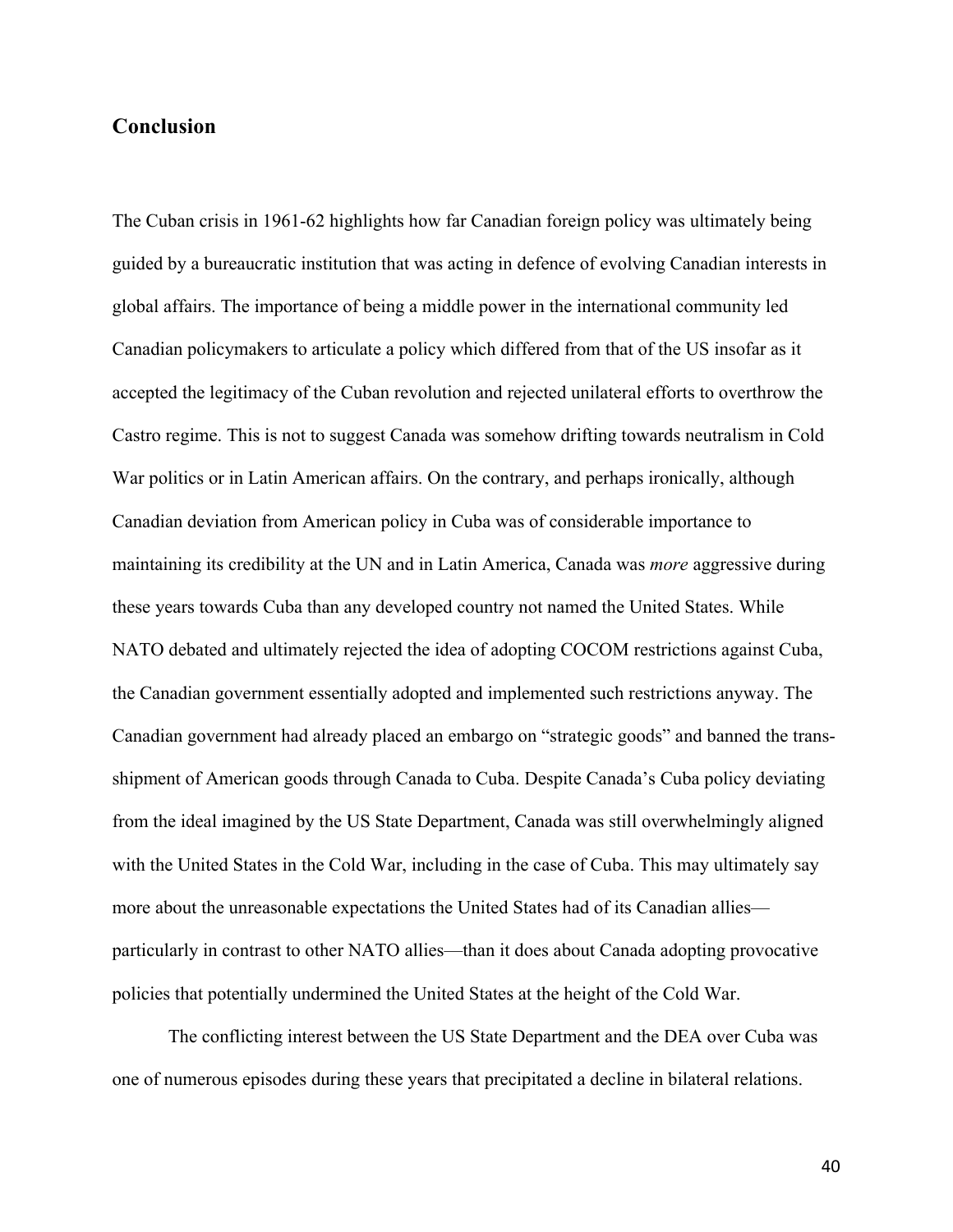## Conclusion

The Cuban crisis in 1961-62 highlights how far Canadian foreign policy was ultimately being guided by a bureaucratic institution that was acting in defence of evolving Canadian interests in global affairs. The importance of being a middle power in the international community led Canadian policymakers to articulate a policy which differed from that of the US insofar as it accepted the legitimacy of the Cuban revolution and rejected unilateral efforts to overthrow the Castro regime. This is not to suggest Canada was somehow drifting towards neutralism in Cold War politics or in Latin American affairs. On the contrary, and perhaps ironically, although Canadian deviation from American policy in Cuba was of considerable importance to maintaining its credibility at the UN and in Latin America, Canada was *more* aggressive during these years towards Cuba than any developed country not named the United States. While NATO debated and ultimately rejected the idea of adopting COCOM restrictions against Cuba, the Canadian government essentially adopted and implemented such restrictions anyway. The Canadian government had already placed an embargo on "strategic goods" and banned the trans-shipment of American goods through Canada to Cuba. Despite Canada's Cuba policy deviating from the ideal imagined by the US State Department, Canada was still overwhelmingly aligned with the United States in the Cold War, including in the case of Cuba. This may ultimately say more about the unreasonable expectations the United States had of its Canadian allies—particularly in contrast to other NATO allies—than it does about Canada adopting provocative policies that potentially undermined the United States at the height of the Cold War.

The conflicting interest between the US State Department and the DEA over Cuba was one of numerous episodes during these years that precipitated a decline in bilateral relations.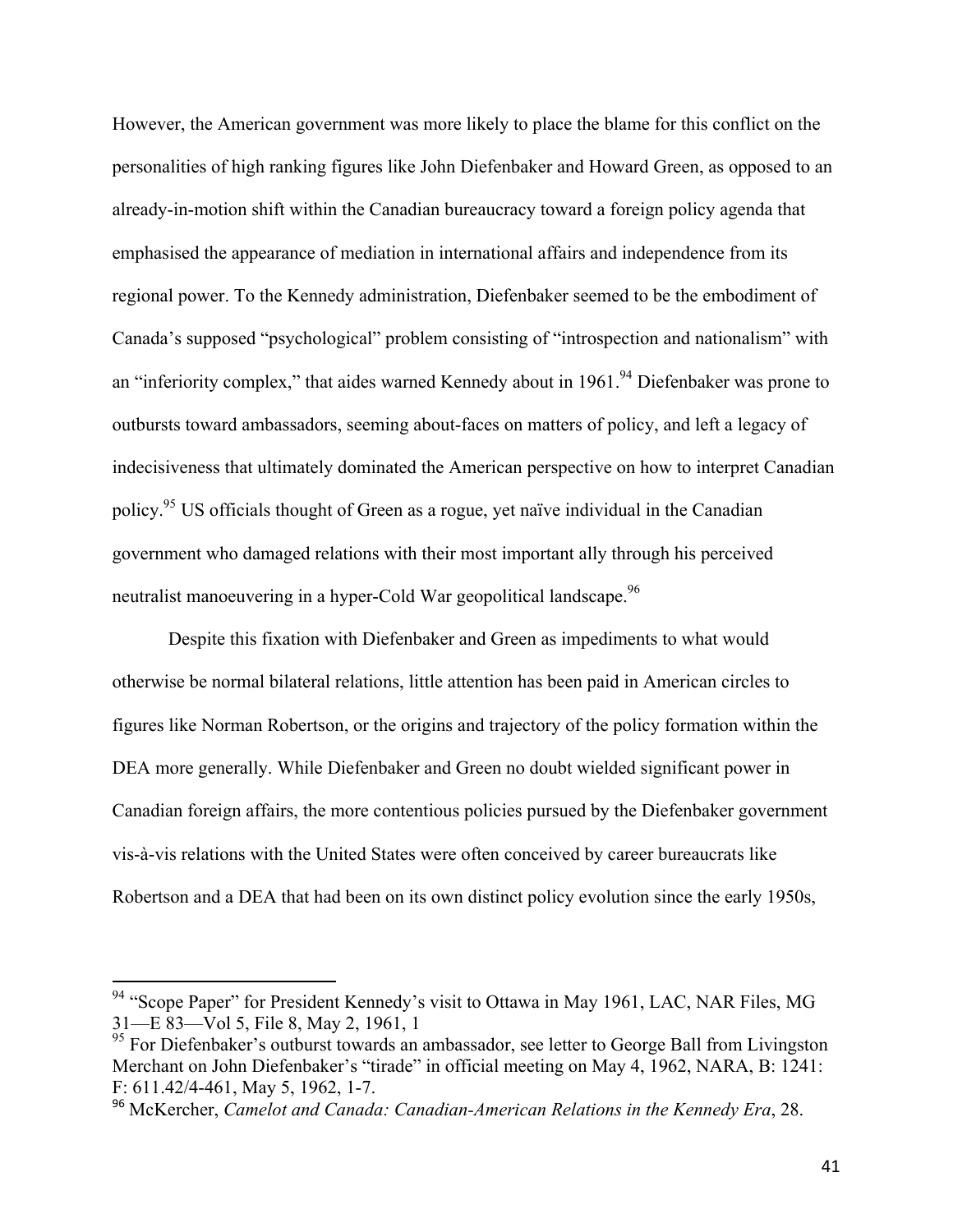However, the American government was more likely to place the blame for this conflict on the personalities of high ranking figures like John Diefenbaker and Howard Green, as opposed to an already-in-motion shift within the Canadian bureaucracy toward a foreign policy agenda that emphasised the appearance of mediation in international affairs and independence from its regional power. To the Kennedy administration, Diefenbaker seemed to be the embodiment of Canada's supposed "psychological" problem consisting of "introspection and nationalism" with an "inferiority complex," that aides warned Kennedy about in 1961.[94] Diefenbaker was prone to outbursts toward ambassadors, seeming about-faces on matters of policy, and left a legacy of indecisiveness that ultimately dominated the American perspective on how to interpret Canadian policy.[95] US officials thought of Green as a rogue, yet naïve individual in the Canadian government who damaged relations with their most important ally through his perceived neutralist manoeuvering in a hyper-Cold War geopolitical landscape.[96]

Despite this fixation with Diefenbaker and Green as impediments to what would otherwise be normal bilateral relations, little attention has been paid in American circles to figures like Norman Robertson, or the origins and trajectory of the policy formation within the DEA more generally. While Diefenbaker and Green no doubt wielded significant power in Canadian foreign affairs, the more contentious policies pursued by the Diefenbaker government vis-à-vis relations with the United States were often conceived by career bureaucrats like Robertson and a DEA that had been on its own distinct policy evolution since the early 1950s,

---

[94] "Scope Paper" for President Kennedy's visit to Ottawa in May 1961, LAC, NAR Files, MG 31—E 83—Vol 5, File 8, May 2, 1961, 1

[95] For Diefenbaker's outburst towards an ambassador, see letter to George Ball from Livingston Merchant on John Diefenbaker's "tirade" in official meeting on May 4, 1962, NARA, B: 1241: F: 611.42/4-461, May 5, 1962, 1-7.

[96] McKercher, *Camelot and Canada: Canadian-American Relations in the Kennedy Era*, 28.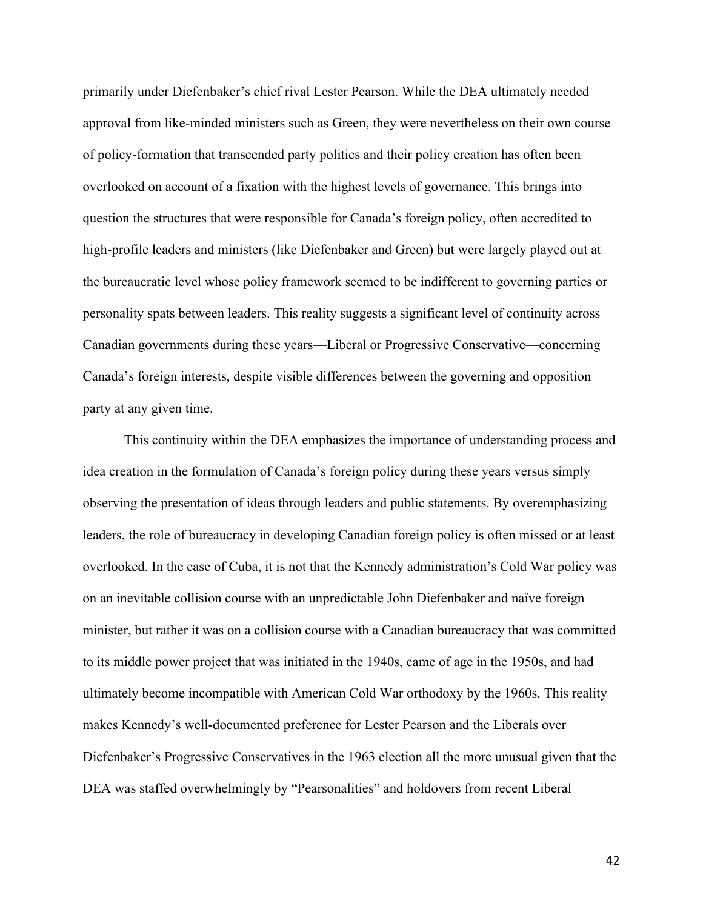primarily under Diefenbaker's chief rival Lester Pearson. While the DEA ultimately needed approval from like-minded ministers such as Green, they were nevertheless on their own course of policy-formation that transcended party politics and their policy creation has often been overlooked on account of a fixation with the highest levels of governance. This brings into question the structures that were responsible for Canada's foreign policy, often accredited to high-profile leaders and ministers (like Diefenbaker and Green) but were largely played out at the bureaucratic level whose policy framework seemed to be indifferent to governing parties or personality spats between leaders. This reality suggests a significant level of continuity across Canadian governments during these years—Liberal or Progressive Conservative—concerning Canada's foreign interests, despite visible differences between the governing and opposition party at any given time.

This continuity within the DEA emphasizes the importance of understanding process and idea creation in the formulation of Canada's foreign policy during these years versus simply observing the presentation of ideas through leaders and public statements. By overemphasizing leaders, the role of bureaucracy in developing Canadian foreign policy is often missed or at least overlooked. In the case of Cuba, it is not that the Kennedy administration's Cold War policy was on an inevitable collision course with an unpredictable John Diefenbaker and naïve foreign minister, but rather it was on a collision course with a Canadian bureaucracy that was committed to its middle power project that was initiated in the 1940s, came of age in the 1950s, and had ultimately become incompatible with American Cold War orthodoxy by the 1960s. This reality makes Kennedy's well-documented preference for Lester Pearson and the Liberals over Diefenbaker's Progressive Conservatives in the 1963 election all the more unusual given that the DEA was staffed overwhelmingly by "Pearsonalities" and holdovers from recent Liberal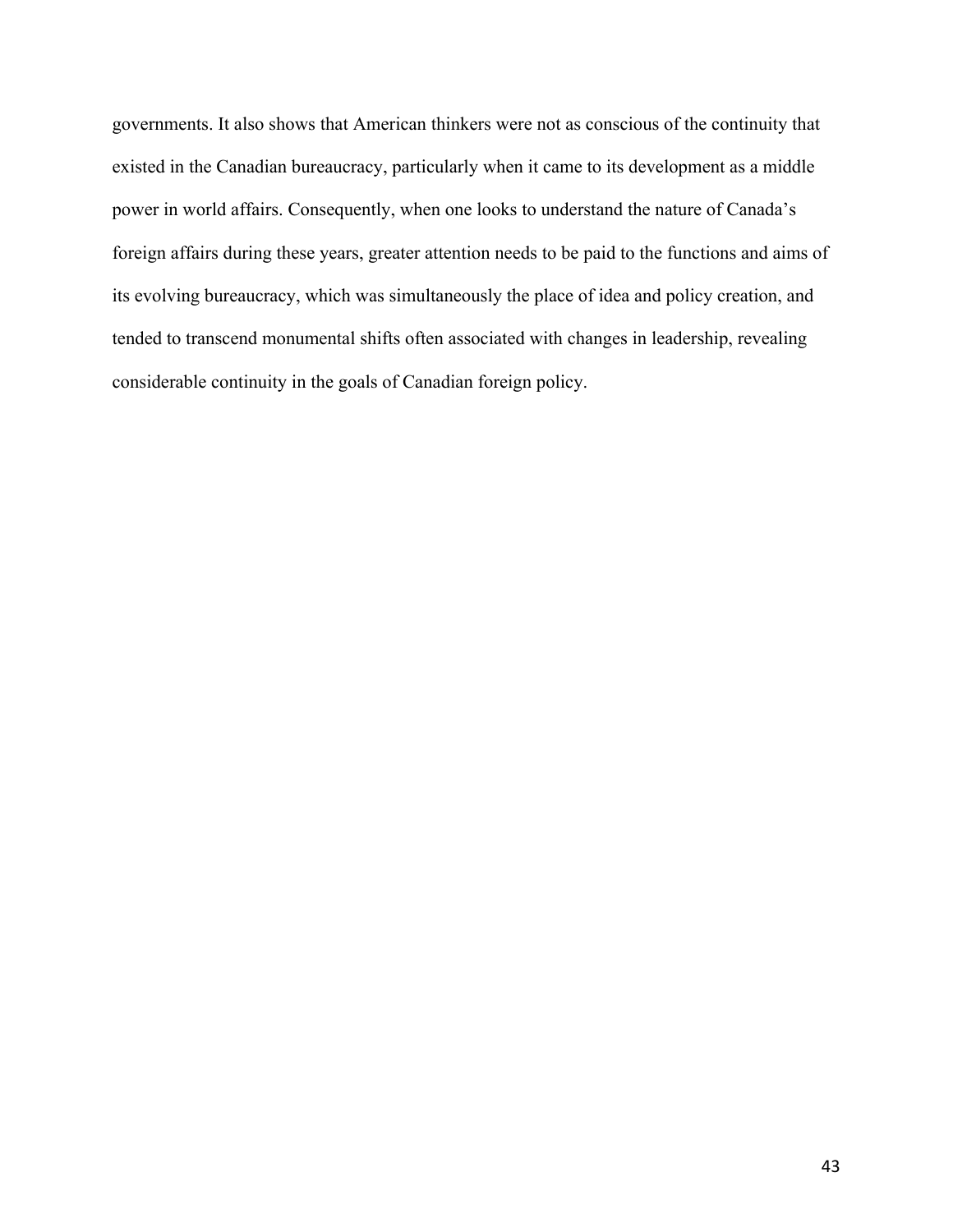governments. It also shows that American thinkers were not as conscious of the continuity that existed in the Canadian bureaucracy, particularly when it came to its development as a middle power in world affairs. Consequently, when one looks to understand the nature of Canada's foreign affairs during these years, greater attention needs to be paid to the functions and aims of its evolving bureaucracy, which was simultaneously the place of idea and policy creation, and tended to transcend monumental shifts often associated with changes in leadership, revealing considerable continuity in the goals of Canadian foreign policy.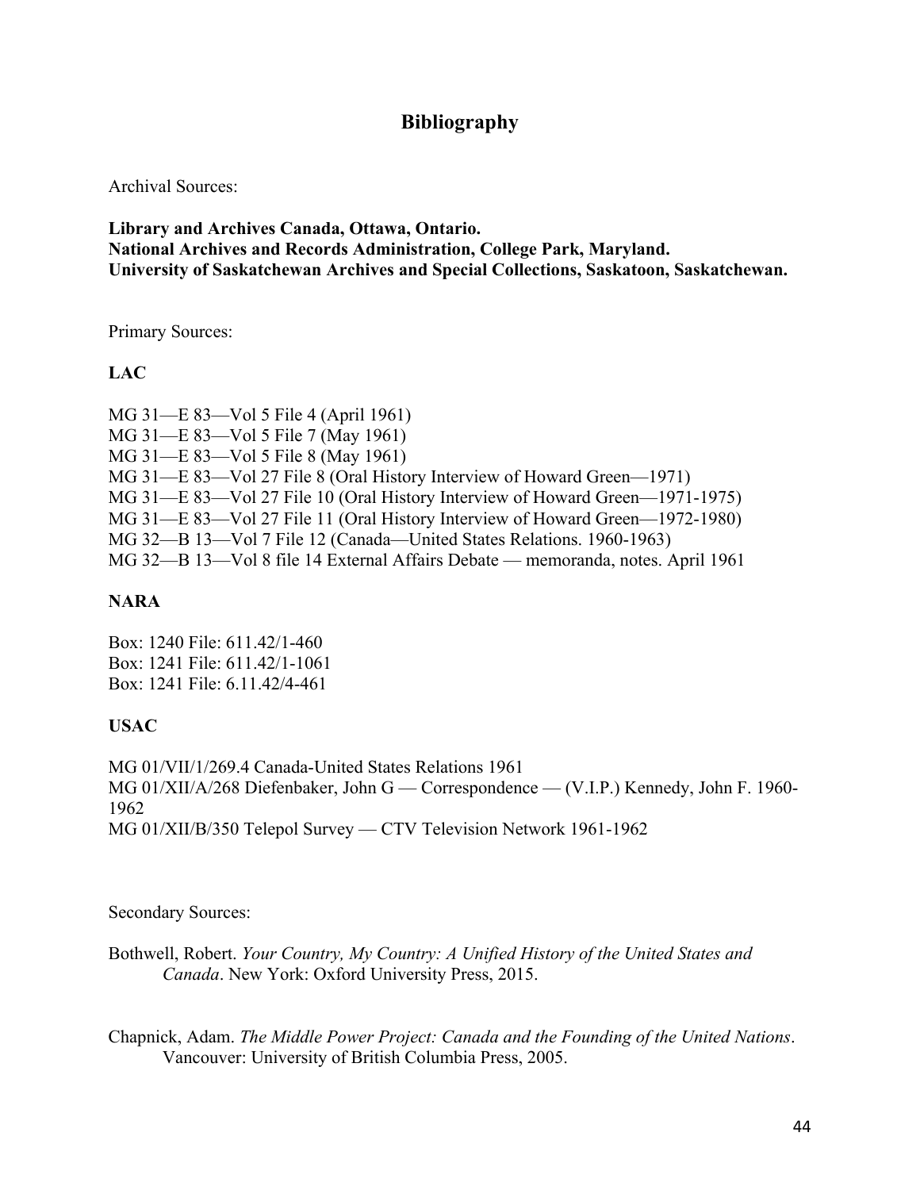# Bibliography

Archival Sources:

**Library and Archives Canada, Ottawa, Ontario.**
**National Archives and Records Administration, College Park, Maryland.**
**University of Saskatchewan Archives and Special Collections, Saskatoon, Saskatchewan.**

Primary Sources:

**LAC**

MG 31—E 83—Vol 5 File 4 (April 1961)
MG 31—E 83—Vol 5 File 7 (May 1961)
MG 31—E 83—Vol 5 File 8 (May 1961)
MG 31—E 83—Vol 27 File 8 (Oral History Interview of Howard Green—1971)
MG 31—E 83—Vol 27 File 10 (Oral History Interview of Howard Green—1971-1975)
MG 31—E 83—Vol 27 File 11 (Oral History Interview of Howard Green—1972-1980)
MG 32—B 13—Vol 7 File 12 (Canada—United States Relations. 1960-1963)
MG 32—B 13—Vol 8 file 14 External Affairs Debate — memoranda, notes. April 1961

**NARA**

Box: 1240 File: 611.42/1-460
Box: 1241 File: 611.42/1-1061
Box: 1241 File: 6.11.42/4-461

**USAC**

MG 01/VII/1/269.4 Canada-United States Relations 1961
MG 01/XII/A/268 Diefenbaker, John G — Correspondence — (V.I.P.) Kennedy, John F. 1960-1962
MG 01/XII/B/350 Telepol Survey — CTV Television Network 1961-1962

Secondary Sources:

Bothwell, Robert. *Your Country, My Country: A Unified History of the United States and Canada*. New York: Oxford University Press, 2015.

Chapnick, Adam. *The Middle Power Project: Canada and the Founding of the United Nations*. Vancouver: University of British Columbia Press, 2005.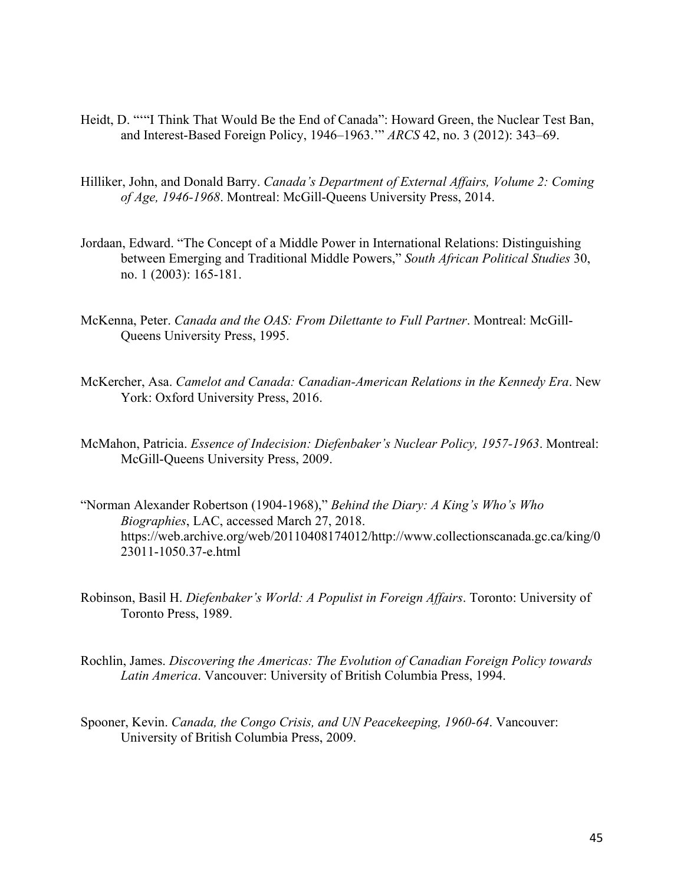Heidt, D. "“"I Think That Would Be the End of Canada": Howard Green, the Nuclear Test Ban, and Interest-Based Foreign Policy, 1946–1963.’" *ARCS* 42, no. 3 (2012): 343–69.

Hilliker, John, and Donald Barry. *Canada's Department of External Affairs, Volume 2: Coming of Age, 1946-1968*. Montreal: McGill-Queens University Press, 2014.

Jordaan, Edward. "The Concept of a Middle Power in International Relations: Distinguishing between Emerging and Traditional Middle Powers," *South African Political Studies* 30, no. 1 (2003): 165-181.

McKenna, Peter. *Canada and the OAS: From Dilettante to Full Partner*. Montreal: McGill-Queens University Press, 1995.

McKercher, Asa. *Camelot and Canada: Canadian-American Relations in the Kennedy Era*. New York: Oxford University Press, 2016.

McMahon, Patricia. *Essence of Indecision: Diefenbaker's Nuclear Policy, 1957-1963*. Montreal: McGill-Queens University Press, 2009.

"Norman Alexander Robertson (1904-1968)," *Behind the Diary: A King's Who's Who Biographies*, LAC, accessed March 27, 2018. https://web.archive.org/web/20110408174012/http://www.collectionscanada.gc.ca/king/023011-1050.37-e.html

Robinson, Basil H. *Diefenbaker's World: A Populist in Foreign Affairs*. Toronto: University of Toronto Press, 1989.

Rochlin, James. *Discovering the Americas: The Evolution of Canadian Foreign Policy towards Latin America*. Vancouver: University of British Columbia Press, 1994.

Spooner, Kevin. *Canada, the Congo Crisis, and UN Peacekeeping, 1960-64*. Vancouver: University of British Columbia Press, 2009.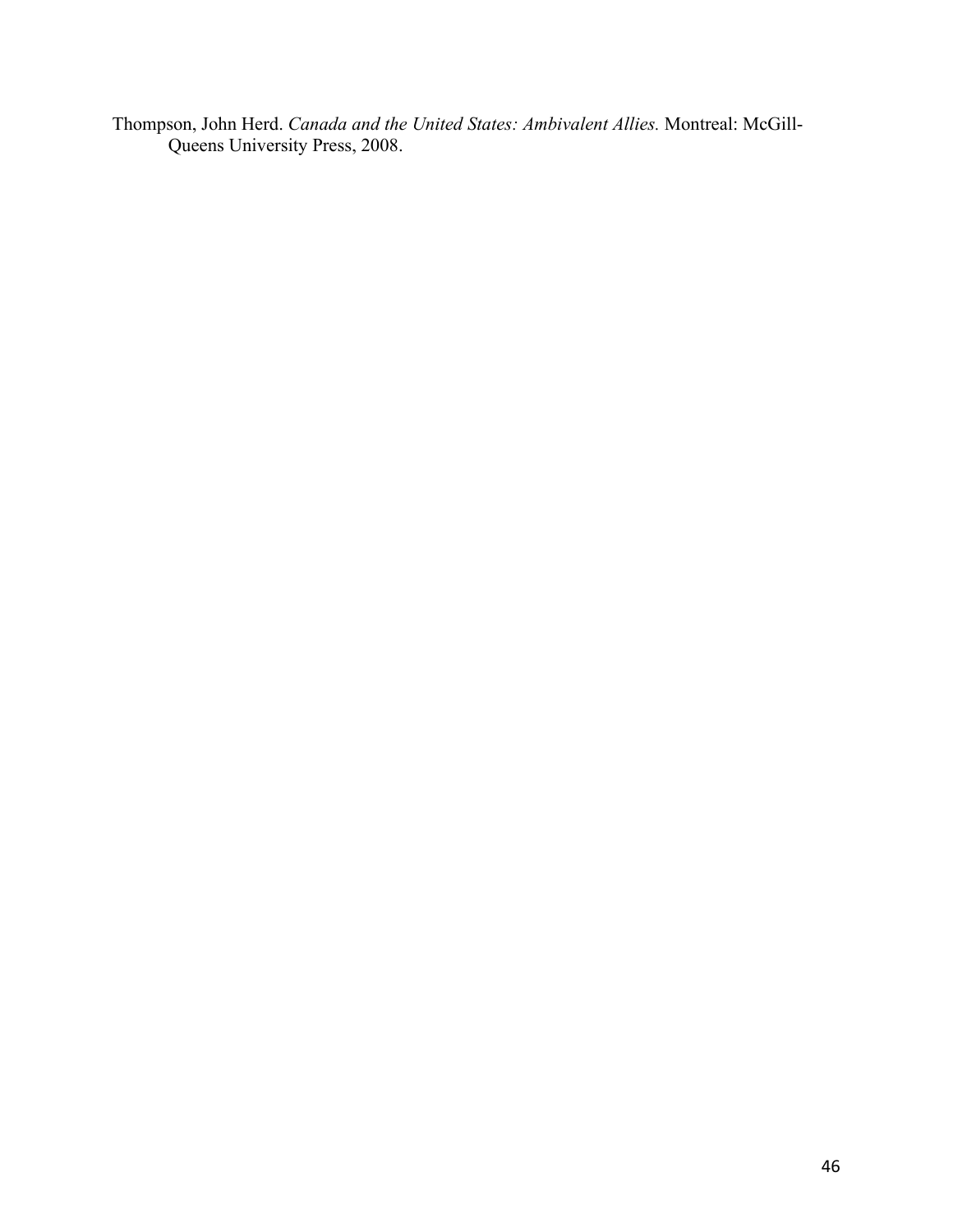Thompson, John Herd. *Canada and the United States: Ambivalent Allies.* Montreal: McGill-Queens University Press, 2008.